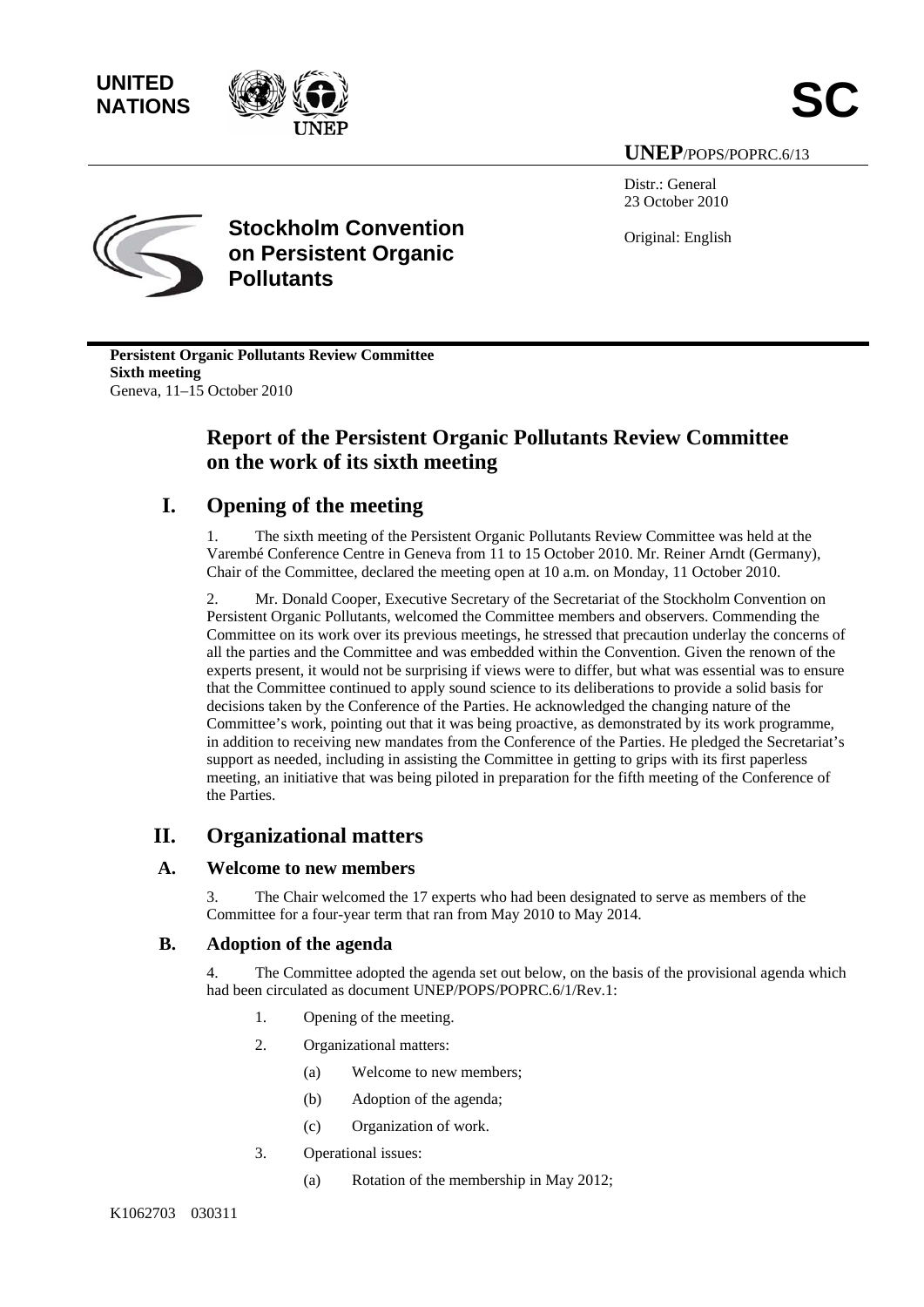UNITED NATIONS

**SC**

**UNEP**/POPS/POPRC.6/13

Distr.: General
23 October 2010

Original: English

**Stockholm Convention on Persistent Organic Pollutants**

**Persistent Organic Pollutants Review Committee**
**Sixth meeting**
Geneva, 11–15 October 2010

# Report of the Persistent Organic Pollutants Review Committee on the work of its sixth meeting

## I. Opening of the meeting

1. The sixth meeting of the Persistent Organic Pollutants Review Committee was held at the Varembé Conference Centre in Geneva from 11 to 15 October 2010. Mr. Reiner Arndt (Germany), Chair of the Committee, declared the meeting open at 10 a.m. on Monday, 11 October 2010.

2. Mr. Donald Cooper, Executive Secretary of the Secretariat of the Stockholm Convention on Persistent Organic Pollutants, welcomed the Committee members and observers. Commending the Committee on its work over its previous meetings, he stressed that precaution underlay the concerns of all the parties and the Committee and was embedded within the Convention. Given the renown of the experts present, it would not be surprising if views were to differ, but what was essential was to ensure that the Committee continued to apply sound science to its deliberations to provide a solid basis for decisions taken by the Conference of the Parties. He acknowledged the changing nature of the Committee's work, pointing out that it was being proactive, as demonstrated by its work programme, in addition to receiving new mandates from the Conference of the Parties. He pledged the Secretariat's support as needed, including in assisting the Committee in getting to grips with its first paperless meeting, an initiative that was being piloted in preparation for the fifth meeting of the Conference of the Parties.

## II. Organizational matters

### A. Welcome to new members

3. The Chair welcomed the 17 experts who had been designated to serve as members of the Committee for a four-year term that ran from May 2010 to May 2014.

### B. Adoption of the agenda

4. The Committee adopted the agenda set out below, on the basis of the provisional agenda which had been circulated as document UNEP/POPS/POPRC.6/1/Rev.1:

1. Opening of the meeting.
2. Organizational matters:
   - (a) Welcome to new members;
   - (b) Adoption of the agenda;
   - (c) Organization of work.
3. Operational issues:
   - (a) Rotation of the membership in May 2012;

K1062703 030311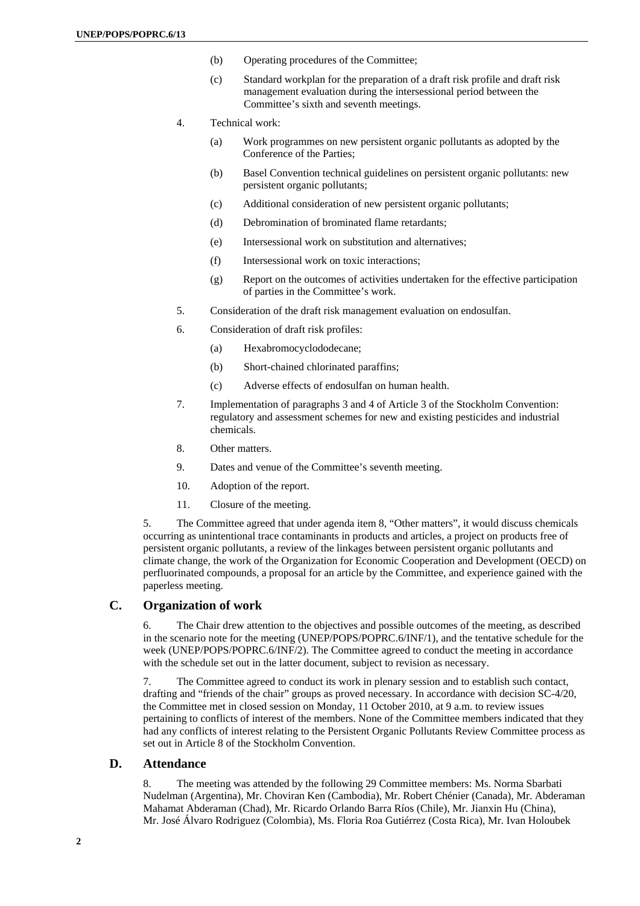(b) Operating procedures of the Committee;

(c) Standard workplan for the preparation of a draft risk profile and draft risk management evaluation during the intersessional period between the Committee's sixth and seventh meetings.

4. Technical work:

(a) Work programmes on new persistent organic pollutants as adopted by the Conference of the Parties;

(b) Basel Convention technical guidelines on persistent organic pollutants: new persistent organic pollutants;

(c) Additional consideration of new persistent organic pollutants;

(d) Debromination of brominated flame retardants;

(e) Intersessional work on substitution and alternatives;

(f) Intersessional work on toxic interactions;

(g) Report on the outcomes of activities undertaken for the effective participation of parties in the Committee's work.

5. Consideration of the draft risk management evaluation on endosulfan.

6. Consideration of draft risk profiles:

(a) Hexabromocyclododecane;

(b) Short-chained chlorinated paraffins;

(c) Adverse effects of endosulfan on human health.

7. Implementation of paragraphs 3 and 4 of Article 3 of the Stockholm Convention: regulatory and assessment schemes for new and existing pesticides and industrial chemicals.

8. Other matters.

9. Dates and venue of the Committee's seventh meeting.

10. Adoption of the report.

11. Closure of the meeting.

5. The Committee agreed that under agenda item 8, "Other matters", it would discuss chemicals occurring as unintentional trace contaminants in products and articles, a project on products free of persistent organic pollutants, a review of the linkages between persistent organic pollutants and climate change, the work of the Organization for Economic Cooperation and Development (OECD) on perfluorinated compounds, a proposal for an article by the Committee, and experience gained with the paperless meeting.

## C. Organization of work

6. The Chair drew attention to the objectives and possible outcomes of the meeting, as described in the scenario note for the meeting (UNEP/POPS/POPRC.6/INF/1), and the tentative schedule for the week (UNEP/POPS/POPRC.6/INF/2). The Committee agreed to conduct the meeting in accordance with the schedule set out in the latter document, subject to revision as necessary.

7. The Committee agreed to conduct its work in plenary session and to establish such contact, drafting and "friends of the chair" groups as proved necessary. In accordance with decision SC-4/20, the Committee met in closed session on Monday, 11 October 2010, at 9 a.m. to review issues pertaining to conflicts of interest of the members. None of the Committee members indicated that they had any conflicts of interest relating to the Persistent Organic Pollutants Review Committee process as set out in Article 8 of the Stockholm Convention.

## D. Attendance

8. The meeting was attended by the following 29 Committee members: Ms. Norma Sbarbati Nudelman (Argentina), Mr. Choviran Ken (Cambodia), Mr. Robert Chénier (Canada), Mr. Abderaman Mahamat Abderaman (Chad), Mr. Ricardo Orlando Barra Ríos (Chile), Mr. Jianxin Hu (China), Mr. José Álvaro Rodriguez (Colombia), Ms. Floria Roa Gutiérrez (Costa Rica), Mr. Ivan Holoubek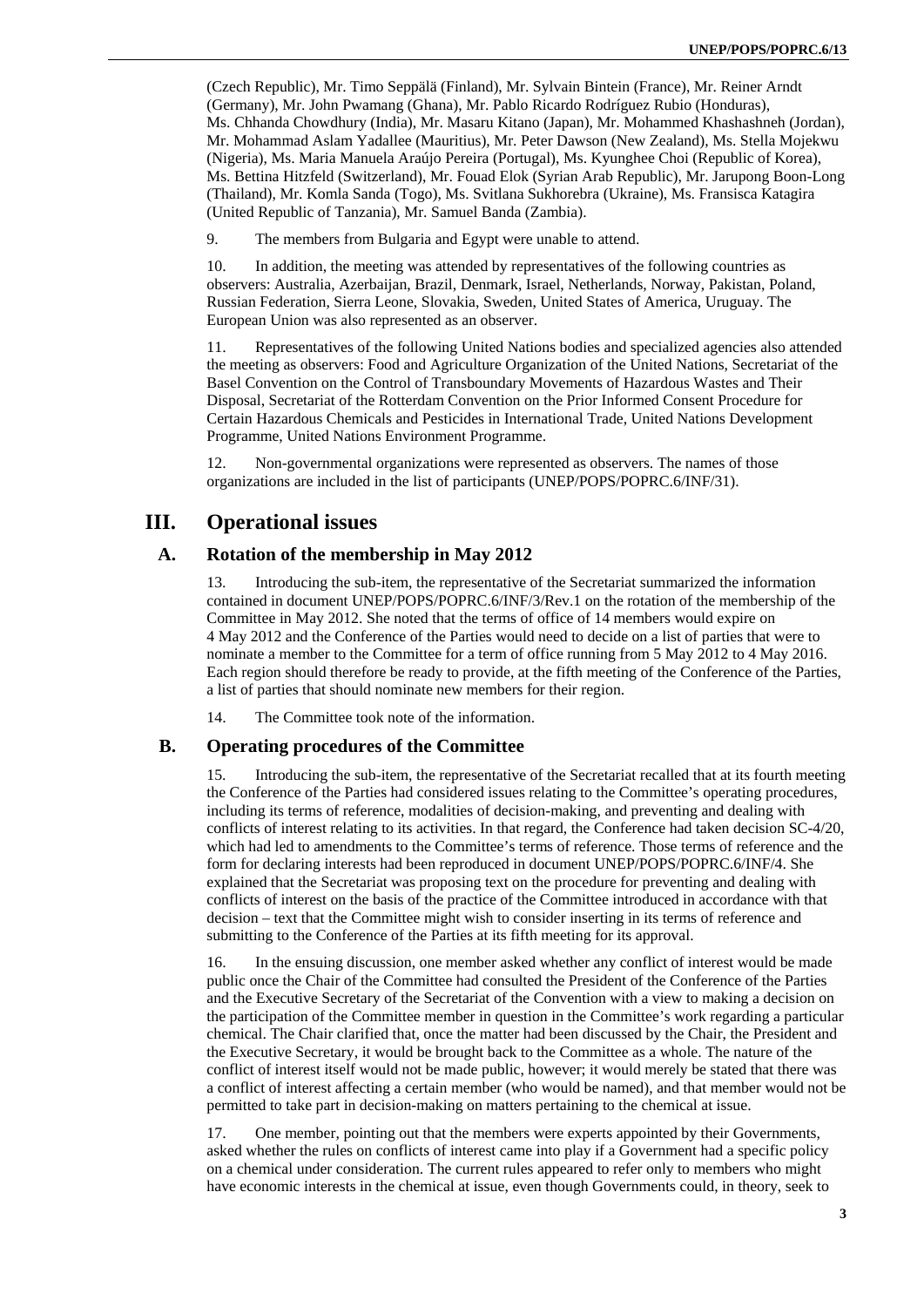(Czech Republic), Mr. Timo Seppälä (Finland), Mr. Sylvain Bintein (France), Mr. Reiner Arndt (Germany), Mr. John Pwamang (Ghana), Mr. Pablo Ricardo Rodríguez Rubio (Honduras), Ms. Chhanda Chowdhury (India), Mr. Masaru Kitano (Japan), Mr. Mohammed Khashashneh (Jordan), Mr. Mohammad Aslam Yadallee (Mauritius), Mr. Peter Dawson (New Zealand), Ms. Stella Mojekwu (Nigeria), Ms. Maria Manuela Araújo Pereira (Portugal), Ms. Kyunghee Choi (Republic of Korea), Ms. Bettina Hitzfeld (Switzerland), Mr. Fouad Elok (Syrian Arab Republic), Mr. Jarupong Boon-Long (Thailand), Mr. Komla Sanda (Togo), Ms. Svitlana Sukhorebra (Ukraine), Ms. Fransisca Katagira (United Republic of Tanzania), Mr. Samuel Banda (Zambia).

9. The members from Bulgaria and Egypt were unable to attend.

10. In addition, the meeting was attended by representatives of the following countries as observers: Australia, Azerbaijan, Brazil, Denmark, Israel, Netherlands, Norway, Pakistan, Poland, Russian Federation, Sierra Leone, Slovakia, Sweden, United States of America, Uruguay. The European Union was also represented as an observer.

11. Representatives of the following United Nations bodies and specialized agencies also attended the meeting as observers: Food and Agriculture Organization of the United Nations, Secretariat of the Basel Convention on the Control of Transboundary Movements of Hazardous Wastes and Their Disposal, Secretariat of the Rotterdam Convention on the Prior Informed Consent Procedure for Certain Hazardous Chemicals and Pesticides in International Trade, United Nations Development Programme, United Nations Environment Programme.

12. Non-governmental organizations were represented as observers. The names of those organizations are included in the list of participants (UNEP/POPS/POPRC.6/INF/31).

# III. Operational issues

## A. Rotation of the membership in May 2012

13. Introducing the sub-item, the representative of the Secretariat summarized the information contained in document UNEP/POPS/POPRC.6/INF/3/Rev.1 on the rotation of the membership of the Committee in May 2012. She noted that the terms of office of 14 members would expire on 4 May 2012 and the Conference of the Parties would need to decide on a list of parties that were to nominate a member to the Committee for a term of office running from 5 May 2012 to 4 May 2016. Each region should therefore be ready to provide, at the fifth meeting of the Conference of the Parties, a list of parties that should nominate new members for their region.

14. The Committee took note of the information.

## B. Operating procedures of the Committee

15. Introducing the sub-item, the representative of the Secretariat recalled that at its fourth meeting the Conference of the Parties had considered issues relating to the Committee's operating procedures, including its terms of reference, modalities of decision-making, and preventing and dealing with conflicts of interest relating to its activities. In that regard, the Conference had taken decision SC-4/20, which had led to amendments to the Committee's terms of reference. Those terms of reference and the form for declaring interests had been reproduced in document UNEP/POPS/POPRC.6/INF/4. She explained that the Secretariat was proposing text on the procedure for preventing and dealing with conflicts of interest on the basis of the practice of the Committee introduced in accordance with that decision – text that the Committee might wish to consider inserting in its terms of reference and submitting to the Conference of the Parties at its fifth meeting for its approval.

16. In the ensuing discussion, one member asked whether any conflict of interest would be made public once the Chair of the Committee had consulted the President of the Conference of the Parties and the Executive Secretary of the Secretariat of the Convention with a view to making a decision on the participation of the Committee member in question in the Committee's work regarding a particular chemical. The Chair clarified that, once the matter had been discussed by the Chair, the President and the Executive Secretary, it would be brought back to the Committee as a whole. The nature of the conflict of interest itself would not be made public, however; it would merely be stated that there was a conflict of interest affecting a certain member (who would be named), and that member would not be permitted to take part in decision-making on matters pertaining to the chemical at issue.

17. One member, pointing out that the members were experts appointed by their Governments, asked whether the rules on conflicts of interest came into play if a Government had a specific policy on a chemical under consideration. The current rules appeared to refer only to members who might have economic interests in the chemical at issue, even though Governments could, in theory, seek to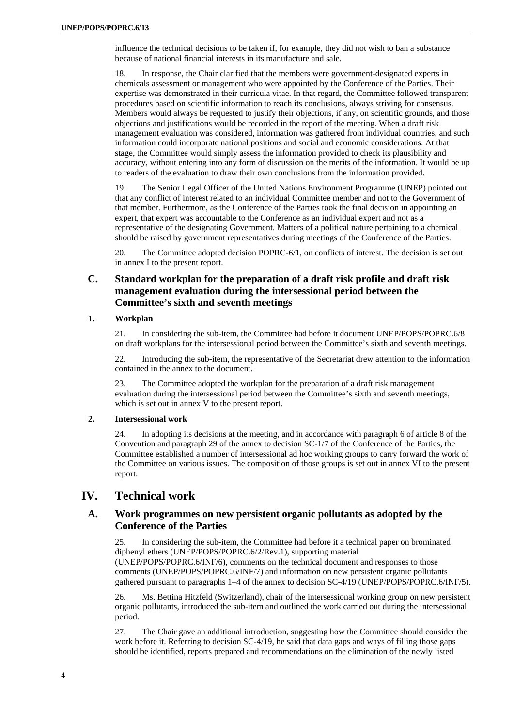influence the technical decisions to be taken if, for example, they did not wish to ban a substance because of national financial interests in its manufacture and sale.

18. In response, the Chair clarified that the members were government-designated experts in chemicals assessment or management who were appointed by the Conference of the Parties. Their expertise was demonstrated in their curricula vitae. In that regard, the Committee followed transparent procedures based on scientific information to reach its conclusions, always striving for consensus. Members would always be requested to justify their objections, if any, on scientific grounds, and those objections and justifications would be recorded in the report of the meeting. When a draft risk management evaluation was considered, information was gathered from individual countries, and such information could incorporate national positions and social and economic considerations. At that stage, the Committee would simply assess the information provided to check its plausibility and accuracy, without entering into any form of discussion on the merits of the information. It would be up to readers of the evaluation to draw their own conclusions from the information provided.

19. The Senior Legal Officer of the United Nations Environment Programme (UNEP) pointed out that any conflict of interest related to an individual Committee member and not to the Government of that member. Furthermore, as the Conference of the Parties took the final decision in appointing an expert, that expert was accountable to the Conference as an individual expert and not as a representative of the designating Government. Matters of a political nature pertaining to a chemical should be raised by government representatives during meetings of the Conference of the Parties.

20. The Committee adopted decision POPRC-6/1, on conflicts of interest. The decision is set out in annex I to the present report.

### C. Standard workplan for the preparation of a draft risk profile and draft risk management evaluation during the intersessional period between the Committee's sixth and seventh meetings

#### 1. Workplan

21. In considering the sub-item, the Committee had before it document UNEP/POPS/POPRC.6/8 on draft workplans for the intersessional period between the Committee's sixth and seventh meetings.

22. Introducing the sub-item, the representative of the Secretariat drew attention to the information contained in the annex to the document.

23. The Committee adopted the workplan for the preparation of a draft risk management evaluation during the intersessional period between the Committee's sixth and seventh meetings, which is set out in annex V to the present report.

#### 2. Intersessional work

24. In adopting its decisions at the meeting, and in accordance with paragraph 6 of article 8 of the Convention and paragraph 29 of the annex to decision SC-1/7 of the Conference of the Parties, the Committee established a number of intersessional ad hoc working groups to carry forward the work of the Committee on various issues. The composition of those groups is set out in annex VI to the present report.

## IV. Technical work

### A. Work programmes on new persistent organic pollutants as adopted by the Conference of the Parties

25. In considering the sub-item, the Committee had before it a technical paper on brominated diphenyl ethers (UNEP/POPS/POPRC.6/2/Rev.1), supporting material (UNEP/POPS/POPRC.6/INF/6), comments on the technical document and responses to those comments (UNEP/POPS/POPRC.6/INF/7) and information on new persistent organic pollutants gathered pursuant to paragraphs 1–4 of the annex to decision SC-4/19 (UNEP/POPS/POPRC.6/INF/5).

26. Ms. Bettina Hitzfeld (Switzerland), chair of the intersessional working group on new persistent organic pollutants, introduced the sub-item and outlined the work carried out during the intersessional period.

27. The Chair gave an additional introduction, suggesting how the Committee should consider the work before it. Referring to decision SC-4/19, he said that data gaps and ways of filling those gaps should be identified, reports prepared and recommendations on the elimination of the newly listed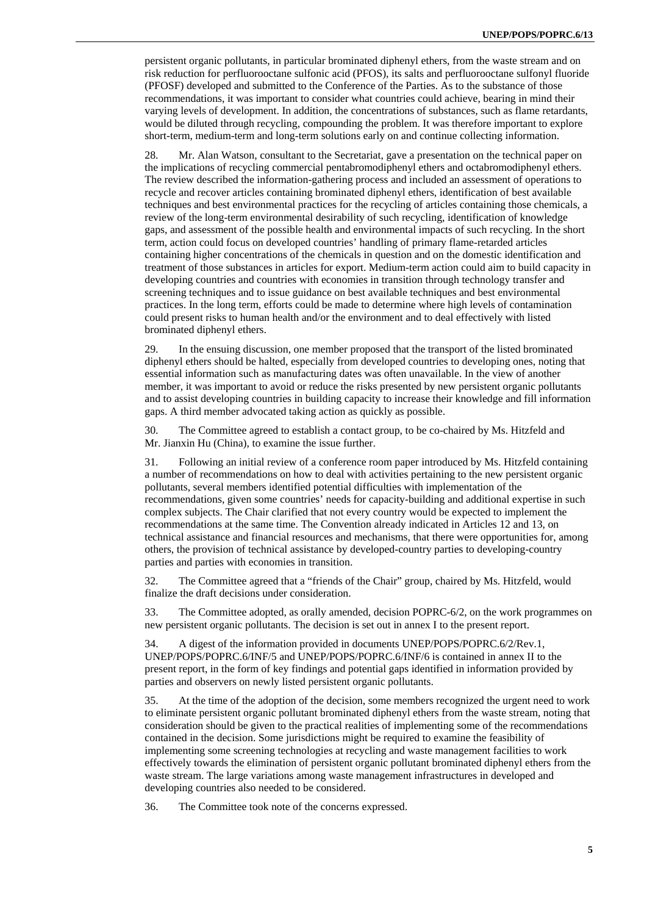persistent organic pollutants, in particular brominated diphenyl ethers, from the waste stream and on risk reduction for perfluorooctane sulfonic acid (PFOS), its salts and perfluorooctane sulfonyl fluoride (PFOSF) developed and submitted to the Conference of the Parties. As to the substance of those recommendations, it was important to consider what countries could achieve, bearing in mind their varying levels of development. In addition, the concentrations of substances, such as flame retardants, would be diluted through recycling, compounding the problem. It was therefore important to explore short-term, medium-term and long-term solutions early on and continue collecting information.

28. Mr. Alan Watson, consultant to the Secretariat, gave a presentation on the technical paper on the implications of recycling commercial pentabromodiphenyl ethers and octabromodiphenyl ethers. The review described the information-gathering process and included an assessment of operations to recycle and recover articles containing brominated diphenyl ethers, identification of best available techniques and best environmental practices for the recycling of articles containing those chemicals, a review of the long-term environmental desirability of such recycling, identification of knowledge gaps, and assessment of the possible health and environmental impacts of such recycling. In the short term, action could focus on developed countries' handling of primary flame-retarded articles containing higher concentrations of the chemicals in question and on the domestic identification and treatment of those substances in articles for export. Medium-term action could aim to build capacity in developing countries and countries with economies in transition through technology transfer and screening techniques and to issue guidance on best available techniques and best environmental practices. In the long term, efforts could be made to determine where high levels of contamination could present risks to human health and/or the environment and to deal effectively with listed brominated diphenyl ethers.

29. In the ensuing discussion, one member proposed that the transport of the listed brominated diphenyl ethers should be halted, especially from developed countries to developing ones, noting that essential information such as manufacturing dates was often unavailable. In the view of another member, it was important to avoid or reduce the risks presented by new persistent organic pollutants and to assist developing countries in building capacity to increase their knowledge and fill information gaps. A third member advocated taking action as quickly as possible.

30. The Committee agreed to establish a contact group, to be co-chaired by Ms. Hitzfeld and Mr. Jianxin Hu (China), to examine the issue further.

31. Following an initial review of a conference room paper introduced by Ms. Hitzfeld containing a number of recommendations on how to deal with activities pertaining to the new persistent organic pollutants, several members identified potential difficulties with implementation of the recommendations, given some countries' needs for capacity-building and additional expertise in such complex subjects. The Chair clarified that not every country would be expected to implement the recommendations at the same time. The Convention already indicated in Articles 12 and 13, on technical assistance and financial resources and mechanisms, that there were opportunities for, among others, the provision of technical assistance by developed-country parties to developing-country parties and parties with economies in transition.

32. The Committee agreed that a "friends of the Chair" group, chaired by Ms. Hitzfeld, would finalize the draft decisions under consideration.

33. The Committee adopted, as orally amended, decision POPRC-6/2, on the work programmes on new persistent organic pollutants. The decision is set out in annex I to the present report.

34. A digest of the information provided in documents UNEP/POPS/POPRC.6/2/Rev.1, UNEP/POPS/POPRC.6/INF/5 and UNEP/POPS/POPRC.6/INF/6 is contained in annex II to the present report, in the form of key findings and potential gaps identified in information provided by parties and observers on newly listed persistent organic pollutants.

35. At the time of the adoption of the decision, some members recognized the urgent need to work to eliminate persistent organic pollutant brominated diphenyl ethers from the waste stream, noting that consideration should be given to the practical realities of implementing some of the recommendations contained in the decision. Some jurisdictions might be required to examine the feasibility of implementing some screening technologies at recycling and waste management facilities to work effectively towards the elimination of persistent organic pollutant brominated diphenyl ethers from the waste stream. The large variations among waste management infrastructures in developed and developing countries also needed to be considered.

36. The Committee took note of the concerns expressed.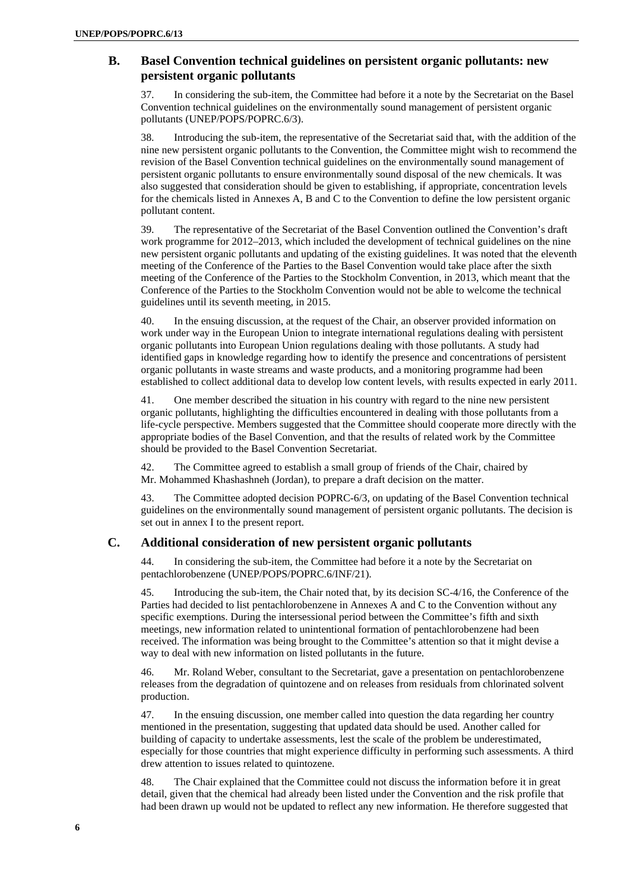## B. Basel Convention technical guidelines on persistent organic pollutants: new persistent organic pollutants

37. In considering the sub-item, the Committee had before it a note by the Secretariat on the Basel Convention technical guidelines on the environmentally sound management of persistent organic pollutants (UNEP/POPS/POPRC.6/3).

38. Introducing the sub-item, the representative of the Secretariat said that, with the addition of the nine new persistent organic pollutants to the Convention, the Committee might wish to recommend the revision of the Basel Convention technical guidelines on the environmentally sound management of persistent organic pollutants to ensure environmentally sound disposal of the new chemicals. It was also suggested that consideration should be given to establishing, if appropriate, concentration levels for the chemicals listed in Annexes A, B and C to the Convention to define the low persistent organic pollutant content.

39. The representative of the Secretariat of the Basel Convention outlined the Convention's draft work programme for 2012–2013, which included the development of technical guidelines on the nine new persistent organic pollutants and updating of the existing guidelines. It was noted that the eleventh meeting of the Conference of the Parties to the Basel Convention would take place after the sixth meeting of the Conference of the Parties to the Stockholm Convention, in 2013, which meant that the Conference of the Parties to the Stockholm Convention would not be able to welcome the technical guidelines until its seventh meeting, in 2015.

40. In the ensuing discussion, at the request of the Chair, an observer provided information on work under way in the European Union to integrate international regulations dealing with persistent organic pollutants into European Union regulations dealing with those pollutants. A study had identified gaps in knowledge regarding how to identify the presence and concentrations of persistent organic pollutants in waste streams and waste products, and a monitoring programme had been established to collect additional data to develop low content levels, with results expected in early 2011.

41. One member described the situation in his country with regard to the nine new persistent organic pollutants, highlighting the difficulties encountered in dealing with those pollutants from a life-cycle perspective. Members suggested that the Committee should cooperate more directly with the appropriate bodies of the Basel Convention, and that the results of related work by the Committee should be provided to the Basel Convention Secretariat.

42. The Committee agreed to establish a small group of friends of the Chair, chaired by Mr. Mohammed Khashashneh (Jordan), to prepare a draft decision on the matter.

43. The Committee adopted decision POPRC-6/3, on updating of the Basel Convention technical guidelines on the environmentally sound management of persistent organic pollutants. The decision is set out in annex I to the present report.

## C. Additional consideration of new persistent organic pollutants

44. In considering the sub-item, the Committee had before it a note by the Secretariat on pentachlorobenzene (UNEP/POPS/POPRC.6/INF/21).

45. Introducing the sub-item, the Chair noted that, by its decision SC-4/16, the Conference of the Parties had decided to list pentachlorobenzene in Annexes A and C to the Convention without any specific exemptions. During the intersessional period between the Committee's fifth and sixth meetings, new information related to unintentional formation of pentachlorobenzene had been received. The information was being brought to the Committee's attention so that it might devise a way to deal with new information on listed pollutants in the future.

46. Mr. Roland Weber, consultant to the Secretariat, gave a presentation on pentachlorobenzene releases from the degradation of quintozene and on releases from residuals from chlorinated solvent production.

47. In the ensuing discussion, one member called into question the data regarding her country mentioned in the presentation, suggesting that updated data should be used. Another called for building of capacity to undertake assessments, lest the scale of the problem be underestimated, especially for those countries that might experience difficulty in performing such assessments. A third drew attention to issues related to quintozene.

48. The Chair explained that the Committee could not discuss the information before it in great detail, given that the chemical had already been listed under the Convention and the risk profile that had been drawn up would not be updated to reflect any new information. He therefore suggested that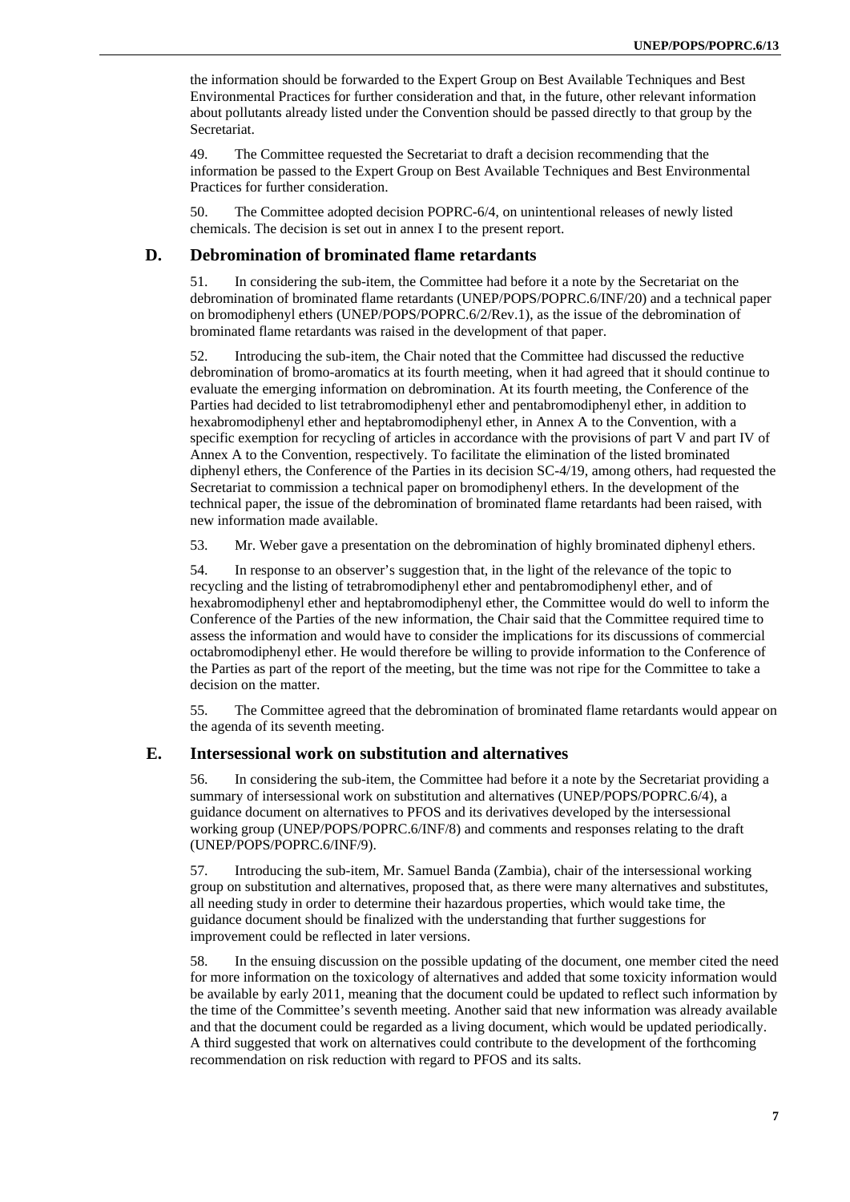the information should be forwarded to the Expert Group on Best Available Techniques and Best Environmental Practices for further consideration and that, in the future, other relevant information about pollutants already listed under the Convention should be passed directly to that group by the Secretariat.

49. The Committee requested the Secretariat to draft a decision recommending that the information be passed to the Expert Group on Best Available Techniques and Best Environmental Practices for further consideration.

50. The Committee adopted decision POPRC-6/4, on unintentional releases of newly listed chemicals. The decision is set out in annex I to the present report.

## D. Debromination of brominated flame retardants

51. In considering the sub-item, the Committee had before it a note by the Secretariat on the debromination of brominated flame retardants (UNEP/POPS/POPRC.6/INF/20) and a technical paper on bromodiphenyl ethers (UNEP/POPS/POPRC.6/2/Rev.1), as the issue of the debromination of brominated flame retardants was raised in the development of that paper.

52. Introducing the sub-item, the Chair noted that the Committee had discussed the reductive debromination of bromo-aromatics at its fourth meeting, when it had agreed that it should continue to evaluate the emerging information on debromination. At its fourth meeting, the Conference of the Parties had decided to list tetrabromodiphenyl ether and pentabromodiphenyl ether, in addition to hexabromodiphenyl ether and heptabromodiphenyl ether, in Annex A to the Convention, with a specific exemption for recycling of articles in accordance with the provisions of part V and part IV of Annex A to the Convention, respectively. To facilitate the elimination of the listed brominated diphenyl ethers, the Conference of the Parties in its decision SC-4/19, among others, had requested the Secretariat to commission a technical paper on bromodiphenyl ethers. In the development of the technical paper, the issue of the debromination of brominated flame retardants had been raised, with new information made available.

53. Mr. Weber gave a presentation on the debromination of highly brominated diphenyl ethers.

54. In response to an observer's suggestion that, in the light of the relevance of the topic to recycling and the listing of tetrabromodiphenyl ether and pentabromodiphenyl ether, and of hexabromodiphenyl ether and heptabromodiphenyl ether, the Committee would do well to inform the Conference of the Parties of the new information, the Chair said that the Committee required time to assess the information and would have to consider the implications for its discussions of commercial octabromodiphenyl ether. He would therefore be willing to provide information to the Conference of the Parties as part of the report of the meeting, but the time was not ripe for the Committee to take a decision on the matter.

55. The Committee agreed that the debromination of brominated flame retardants would appear on the agenda of its seventh meeting.

## E. Intersessional work on substitution and alternatives

56. In considering the sub-item, the Committee had before it a note by the Secretariat providing a summary of intersessional work on substitution and alternatives (UNEP/POPS/POPRC.6/4), a guidance document on alternatives to PFOS and its derivatives developed by the intersessional working group (UNEP/POPS/POPRC.6/INF/8) and comments and responses relating to the draft (UNEP/POPS/POPRC.6/INF/9).

57. Introducing the sub-item, Mr. Samuel Banda (Zambia), chair of the intersessional working group on substitution and alternatives, proposed that, as there were many alternatives and substitutes, all needing study in order to determine their hazardous properties, which would take time, the guidance document should be finalized with the understanding that further suggestions for improvement could be reflected in later versions.

58. In the ensuing discussion on the possible updating of the document, one member cited the need for more information on the toxicology of alternatives and added that some toxicity information would be available by early 2011, meaning that the document could be updated to reflect such information by the time of the Committee's seventh meeting. Another said that new information was already available and that the document could be regarded as a living document, which would be updated periodically. A third suggested that work on alternatives could contribute to the development of the forthcoming recommendation on risk reduction with regard to PFOS and its salts.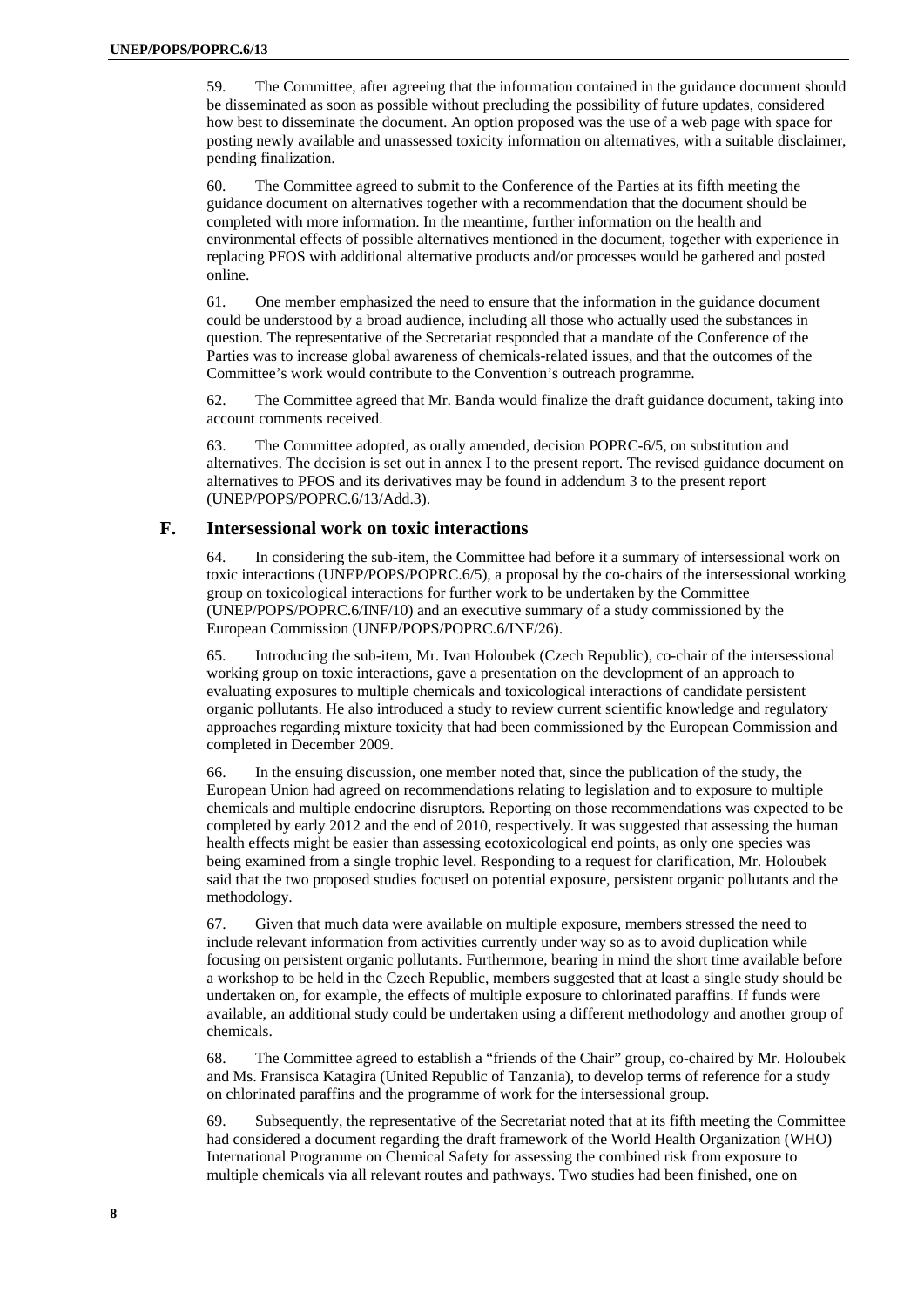59. The Committee, after agreeing that the information contained in the guidance document should be disseminated as soon as possible without precluding the possibility of future updates, considered how best to disseminate the document. An option proposed was the use of a web page with space for posting newly available and unassessed toxicity information on alternatives, with a suitable disclaimer, pending finalization.

60. The Committee agreed to submit to the Conference of the Parties at its fifth meeting the guidance document on alternatives together with a recommendation that the document should be completed with more information. In the meantime, further information on the health and environmental effects of possible alternatives mentioned in the document, together with experience in replacing PFOS with additional alternative products and/or processes would be gathered and posted online.

61. One member emphasized the need to ensure that the information in the guidance document could be understood by a broad audience, including all those who actually used the substances in question. The representative of the Secretariat responded that a mandate of the Conference of the Parties was to increase global awareness of chemicals-related issues, and that the outcomes of the Committee's work would contribute to the Convention's outreach programme.

62. The Committee agreed that Mr. Banda would finalize the draft guidance document, taking into account comments received.

63. The Committee adopted, as orally amended, decision POPRC-6/5, on substitution and alternatives. The decision is set out in annex I to the present report. The revised guidance document on alternatives to PFOS and its derivatives may be found in addendum 3 to the present report (UNEP/POPS/POPRC.6/13/Add.3).

## F. Intersessional work on toxic interactions

64. In considering the sub-item, the Committee had before it a summary of intersessional work on toxic interactions (UNEP/POPS/POPRC.6/5), a proposal by the co-chairs of the intersessional working group on toxicological interactions for further work to be undertaken by the Committee (UNEP/POPS/POPRC.6/INF/10) and an executive summary of a study commissioned by the European Commission (UNEP/POPS/POPRC.6/INF/26).

65. Introducing the sub-item, Mr. Ivan Holoubek (Czech Republic), co-chair of the intersessional working group on toxic interactions, gave a presentation on the development of an approach to evaluating exposures to multiple chemicals and toxicological interactions of candidate persistent organic pollutants. He also introduced a study to review current scientific knowledge and regulatory approaches regarding mixture toxicity that had been commissioned by the European Commission and completed in December 2009.

66. In the ensuing discussion, one member noted that, since the publication of the study, the European Union had agreed on recommendations relating to legislation and to exposure to multiple chemicals and multiple endocrine disruptors. Reporting on those recommendations was expected to be completed by early 2012 and the end of 2010, respectively. It was suggested that assessing the human health effects might be easier than assessing ecotoxicological end points, as only one species was being examined from a single trophic level. Responding to a request for clarification, Mr. Holoubek said that the two proposed studies focused on potential exposure, persistent organic pollutants and the methodology.

67. Given that much data were available on multiple exposure, members stressed the need to include relevant information from activities currently under way so as to avoid duplication while focusing on persistent organic pollutants. Furthermore, bearing in mind the short time available before a workshop to be held in the Czech Republic, members suggested that at least a single study should be undertaken on, for example, the effects of multiple exposure to chlorinated paraffins. If funds were available, an additional study could be undertaken using a different methodology and another group of chemicals.

68. The Committee agreed to establish a "friends of the Chair" group, co-chaired by Mr. Holoubek and Ms. Fransisca Katagira (United Republic of Tanzania), to develop terms of reference for a study on chlorinated paraffins and the programme of work for the intersessional group.

69. Subsequently, the representative of the Secretariat noted that at its fifth meeting the Committee had considered a document regarding the draft framework of the World Health Organization (WHO) International Programme on Chemical Safety for assessing the combined risk from exposure to multiple chemicals via all relevant routes and pathways. Two studies had been finished, one on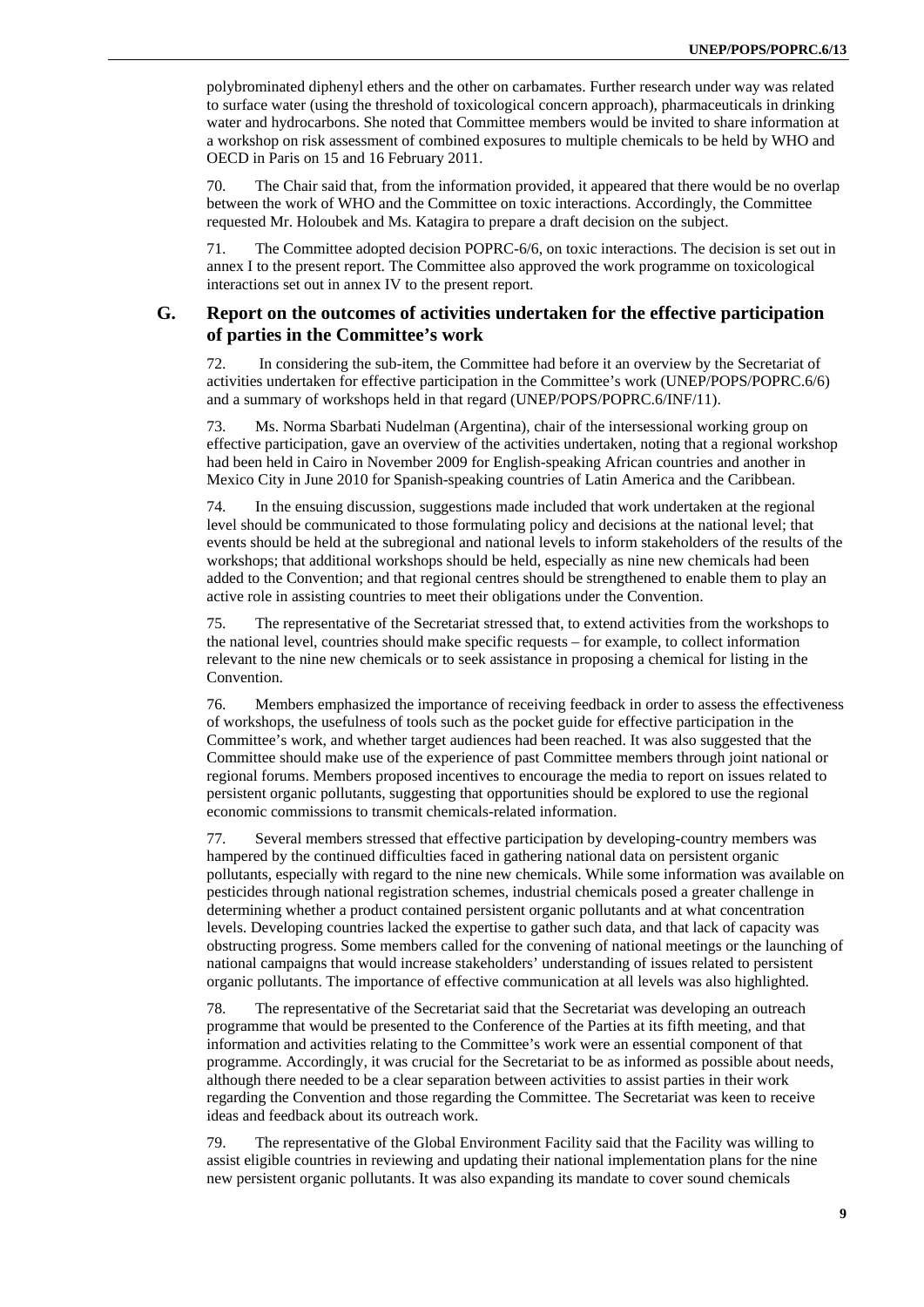polybrominated diphenyl ethers and the other on carbamates. Further research under way was related to surface water (using the threshold of toxicological concern approach), pharmaceuticals in drinking water and hydrocarbons. She noted that Committee members would be invited to share information at a workshop on risk assessment of combined exposures to multiple chemicals to be held by WHO and OECD in Paris on 15 and 16 February 2011.

70. The Chair said that, from the information provided, it appeared that there would be no overlap between the work of WHO and the Committee on toxic interactions. Accordingly, the Committee requested Mr. Holoubek and Ms. Katagira to prepare a draft decision on the subject.

71. The Committee adopted decision POPRC-6/6, on toxic interactions. The decision is set out in annex I to the present report. The Committee also approved the work programme on toxicological interactions set out in annex IV to the present report.

## G. Report on the outcomes of activities undertaken for the effective participation of parties in the Committee's work

72. In considering the sub-item, the Committee had before it an overview by the Secretariat of activities undertaken for effective participation in the Committee's work (UNEP/POPS/POPRC.6/6) and a summary of workshops held in that regard (UNEP/POPS/POPRC.6/INF/11).

73. Ms. Norma Sbarbati Nudelman (Argentina), chair of the intersessional working group on effective participation, gave an overview of the activities undertaken, noting that a regional workshop had been held in Cairo in November 2009 for English-speaking African countries and another in Mexico City in June 2010 for Spanish-speaking countries of Latin America and the Caribbean.

74. In the ensuing discussion, suggestions made included that work undertaken at the regional level should be communicated to those formulating policy and decisions at the national level; that events should be held at the subregional and national levels to inform stakeholders of the results of the workshops; that additional workshops should be held, especially as nine new chemicals had been added to the Convention; and that regional centres should be strengthened to enable them to play an active role in assisting countries to meet their obligations under the Convention.

75. The representative of the Secretariat stressed that, to extend activities from the workshops to the national level, countries should make specific requests – for example, to collect information relevant to the nine new chemicals or to seek assistance in proposing a chemical for listing in the Convention.

76. Members emphasized the importance of receiving feedback in order to assess the effectiveness of workshops, the usefulness of tools such as the pocket guide for effective participation in the Committee's work, and whether target audiences had been reached. It was also suggested that the Committee should make use of the experience of past Committee members through joint national or regional forums. Members proposed incentives to encourage the media to report on issues related to persistent organic pollutants, suggesting that opportunities should be explored to use the regional economic commissions to transmit chemicals-related information.

77. Several members stressed that effective participation by developing-country members was hampered by the continued difficulties faced in gathering national data on persistent organic pollutants, especially with regard to the nine new chemicals. While some information was available on pesticides through national registration schemes, industrial chemicals posed a greater challenge in determining whether a product contained persistent organic pollutants and at what concentration levels. Developing countries lacked the expertise to gather such data, and that lack of capacity was obstructing progress. Some members called for the convening of national meetings or the launching of national campaigns that would increase stakeholders' understanding of issues related to persistent organic pollutants. The importance of effective communication at all levels was also highlighted.

78. The representative of the Secretariat said that the Secretariat was developing an outreach programme that would be presented to the Conference of the Parties at its fifth meeting, and that information and activities relating to the Committee's work were an essential component of that programme. Accordingly, it was crucial for the Secretariat to be as informed as possible about needs, although there needed to be a clear separation between activities to assist parties in their work regarding the Convention and those regarding the Committee. The Secretariat was keen to receive ideas and feedback about its outreach work.

79. The representative of the Global Environment Facility said that the Facility was willing to assist eligible countries in reviewing and updating their national implementation plans for the nine new persistent organic pollutants. It was also expanding its mandate to cover sound chemicals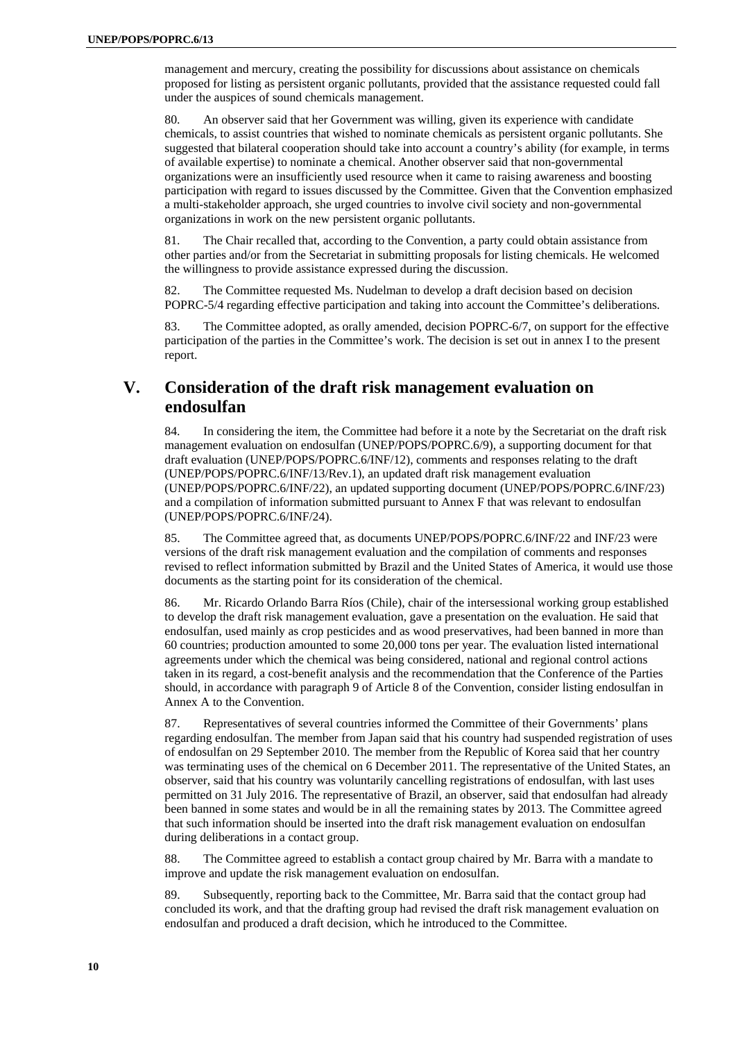management and mercury, creating the possibility for discussions about assistance on chemicals proposed for listing as persistent organic pollutants, provided that the assistance requested could fall under the auspices of sound chemicals management.

80. An observer said that her Government was willing, given its experience with candidate chemicals, to assist countries that wished to nominate chemicals as persistent organic pollutants. She suggested that bilateral cooperation should take into account a country's ability (for example, in terms of available expertise) to nominate a chemical. Another observer said that non-governmental organizations were an insufficiently used resource when it came to raising awareness and boosting participation with regard to issues discussed by the Committee. Given that the Convention emphasized a multi-stakeholder approach, she urged countries to involve civil society and non-governmental organizations in work on the new persistent organic pollutants.

81. The Chair recalled that, according to the Convention, a party could obtain assistance from other parties and/or from the Secretariat in submitting proposals for listing chemicals. He welcomed the willingness to provide assistance expressed during the discussion.

82. The Committee requested Ms. Nudelman to develop a draft decision based on decision POPRC-5/4 regarding effective participation and taking into account the Committee's deliberations.

83. The Committee adopted, as orally amended, decision POPRC-6/7, on support for the effective participation of the parties in the Committee's work. The decision is set out in annex I to the present report.

# V. Consideration of the draft risk management evaluation on endosulfan

84. In considering the item, the Committee had before it a note by the Secretariat on the draft risk management evaluation on endosulfan (UNEP/POPS/POPRC.6/9), a supporting document for that draft evaluation (UNEP/POPS/POPRC.6/INF/12), comments and responses relating to the draft (UNEP/POPS/POPRC.6/INF/13/Rev.1), an updated draft risk management evaluation (UNEP/POPS/POPRC.6/INF/22), an updated supporting document (UNEP/POPS/POPRC.6/INF/23) and a compilation of information submitted pursuant to Annex F that was relevant to endosulfan (UNEP/POPS/POPRC.6/INF/24).

85. The Committee agreed that, as documents UNEP/POPS/POPRC.6/INF/22 and INF/23 were versions of the draft risk management evaluation and the compilation of comments and responses revised to reflect information submitted by Brazil and the United States of America, it would use those documents as the starting point for its consideration of the chemical.

86. Mr. Ricardo Orlando Barra Ríos (Chile), chair of the intersessional working group established to develop the draft risk management evaluation, gave a presentation on the evaluation. He said that endosulfan, used mainly as crop pesticides and as wood preservatives, had been banned in more than 60 countries; production amounted to some 20,000 tons per year. The evaluation listed international agreements under which the chemical was being considered, national and regional control actions taken in its regard, a cost-benefit analysis and the recommendation that the Conference of the Parties should, in accordance with paragraph 9 of Article 8 of the Convention, consider listing endosulfan in Annex A to the Convention.

87. Representatives of several countries informed the Committee of their Governments' plans regarding endosulfan. The member from Japan said that his country had suspended registration of uses of endosulfan on 29 September 2010. The member from the Republic of Korea said that her country was terminating uses of the chemical on 6 December 2011. The representative of the United States, an observer, said that his country was voluntarily cancelling registrations of endosulfan, with last uses permitted on 31 July 2016. The representative of Brazil, an observer, said that endosulfan had already been banned in some states and would be in all the remaining states by 2013. The Committee agreed that such information should be inserted into the draft risk management evaluation on endosulfan during deliberations in a contact group.

88. The Committee agreed to establish a contact group chaired by Mr. Barra with a mandate to improve and update the risk management evaluation on endosulfan.

89. Subsequently, reporting back to the Committee, Mr. Barra said that the contact group had concluded its work, and that the drafting group had revised the draft risk management evaluation on endosulfan and produced a draft decision, which he introduced to the Committee.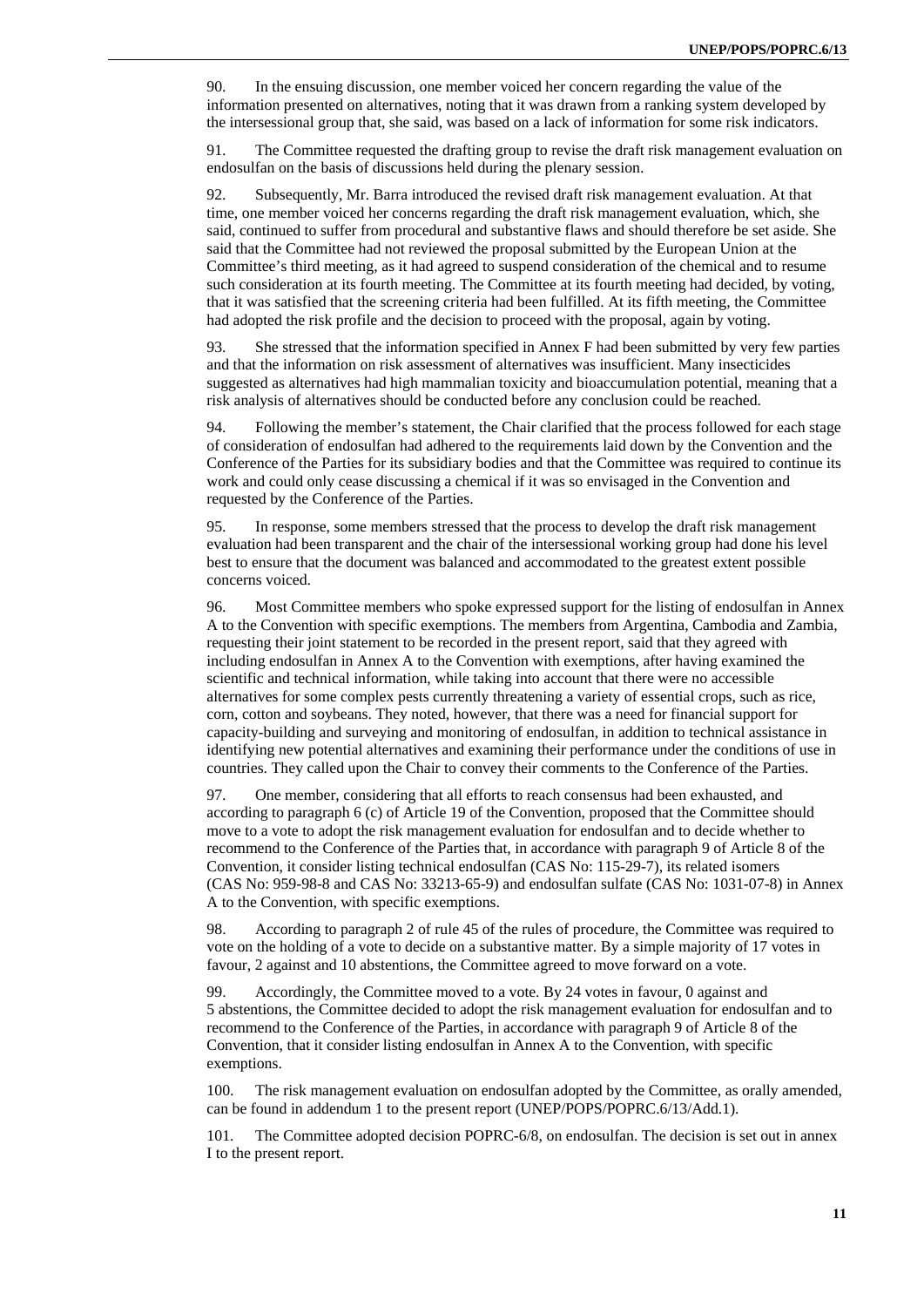90. In the ensuing discussion, one member voiced her concern regarding the value of the information presented on alternatives, noting that it was drawn from a ranking system developed by the intersessional group that, she said, was based on a lack of information for some risk indicators.

91. The Committee requested the drafting group to revise the draft risk management evaluation on endosulfan on the basis of discussions held during the plenary session.

92. Subsequently, Mr. Barra introduced the revised draft risk management evaluation. At that time, one member voiced her concerns regarding the draft risk management evaluation, which, she said, continued to suffer from procedural and substantive flaws and should therefore be set aside. She said that the Committee had not reviewed the proposal submitted by the European Union at the Committee's third meeting, as it had agreed to suspend consideration of the chemical and to resume such consideration at its fourth meeting. The Committee at its fourth meeting had decided, by voting, that it was satisfied that the screening criteria had been fulfilled. At its fifth meeting, the Committee had adopted the risk profile and the decision to proceed with the proposal, again by voting.

93. She stressed that the information specified in Annex F had been submitted by very few parties and that the information on risk assessment of alternatives was insufficient. Many insecticides suggested as alternatives had high mammalian toxicity and bioaccumulation potential, meaning that a risk analysis of alternatives should be conducted before any conclusion could be reached.

94. Following the member's statement, the Chair clarified that the process followed for each stage of consideration of endosulfan had adhered to the requirements laid down by the Convention and the Conference of the Parties for its subsidiary bodies and that the Committee was required to continue its work and could only cease discussing a chemical if it was so envisaged in the Convention and requested by the Conference of the Parties.

95. In response, some members stressed that the process to develop the draft risk management evaluation had been transparent and the chair of the intersessional working group had done his level best to ensure that the document was balanced and accommodated to the greatest extent possible concerns voiced.

96. Most Committee members who spoke expressed support for the listing of endosulfan in Annex A to the Convention with specific exemptions. The members from Argentina, Cambodia and Zambia, requesting their joint statement to be recorded in the present report, said that they agreed with including endosulfan in Annex A to the Convention with exemptions, after having examined the scientific and technical information, while taking into account that there were no accessible alternatives for some complex pests currently threatening a variety of essential crops, such as rice, corn, cotton and soybeans. They noted, however, that there was a need for financial support for capacity-building and surveying and monitoring of endosulfan, in addition to technical assistance in identifying new potential alternatives and examining their performance under the conditions of use in countries. They called upon the Chair to convey their comments to the Conference of the Parties.

97. One member, considering that all efforts to reach consensus had been exhausted, and according to paragraph 6 (c) of Article 19 of the Convention, proposed that the Committee should move to a vote to adopt the risk management evaluation for endosulfan and to decide whether to recommend to the Conference of the Parties that, in accordance with paragraph 9 of Article 8 of the Convention, it consider listing technical endosulfan (CAS No: 115-29-7), its related isomers (CAS No: 959-98-8 and CAS No: 33213-65-9) and endosulfan sulfate (CAS No: 1031-07-8) in Annex A to the Convention, with specific exemptions.

98. According to paragraph 2 of rule 45 of the rules of procedure, the Committee was required to vote on the holding of a vote to decide on a substantive matter. By a simple majority of 17 votes in favour, 2 against and 10 abstentions, the Committee agreed to move forward on a vote.

99. Accordingly, the Committee moved to a vote. By 24 votes in favour, 0 against and 5 abstentions, the Committee decided to adopt the risk management evaluation for endosulfan and to recommend to the Conference of the Parties, in accordance with paragraph 9 of Article 8 of the Convention, that it consider listing endosulfan in Annex A to the Convention, with specific exemptions.

100. The risk management evaluation on endosulfan adopted by the Committee, as orally amended, can be found in addendum 1 to the present report (UNEP/POPS/POPRC.6/13/Add.1).

101. The Committee adopted decision POPRC-6/8, on endosulfan. The decision is set out in annex I to the present report.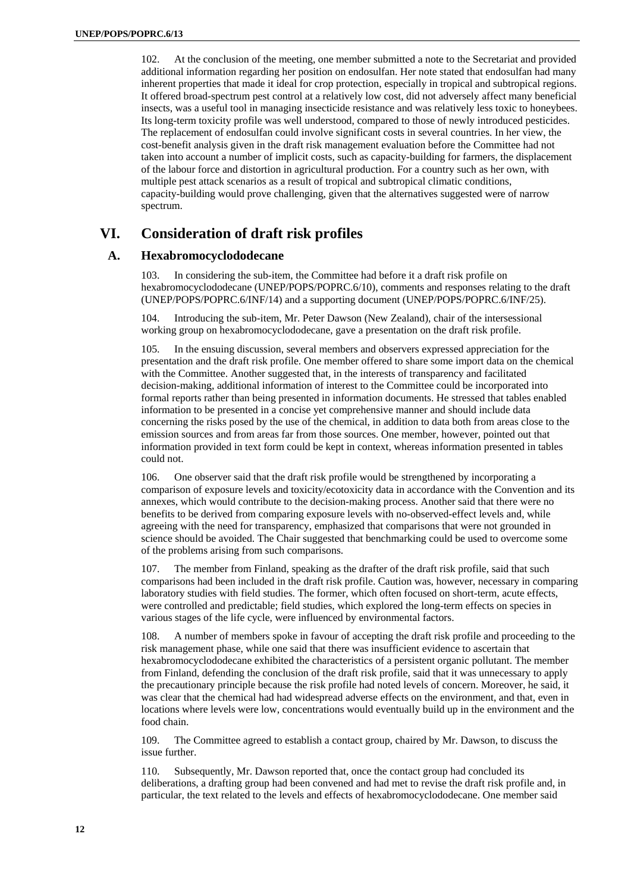102. At the conclusion of the meeting, one member submitted a note to the Secretariat and provided additional information regarding her position on endosulfan. Her note stated that endosulfan had many inherent properties that made it ideal for crop protection, especially in tropical and subtropical regions. It offered broad-spectrum pest control at a relatively low cost, did not adversely affect many beneficial insects, was a useful tool in managing insecticide resistance and was relatively less toxic to honeybees. Its long-term toxicity profile was well understood, compared to those of newly introduced pesticides. The replacement of endosulfan could involve significant costs in several countries. In her view, the cost-benefit analysis given in the draft risk management evaluation before the Committee had not taken into account a number of implicit costs, such as capacity-building for farmers, the displacement of the labour force and distortion in agricultural production. For a country such as her own, with multiple pest attack scenarios as a result of tropical and subtropical climatic conditions, capacity-building would prove challenging, given that the alternatives suggested were of narrow spectrum.

# VI. Consideration of draft risk profiles

## A. Hexabromocyclododecane

103. In considering the sub-item, the Committee had before it a draft risk profile on hexabromocyclododecane (UNEP/POPS/POPRC.6/10), comments and responses relating to the draft (UNEP/POPS/POPRC.6/INF/14) and a supporting document (UNEP/POPS/POPRC.6/INF/25).

104. Introducing the sub-item, Mr. Peter Dawson (New Zealand), chair of the intersessional working group on hexabromocyclododecane, gave a presentation on the draft risk profile.

105. In the ensuing discussion, several members and observers expressed appreciation for the presentation and the draft risk profile. One member offered to share some import data on the chemical with the Committee. Another suggested that, in the interests of transparency and facilitated decision-making, additional information of interest to the Committee could be incorporated into formal reports rather than being presented in information documents. He stressed that tables enabled information to be presented in a concise yet comprehensive manner and should include data concerning the risks posed by the use of the chemical, in addition to data both from areas close to the emission sources and from areas far from those sources. One member, however, pointed out that information provided in text form could be kept in context, whereas information presented in tables could not.

106. One observer said that the draft risk profile would be strengthened by incorporating a comparison of exposure levels and toxicity/ecotoxicity data in accordance with the Convention and its annexes, which would contribute to the decision-making process. Another said that there were no benefits to be derived from comparing exposure levels with no-observed-effect levels and, while agreeing with the need for transparency, emphasized that comparisons that were not grounded in science should be avoided. The Chair suggested that benchmarking could be used to overcome some of the problems arising from such comparisons.

107. The member from Finland, speaking as the drafter of the draft risk profile, said that such comparisons had been included in the draft risk profile. Caution was, however, necessary in comparing laboratory studies with field studies. The former, which often focused on short-term, acute effects, were controlled and predictable; field studies, which explored the long-term effects on species in various stages of the life cycle, were influenced by environmental factors.

108. A number of members spoke in favour of accepting the draft risk profile and proceeding to the risk management phase, while one said that there was insufficient evidence to ascertain that hexabromocyclododecane exhibited the characteristics of a persistent organic pollutant. The member from Finland, defending the conclusion of the draft risk profile, said that it was unnecessary to apply the precautionary principle because the risk profile had noted levels of concern. Moreover, he said, it was clear that the chemical had had widespread adverse effects on the environment, and that, even in locations where levels were low, concentrations would eventually build up in the environment and the food chain.

109. The Committee agreed to establish a contact group, chaired by Mr. Dawson, to discuss the issue further.

110. Subsequently, Mr. Dawson reported that, once the contact group had concluded its deliberations, a drafting group had been convened and had met to revise the draft risk profile and, in particular, the text related to the levels and effects of hexabromocyclododecane. One member said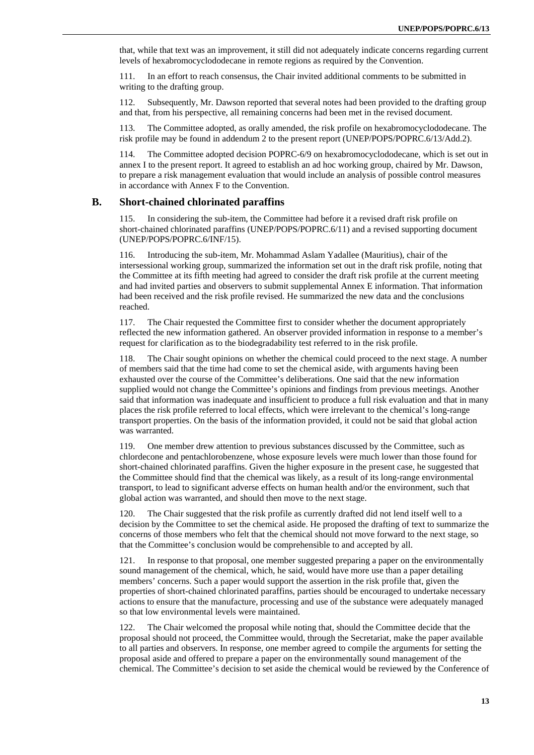that, while that text was an improvement, it still did not adequately indicate concerns regarding current levels of hexabromocyclododecane in remote regions as required by the Convention.

111. In an effort to reach consensus, the Chair invited additional comments to be submitted in writing to the drafting group.

112. Subsequently, Mr. Dawson reported that several notes had been provided to the drafting group and that, from his perspective, all remaining concerns had been met in the revised document.

113. The Committee adopted, as orally amended, the risk profile on hexabromocyclododecane. The risk profile may be found in addendum 2 to the present report (UNEP/POPS/POPRC.6/13/Add.2).

114. The Committee adopted decision POPRC-6/9 on hexabromocyclododecane, which is set out in annex I to the present report. It agreed to establish an ad hoc working group, chaired by Mr. Dawson, to prepare a risk management evaluation that would include an analysis of possible control measures in accordance with Annex F to the Convention.

## B. Short-chained chlorinated paraffins

115. In considering the sub-item, the Committee had before it a revised draft risk profile on short-chained chlorinated paraffins (UNEP/POPS/POPRC.6/11) and a revised supporting document (UNEP/POPS/POPRC.6/INF/15).

116. Introducing the sub-item, Mr. Mohammad Aslam Yadallee (Mauritius), chair of the intersessional working group, summarized the information set out in the draft risk profile, noting that the Committee at its fifth meeting had agreed to consider the draft risk profile at the current meeting and had invited parties and observers to submit supplemental Annex E information. That information had been received and the risk profile revised. He summarized the new data and the conclusions reached.

117. The Chair requested the Committee first to consider whether the document appropriately reflected the new information gathered. An observer provided information in response to a member's request for clarification as to the biodegradability test referred to in the risk profile.

118. The Chair sought opinions on whether the chemical could proceed to the next stage. A number of members said that the time had come to set the chemical aside, with arguments having been exhausted over the course of the Committee's deliberations. One said that the new information supplied would not change the Committee's opinions and findings from previous meetings. Another said that information was inadequate and insufficient to produce a full risk evaluation and that in many places the risk profile referred to local effects, which were irrelevant to the chemical's long-range transport properties. On the basis of the information provided, it could not be said that global action was warranted.

119. One member drew attention to previous substances discussed by the Committee, such as chlordecone and pentachlorobenzene, whose exposure levels were much lower than those found for short-chained chlorinated paraffins. Given the higher exposure in the present case, he suggested that the Committee should find that the chemical was likely, as a result of its long-range environmental transport, to lead to significant adverse effects on human health and/or the environment, such that global action was warranted, and should then move to the next stage.

120. The Chair suggested that the risk profile as currently drafted did not lend itself well to a decision by the Committee to set the chemical aside. He proposed the drafting of text to summarize the concerns of those members who felt that the chemical should not move forward to the next stage, so that the Committee's conclusion would be comprehensible to and accepted by all.

121. In response to that proposal, one member suggested preparing a paper on the environmentally sound management of the chemical, which, he said, would have more use than a paper detailing members' concerns. Such a paper would support the assertion in the risk profile that, given the properties of short-chained chlorinated paraffins, parties should be encouraged to undertake necessary actions to ensure that the manufacture, processing and use of the substance were adequately managed so that low environmental levels were maintained.

122. The Chair welcomed the proposal while noting that, should the Committee decide that the proposal should not proceed, the Committee would, through the Secretariat, make the paper available to all parties and observers. In response, one member agreed to compile the arguments for setting the proposal aside and offered to prepare a paper on the environmentally sound management of the chemical. The Committee's decision to set aside the chemical would be reviewed by the Conference of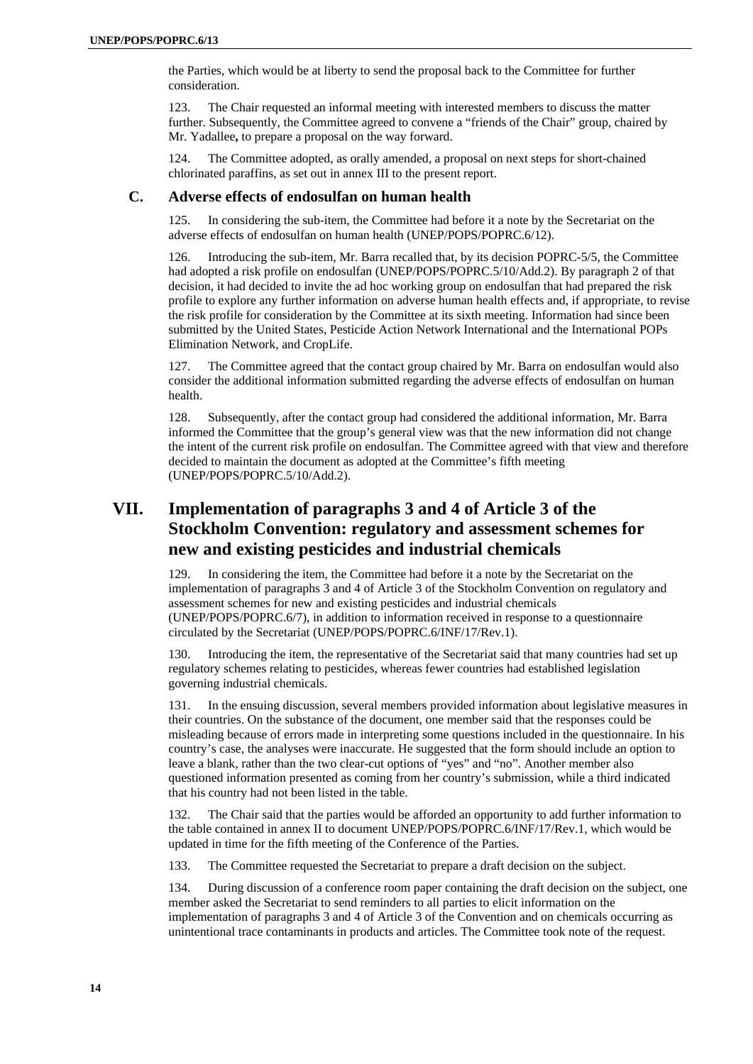the Parties, which would be at liberty to send the proposal back to the Committee for further consideration.

123. The Chair requested an informal meeting with interested members to discuss the matter further. Subsequently, the Committee agreed to convene a "friends of the Chair" group, chaired by Mr. Yadallee**,** to prepare a proposal on the way forward.

124. The Committee adopted, as orally amended, a proposal on next steps for short-chained chlorinated paraffins, as set out in annex III to the present report.

### C. Adverse effects of endosulfan on human health

125. In considering the sub-item, the Committee had before it a note by the Secretariat on the adverse effects of endosulfan on human health (UNEP/POPS/POPRC.6/12).

126. Introducing the sub-item, Mr. Barra recalled that, by its decision POPRC-5/5, the Committee had adopted a risk profile on endosulfan (UNEP/POPS/POPRC.5/10/Add.2). By paragraph 2 of that decision, it had decided to invite the ad hoc working group on endosulfan that had prepared the risk profile to explore any further information on adverse human health effects and, if appropriate, to revise the risk profile for consideration by the Committee at its sixth meeting. Information had since been submitted by the United States, Pesticide Action Network International and the International POPs Elimination Network, and CropLife.

127. The Committee agreed that the contact group chaired by Mr. Barra on endosulfan would also consider the additional information submitted regarding the adverse effects of endosulfan on human health.

128. Subsequently, after the contact group had considered the additional information, Mr. Barra informed the Committee that the group's general view was that the new information did not change the intent of the current risk profile on endosulfan. The Committee agreed with that view and therefore decided to maintain the document as adopted at the Committee's fifth meeting (UNEP/POPS/POPRC.5/10/Add.2).

## VII. Implementation of paragraphs 3 and 4 of Article 3 of the Stockholm Convention: regulatory and assessment schemes for new and existing pesticides and industrial chemicals

129. In considering the item, the Committee had before it a note by the Secretariat on the implementation of paragraphs 3 and 4 of Article 3 of the Stockholm Convention on regulatory and assessment schemes for new and existing pesticides and industrial chemicals (UNEP/POPS/POPRC.6/7), in addition to information received in response to a questionnaire circulated by the Secretariat (UNEP/POPS/POPRC.6/INF/17/Rev.1).

130. Introducing the item, the representative of the Secretariat said that many countries had set up regulatory schemes relating to pesticides, whereas fewer countries had established legislation governing industrial chemicals.

131. In the ensuing discussion, several members provided information about legislative measures in their countries. On the substance of the document, one member said that the responses could be misleading because of errors made in interpreting some questions included in the questionnaire. In his country's case, the analyses were inaccurate. He suggested that the form should include an option to leave a blank, rather than the two clear-cut options of "yes" and "no". Another member also questioned information presented as coming from her country's submission, while a third indicated that his country had not been listed in the table.

132. The Chair said that the parties would be afforded an opportunity to add further information to the table contained in annex II to document UNEP/POPS/POPRC.6/INF/17/Rev.1, which would be updated in time for the fifth meeting of the Conference of the Parties.

133. The Committee requested the Secretariat to prepare a draft decision on the subject.

134. During discussion of a conference room paper containing the draft decision on the subject, one member asked the Secretariat to send reminders to all parties to elicit information on the implementation of paragraphs 3 and 4 of Article 3 of the Convention and on chemicals occurring as unintentional trace contaminants in products and articles. The Committee took note of the request.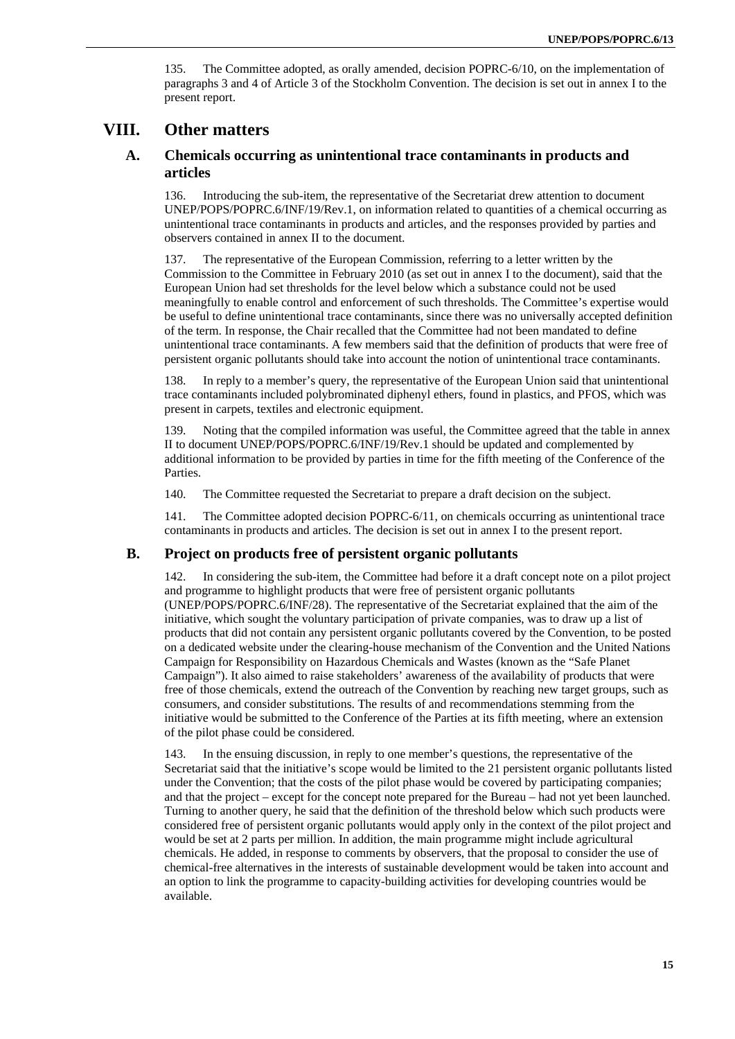135. The Committee adopted, as orally amended, decision POPRC-6/10, on the implementation of paragraphs 3 and 4 of Article 3 of the Stockholm Convention. The decision is set out in annex I to the present report.

# VIII. Other matters

## A. Chemicals occurring as unintentional trace contaminants in products and articles

136. Introducing the sub-item, the representative of the Secretariat drew attention to document UNEP/POPS/POPRC.6/INF/19/Rev.1, on information related to quantities of a chemical occurring as unintentional trace contaminants in products and articles, and the responses provided by parties and observers contained in annex II to the document.

137. The representative of the European Commission, referring to a letter written by the Commission to the Committee in February 2010 (as set out in annex I to the document), said that the European Union had set thresholds for the level below which a substance could not be used meaningfully to enable control and enforcement of such thresholds. The Committee's expertise would be useful to define unintentional trace contaminants, since there was no universally accepted definition of the term. In response, the Chair recalled that the Committee had not been mandated to define unintentional trace contaminants. A few members said that the definition of products that were free of persistent organic pollutants should take into account the notion of unintentional trace contaminants.

138. In reply to a member's query, the representative of the European Union said that unintentional trace contaminants included polybrominated diphenyl ethers, found in plastics, and PFOS, which was present in carpets, textiles and electronic equipment.

139. Noting that the compiled information was useful, the Committee agreed that the table in annex II to document UNEP/POPS/POPRC.6/INF/19/Rev.1 should be updated and complemented by additional information to be provided by parties in time for the fifth meeting of the Conference of the Parties.

140. The Committee requested the Secretariat to prepare a draft decision on the subject.

141. The Committee adopted decision POPRC-6/11, on chemicals occurring as unintentional trace contaminants in products and articles. The decision is set out in annex I to the present report.

## B. Project on products free of persistent organic pollutants

142. In considering the sub-item, the Committee had before it a draft concept note on a pilot project and programme to highlight products that were free of persistent organic pollutants (UNEP/POPS/POPRC.6/INF/28). The representative of the Secretariat explained that the aim of the initiative, which sought the voluntary participation of private companies, was to draw up a list of products that did not contain any persistent organic pollutants covered by the Convention, to be posted on a dedicated website under the clearing-house mechanism of the Convention and the United Nations Campaign for Responsibility on Hazardous Chemicals and Wastes (known as the "Safe Planet Campaign"). It also aimed to raise stakeholders' awareness of the availability of products that were free of those chemicals, extend the outreach of the Convention by reaching new target groups, such as consumers, and consider substitutions. The results of and recommendations stemming from the initiative would be submitted to the Conference of the Parties at its fifth meeting, where an extension of the pilot phase could be considered.

143. In the ensuing discussion, in reply to one member's questions, the representative of the Secretariat said that the initiative's scope would be limited to the 21 persistent organic pollutants listed under the Convention; that the costs of the pilot phase would be covered by participating companies; and that the project – except for the concept note prepared for the Bureau – had not yet been launched. Turning to another query, he said that the definition of the threshold below which such products were considered free of persistent organic pollutants would apply only in the context of the pilot project and would be set at 2 parts per million. In addition, the main programme might include agricultural chemicals. He added, in response to comments by observers, that the proposal to consider the use of chemical-free alternatives in the interests of sustainable development would be taken into account and an option to link the programme to capacity-building activities for developing countries would be available.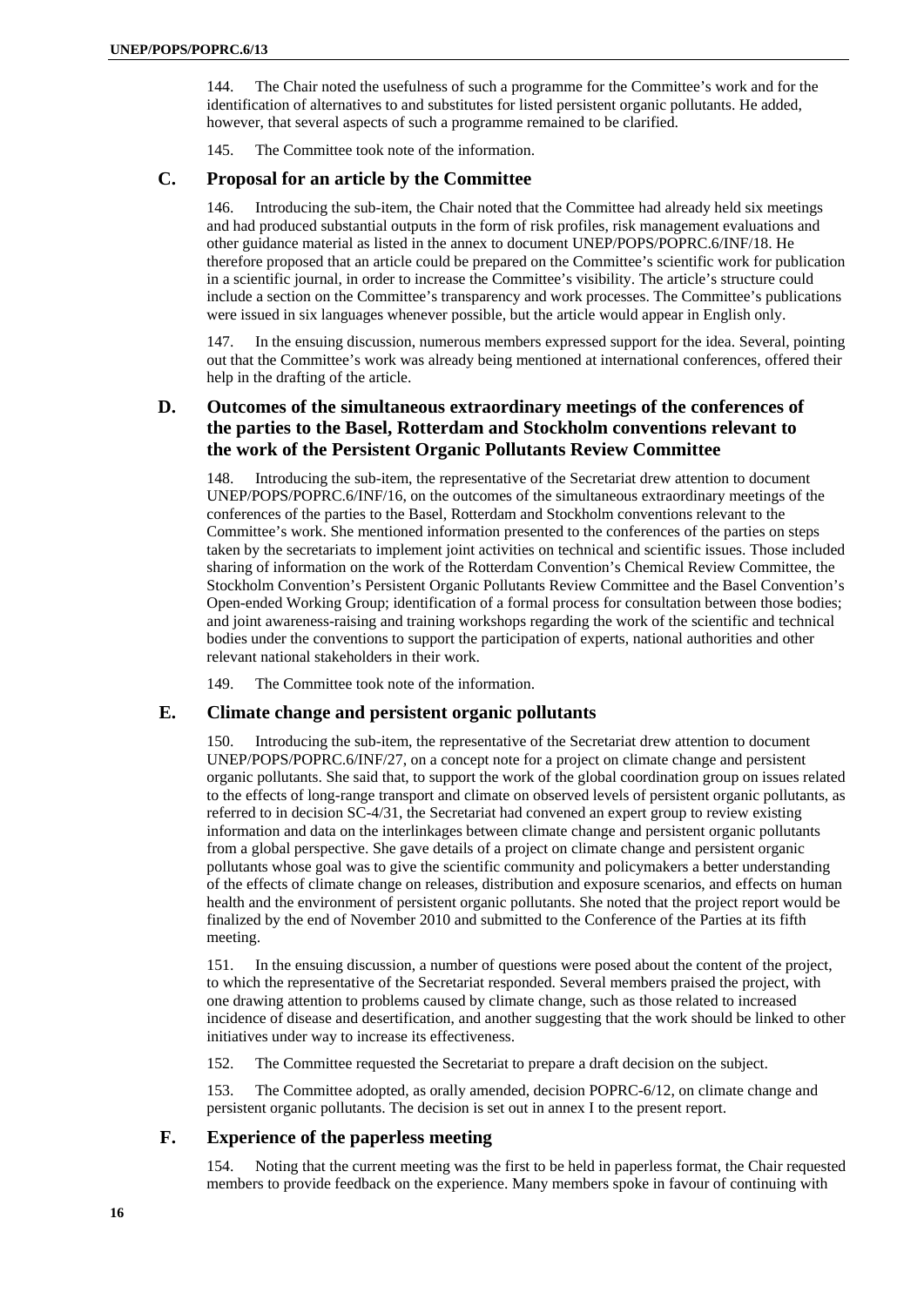144. The Chair noted the usefulness of such a programme for the Committee's work and for the identification of alternatives to and substitutes for listed persistent organic pollutants. He added, however, that several aspects of such a programme remained to be clarified.

145. The Committee took note of the information.

## C. Proposal for an article by the Committee

146. Introducing the sub-item, the Chair noted that the Committee had already held six meetings and had produced substantial outputs in the form of risk profiles, risk management evaluations and other guidance material as listed in the annex to document UNEP/POPS/POPRC.6/INF/18. He therefore proposed that an article could be prepared on the Committee's scientific work for publication in a scientific journal, in order to increase the Committee's visibility. The article's structure could include a section on the Committee's transparency and work processes. The Committee's publications were issued in six languages whenever possible, but the article would appear in English only.

147. In the ensuing discussion, numerous members expressed support for the idea. Several, pointing out that the Committee's work was already being mentioned at international conferences, offered their help in the drafting of the article.

## D. Outcomes of the simultaneous extraordinary meetings of the conferences of the parties to the Basel, Rotterdam and Stockholm conventions relevant to the work of the Persistent Organic Pollutants Review Committee

148. Introducing the sub-item, the representative of the Secretariat drew attention to document UNEP/POPS/POPRC.6/INF/16, on the outcomes of the simultaneous extraordinary meetings of the conferences of the parties to the Basel, Rotterdam and Stockholm conventions relevant to the Committee's work. She mentioned information presented to the conferences of the parties on steps taken by the secretariats to implement joint activities on technical and scientific issues. Those included sharing of information on the work of the Rotterdam Convention's Chemical Review Committee, the Stockholm Convention's Persistent Organic Pollutants Review Committee and the Basel Convention's Open-ended Working Group; identification of a formal process for consultation between those bodies; and joint awareness-raising and training workshops regarding the work of the scientific and technical bodies under the conventions to support the participation of experts, national authorities and other relevant national stakeholders in their work.

149. The Committee took note of the information.

## E. Climate change and persistent organic pollutants

150. Introducing the sub-item, the representative of the Secretariat drew attention to document UNEP/POPS/POPRC.6/INF/27, on a concept note for a project on climate change and persistent organic pollutants. She said that, to support the work of the global coordination group on issues related to the effects of long-range transport and climate on observed levels of persistent organic pollutants, as referred to in decision SC-4/31, the Secretariat had convened an expert group to review existing information and data on the interlinkages between climate change and persistent organic pollutants from a global perspective. She gave details of a project on climate change and persistent organic pollutants whose goal was to give the scientific community and policymakers a better understanding of the effects of climate change on releases, distribution and exposure scenarios, and effects on human health and the environment of persistent organic pollutants. She noted that the project report would be finalized by the end of November 2010 and submitted to the Conference of the Parties at its fifth meeting.

151. In the ensuing discussion, a number of questions were posed about the content of the project, to which the representative of the Secretariat responded. Several members praised the project, with one drawing attention to problems caused by climate change, such as those related to increased incidence of disease and desertification, and another suggesting that the work should be linked to other initiatives under way to increase its effectiveness.

152. The Committee requested the Secretariat to prepare a draft decision on the subject.

153. The Committee adopted, as orally amended, decision POPRC-6/12, on climate change and persistent organic pollutants. The decision is set out in annex I to the present report.

## F. Experience of the paperless meeting

154. Noting that the current meeting was the first to be held in paperless format, the Chair requested members to provide feedback on the experience. Many members spoke in favour of continuing with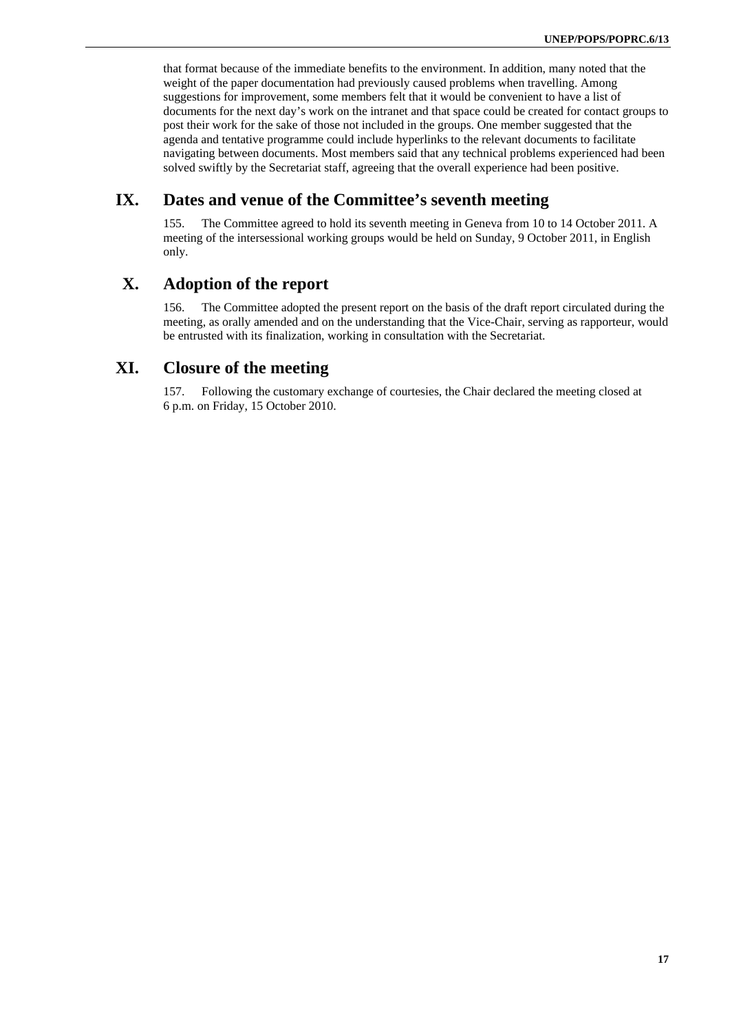that format because of the immediate benefits to the environment. In addition, many noted that the weight of the paper documentation had previously caused problems when travelling. Among suggestions for improvement, some members felt that it would be convenient to have a list of documents for the next day's work on the intranet and that space could be created for contact groups to post their work for the sake of those not included in the groups. One member suggested that the agenda and tentative programme could include hyperlinks to the relevant documents to facilitate navigating between documents. Most members said that any technical problems experienced had been solved swiftly by the Secretariat staff, agreeing that the overall experience had been positive.

# IX. Dates and venue of the Committee's seventh meeting

155. The Committee agreed to hold its seventh meeting in Geneva from 10 to 14 October 2011. A meeting of the intersessional working groups would be held on Sunday, 9 October 2011, in English only.

# X. Adoption of the report

156. The Committee adopted the present report on the basis of the draft report circulated during the meeting, as orally amended and on the understanding that the Vice-Chair, serving as rapporteur, would be entrusted with its finalization, working in consultation with the Secretariat.

# XI. Closure of the meeting

157. Following the customary exchange of courtesies, the Chair declared the meeting closed at 6 p.m. on Friday, 15 October 2010.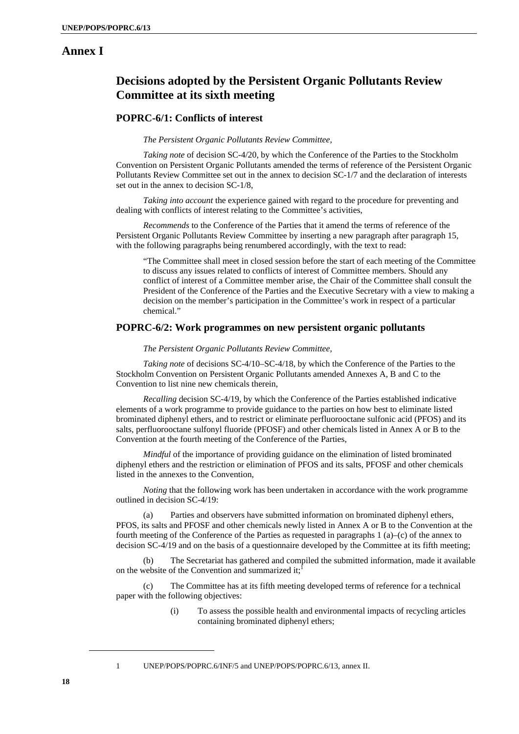# Annex I

## Decisions adopted by the Persistent Organic Pollutants Review Committee at its sixth meeting

### POPRC-6/1: Conflicts of interest

*The Persistent Organic Pollutants Review Committee,*

*Taking note* of decision SC-4/20, by which the Conference of the Parties to the Stockholm Convention on Persistent Organic Pollutants amended the terms of reference of the Persistent Organic Pollutants Review Committee set out in the annex to decision SC-1/7 and the declaration of interests set out in the annex to decision SC-1/8,

*Taking into account* the experience gained with regard to the procedure for preventing and dealing with conflicts of interest relating to the Committee's activities,

*Recommends* to the Conference of the Parties that it amend the terms of reference of the Persistent Organic Pollutants Review Committee by inserting a new paragraph after paragraph 15, with the following paragraphs being renumbered accordingly, with the text to read:

> "The Committee shall meet in closed session before the start of each meeting of the Committee to discuss any issues related to conflicts of interest of Committee members. Should any conflict of interest of a Committee member arise, the Chair of the Committee shall consult the President of the Conference of the Parties and the Executive Secretary with a view to making a decision on the member's participation in the Committee's work in respect of a particular chemical."

### POPRC-6/2: Work programmes on new persistent organic pollutants

*The Persistent Organic Pollutants Review Committee,*

*Taking note* of decisions SC-4/10–SC-4/18, by which the Conference of the Parties to the Stockholm Convention on Persistent Organic Pollutants amended Annexes A, B and C to the Convention to list nine new chemicals therein,

*Recalling* decision SC-4/19, by which the Conference of the Parties established indicative elements of a work programme to provide guidance to the parties on how best to eliminate listed brominated diphenyl ethers, and to restrict or eliminate perfluorooctane sulfonic acid (PFOS) and its salts, perfluorooctane sulfonyl fluoride (PFOSF) and other chemicals listed in Annex A or B to the Convention at the fourth meeting of the Conference of the Parties,

*Mindful* of the importance of providing guidance on the elimination of listed brominated diphenyl ethers and the restriction or elimination of PFOS and its salts, PFOSF and other chemicals listed in the annexes to the Convention,

*Noting* that the following work has been undertaken in accordance with the work programme outlined in decision SC-4/19:

(a) Parties and observers have submitted information on brominated diphenyl ethers, PFOS, its salts and PFOSF and other chemicals newly listed in Annex A or B to the Convention at the fourth meeting of the Conference of the Parties as requested in paragraphs 1 (a)–(c) of the annex to decision SC-4/19 and on the basis of a questionnaire developed by the Committee at its fifth meeting;

(b) The Secretariat has gathered and compiled the submitted information, made it available on the website of the Convention and summarized it;[1]

(c) The Committee has at its fifth meeting developed terms of reference for a technical paper with the following objectives:

(i) To assess the possible health and environmental impacts of recycling articles containing brominated diphenyl ethers;

---

[1] UNEP/POPS/POPRC.6/INF/5 and UNEP/POPS/POPRC.6/13, annex II.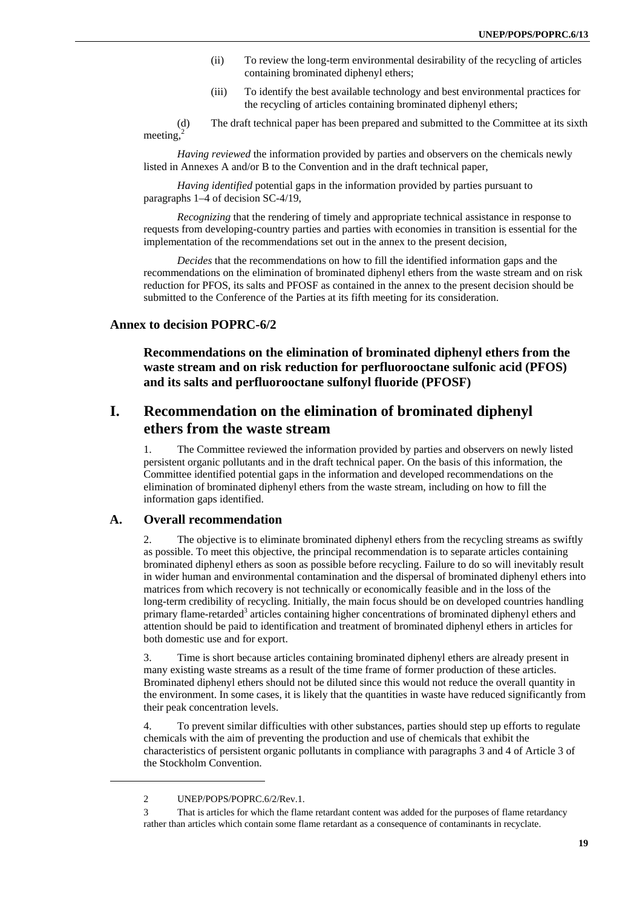(ii) To review the long-term environmental desirability of the recycling of articles containing brominated diphenyl ethers;

(iii) To identify the best available technology and best environmental practices for the recycling of articles containing brominated diphenyl ethers;

(d) The draft technical paper has been prepared and submitted to the Committee at its sixth meeting,[2]

*Having reviewed* the information provided by parties and observers on the chemicals newly listed in Annexes A and/or B to the Convention and in the draft technical paper,

*Having identified* potential gaps in the information provided by parties pursuant to paragraphs 1–4 of decision SC-4/19,

*Recognizing* that the rendering of timely and appropriate technical assistance in response to requests from developing-country parties and parties with economies in transition is essential for the implementation of the recommendations set out in the annex to the present decision,

*Decides* that the recommendations on how to fill the identified information gaps and the recommendations on the elimination of brominated diphenyl ethers from the waste stream and on risk reduction for PFOS, its salts and PFOSF as contained in the annex to the present decision should be submitted to the Conference of the Parties at its fifth meeting for its consideration.

### Annex to decision POPRC-6/2

### Recommendations on the elimination of brominated diphenyl ethers from the waste stream and on risk reduction for perfluorooctane sulfonic acid (PFOS) and its salts and perfluorooctane sulfonyl fluoride (PFOSF)

## I. Recommendation on the elimination of brominated diphenyl ethers from the waste stream

1. The Committee reviewed the information provided by parties and observers on newly listed persistent organic pollutants and in the draft technical paper. On the basis of this information, the Committee identified potential gaps in the information and developed recommendations on the elimination of brominated diphenyl ethers from the waste stream, including on how to fill the information gaps identified.

### A. Overall recommendation

2. The objective is to eliminate brominated diphenyl ethers from the recycling streams as swiftly as possible. To meet this objective, the principal recommendation is to separate articles containing brominated diphenyl ethers as soon as possible before recycling. Failure to do so will inevitably result in wider human and environmental contamination and the dispersal of brominated diphenyl ethers into matrices from which recovery is not technically or economically feasible and in the loss of the long-term credibility of recycling. Initially, the main focus should be on developed countries handling primary flame-retarded[3] articles containing higher concentrations of brominated diphenyl ethers and attention should be paid to identification and treatment of brominated diphenyl ethers in articles for both domestic use and for export.

3. Time is short because articles containing brominated diphenyl ethers are already present in many existing waste streams as a result of the time frame of former production of these articles. Brominated diphenyl ethers should not be diluted since this would not reduce the overall quantity in the environment. In some cases, it is likely that the quantities in waste have reduced significantly from their peak concentration levels.

4. To prevent similar difficulties with other substances, parties should step up efforts to regulate chemicals with the aim of preventing the production and use of chemicals that exhibit the characteristics of persistent organic pollutants in compliance with paragraphs 3 and 4 of Article 3 of the Stockholm Convention.

---

2 UNEP/POPS/POPRC.6/2/Rev.1.

3 That is articles for which the flame retardant content was added for the purposes of flame retardancy rather than articles which contain some flame retardant as a consequence of contaminants in recyclate.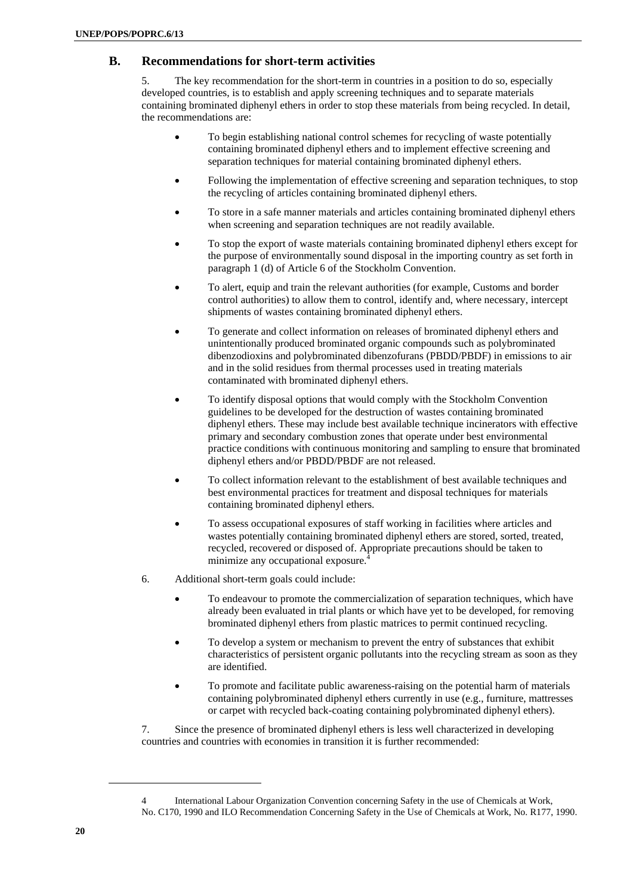## B. Recommendations for short-term activities

5. The key recommendation for the short-term in countries in a position to do so, especially developed countries, is to establish and apply screening techniques and to separate materials containing brominated diphenyl ethers in order to stop these materials from being recycled. In detail, the recommendations are:

- To begin establishing national control schemes for recycling of waste potentially containing brominated diphenyl ethers and to implement effective screening and separation techniques for material containing brominated diphenyl ethers.
- Following the implementation of effective screening and separation techniques, to stop the recycling of articles containing brominated diphenyl ethers.
- To store in a safe manner materials and articles containing brominated diphenyl ethers when screening and separation techniques are not readily available.
- To stop the export of waste materials containing brominated diphenyl ethers except for the purpose of environmentally sound disposal in the importing country as set forth in paragraph 1 (d) of Article 6 of the Stockholm Convention.
- To alert, equip and train the relevant authorities (for example, Customs and border control authorities) to allow them to control, identify and, where necessary, intercept shipments of wastes containing brominated diphenyl ethers.
- To generate and collect information on releases of brominated diphenyl ethers and unintentionally produced brominated organic compounds such as polybrominated dibenzodioxins and polybrominated dibenzofurans (PBDD/PBDF) in emissions to air and in the solid residues from thermal processes used in treating materials contaminated with brominated diphenyl ethers.
- To identify disposal options that would comply with the Stockholm Convention guidelines to be developed for the destruction of wastes containing brominated diphenyl ethers. These may include best available technique incinerators with effective primary and secondary combustion zones that operate under best environmental practice conditions with continuous monitoring and sampling to ensure that brominated diphenyl ethers and/or PBDD/PBDF are not released.
- To collect information relevant to the establishment of best available techniques and best environmental practices for treatment and disposal techniques for materials containing brominated diphenyl ethers.
- To assess occupational exposures of staff working in facilities where articles and wastes potentially containing brominated diphenyl ethers are stored, sorted, treated, recycled, recovered or disposed of. Appropriate precautions should be taken to minimize any occupational exposure.[4]

6. Additional short-term goals could include:

- To endeavour to promote the commercialization of separation techniques, which have already been evaluated in trial plants or which have yet to be developed, for removing brominated diphenyl ethers from plastic matrices to permit continued recycling.
- To develop a system or mechanism to prevent the entry of substances that exhibit characteristics of persistent organic pollutants into the recycling stream as soon as they are identified.
- To promote and facilitate public awareness-raising on the potential harm of materials containing polybrominated diphenyl ethers currently in use (e.g., furniture, mattresses or carpet with recycled back-coating containing polybrominated diphenyl ethers).

7. Since the presence of brominated diphenyl ethers is less well characterized in developing countries and countries with economies in transition it is further recommended:

---

[4] International Labour Organization Convention concerning Safety in the use of Chemicals at Work, No. C170, 1990 and ILO Recommendation Concerning Safety in the Use of Chemicals at Work, No. R177, 1990.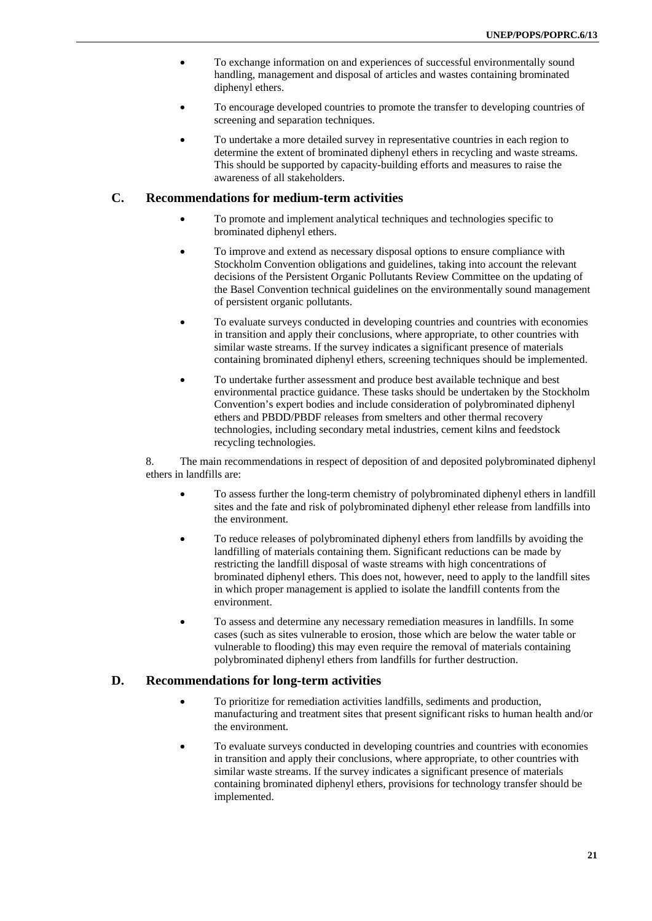- To exchange information on and experiences of successful environmentally sound handling, management and disposal of articles and wastes containing brominated diphenyl ethers.
- To encourage developed countries to promote the transfer to developing countries of screening and separation techniques.
- To undertake a more detailed survey in representative countries in each region to determine the extent of brominated diphenyl ethers in recycling and waste streams. This should be supported by capacity-building efforts and measures to raise the awareness of all stakeholders.

## C. Recommendations for medium-term activities

- To promote and implement analytical techniques and technologies specific to brominated diphenyl ethers.
- To improve and extend as necessary disposal options to ensure compliance with Stockholm Convention obligations and guidelines, taking into account the relevant decisions of the Persistent Organic Pollutants Review Committee on the updating of the Basel Convention technical guidelines on the environmentally sound management of persistent organic pollutants.
- To evaluate surveys conducted in developing countries and countries with economies in transition and apply their conclusions, where appropriate, to other countries with similar waste streams. If the survey indicates a significant presence of materials containing brominated diphenyl ethers, screening techniques should be implemented.
- To undertake further assessment and produce best available technique and best environmental practice guidance. These tasks should be undertaken by the Stockholm Convention's expert bodies and include consideration of polybrominated diphenyl ethers and PBDD/PBDF releases from smelters and other thermal recovery technologies, including secondary metal industries, cement kilns and feedstock recycling technologies.

8. The main recommendations in respect of deposition of and deposited polybrominated diphenyl ethers in landfills are:

- To assess further the long-term chemistry of polybrominated diphenyl ethers in landfill sites and the fate and risk of polybrominated diphenyl ether release from landfills into the environment.
- To reduce releases of polybrominated diphenyl ethers from landfills by avoiding the landfilling of materials containing them. Significant reductions can be made by restricting the landfill disposal of waste streams with high concentrations of brominated diphenyl ethers. This does not, however, need to apply to the landfill sites in which proper management is applied to isolate the landfill contents from the environment.
- To assess and determine any necessary remediation measures in landfills. In some cases (such as sites vulnerable to erosion, those which are below the water table or vulnerable to flooding) this may even require the removal of materials containing polybrominated diphenyl ethers from landfills for further destruction.

## D. Recommendations for long-term activities

- To prioritize for remediation activities landfills, sediments and production, manufacturing and treatment sites that present significant risks to human health and/or the environment.
- To evaluate surveys conducted in developing countries and countries with economies in transition and apply their conclusions, where appropriate, to other countries with similar waste streams. If the survey indicates a significant presence of materials containing brominated diphenyl ethers, provisions for technology transfer should be implemented.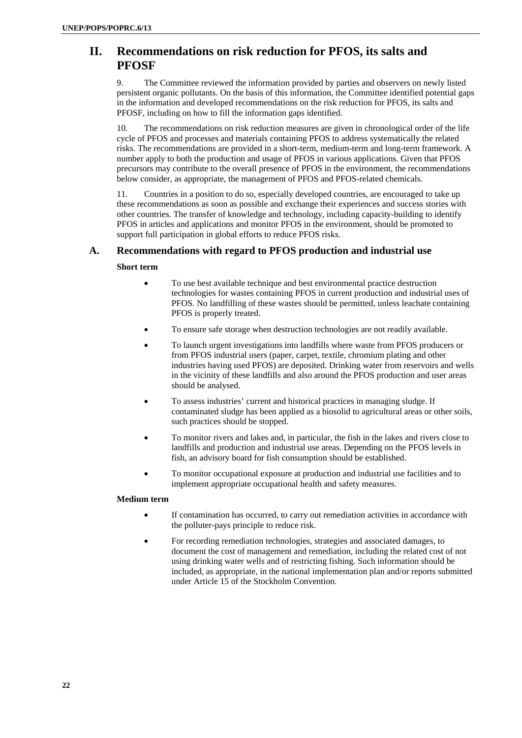# II. Recommendations on risk reduction for PFOS, its salts and PFOSF

9. The Committee reviewed the information provided by parties and observers on newly listed persistent organic pollutants. On the basis of this information, the Committee identified potential gaps in the information and developed recommendations on the risk reduction for PFOS, its salts and PFOSF, including on how to fill the information gaps identified.

10. The recommendations on risk reduction measures are given in chronological order of the life cycle of PFOS and processes and materials containing PFOS to address systematically the related risks. The recommendations are provided in a short-term, medium-term and long-term framework. A number apply to both the production and usage of PFOS in various applications. Given that PFOS precursors may contribute to the overall presence of PFOS in the environment, the recommendations below consider, as appropriate, the management of PFOS and PFOS-related chemicals.

11. Countries in a position to do so, especially developed countries, are encouraged to take up these recommendations as soon as possible and exchange their experiences and success stories with other countries. The transfer of knowledge and technology, including capacity-building to identify PFOS in articles and applications and monitor PFOS in the environment, should be promoted to support full participation in global efforts to reduce PFOS risks.

## A. Recommendations with regard to PFOS production and industrial use

**Short term**

- To use best available technique and best environmental practice destruction technologies for wastes containing PFOS in current production and industrial uses of PFOS. No landfilling of these wastes should be permitted, unless leachate containing PFOS is properly treated.
- To ensure safe storage when destruction technologies are not readily available.
- To launch urgent investigations into landfills where waste from PFOS producers or from PFOS industrial users (paper, carpet, textile, chromium plating and other industries having used PFOS) are deposited. Drinking water from reservoirs and wells in the vicinity of these landfills and also around the PFOS production and user areas should be analysed.
- To assess industries' current and historical practices in managing sludge. If contaminated sludge has been applied as a biosolid to agricultural areas or other soils, such practices should be stopped.
- To monitor rivers and lakes and, in particular, the fish in the lakes and rivers close to landfills and production and industrial use areas. Depending on the PFOS levels in fish, an advisory board for fish consumption should be established.
- To monitor occupational exposure at production and industrial use facilities and to implement appropriate occupational health and safety measures.

**Medium term**

- If contamination has occurred, to carry out remediation activities in accordance with the polluter-pays principle to reduce risk.
- For recording remediation technologies, strategies and associated damages, to document the cost of management and remediation, including the related cost of not using drinking water wells and of restricting fishing. Such information should be included, as appropriate, in the national implementation plan and/or reports submitted under Article 15 of the Stockholm Convention.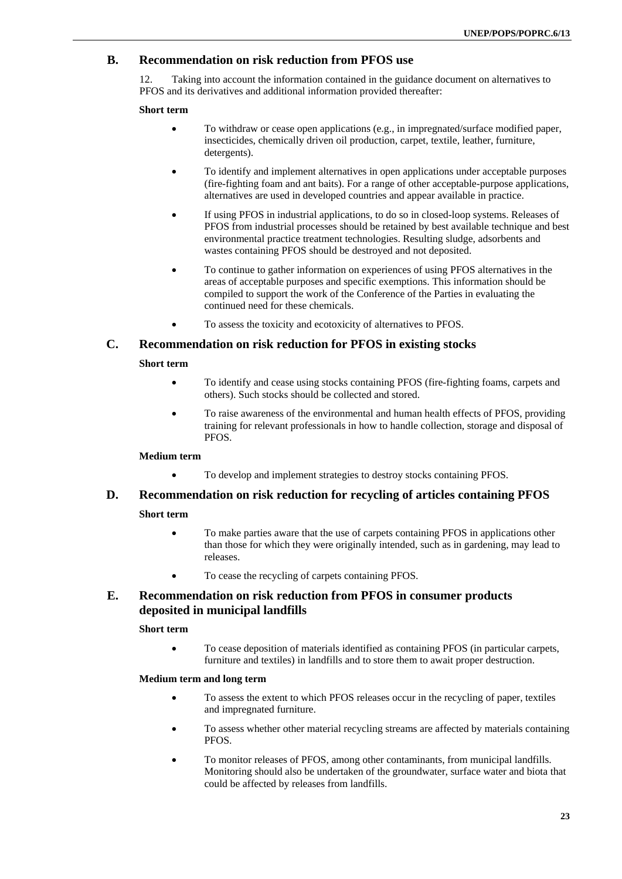## B. Recommendation on risk reduction from PFOS use

12. Taking into account the information contained in the guidance document on alternatives to PFOS and its derivatives and additional information provided thereafter:

**Short term**

- To withdraw or cease open applications (e.g., in impregnated/surface modified paper, insecticides, chemically driven oil production, carpet, textile, leather, furniture, detergents).
- To identify and implement alternatives in open applications under acceptable purposes (fire-fighting foam and ant baits). For a range of other acceptable-purpose applications, alternatives are used in developed countries and appear available in practice.
- If using PFOS in industrial applications, to do so in closed-loop systems. Releases of PFOS from industrial processes should be retained by best available technique and best environmental practice treatment technologies. Resulting sludge, adsorbents and wastes containing PFOS should be destroyed and not deposited.
- To continue to gather information on experiences of using PFOS alternatives in the areas of acceptable purposes and specific exemptions. This information should be compiled to support the work of the Conference of the Parties in evaluating the continued need for these chemicals.
- To assess the toxicity and ecotoxicity of alternatives to PFOS.

## C. Recommendation on risk reduction for PFOS in existing stocks

**Short term**

- To identify and cease using stocks containing PFOS (fire-fighting foams, carpets and others). Such stocks should be collected and stored.
- To raise awareness of the environmental and human health effects of PFOS, providing training for relevant professionals in how to handle collection, storage and disposal of PFOS.

**Medium term**

- To develop and implement strategies to destroy stocks containing PFOS.

## D. Recommendation on risk reduction for recycling of articles containing PFOS

**Short term**

- To make parties aware that the use of carpets containing PFOS in applications other than those for which they were originally intended, such as in gardening, may lead to releases.
- To cease the recycling of carpets containing PFOS.

## E. Recommendation on risk reduction from PFOS in consumer products deposited in municipal landfills

**Short term**

- To cease deposition of materials identified as containing PFOS (in particular carpets, furniture and textiles) in landfills and to store them to await proper destruction.

**Medium term and long term**

- To assess the extent to which PFOS releases occur in the recycling of paper, textiles and impregnated furniture.
- To assess whether other material recycling streams are affected by materials containing PFOS.
- To monitor releases of PFOS, among other contaminants, from municipal landfills. Monitoring should also be undertaken of the groundwater, surface water and biota that could be affected by releases from landfills.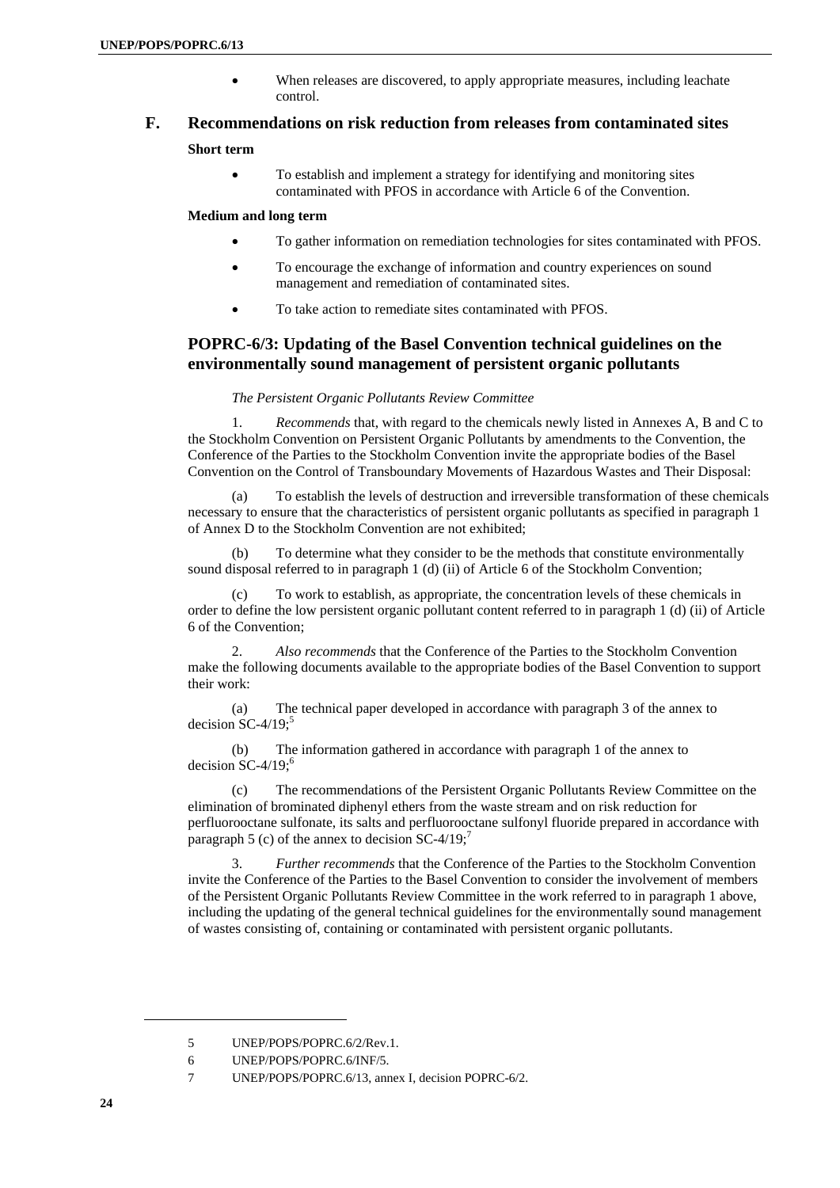- When releases are discovered, to apply appropriate measures, including leachate control.

## F. Recommendations on risk reduction from releases from contaminated sites

**Short term**

- To establish and implement a strategy for identifying and monitoring sites contaminated with PFOS in accordance with Article 6 of the Convention.

**Medium and long term**

- To gather information on remediation technologies for sites contaminated with PFOS.
- To encourage the exchange of information and country experiences on sound management and remediation of contaminated sites.
- To take action to remediate sites contaminated with PFOS.

## POPRC-6/3: Updating of the Basel Convention technical guidelines on the environmentally sound management of persistent organic pollutants

*The Persistent Organic Pollutants Review Committee*

1. *Recommends* that, with regard to the chemicals newly listed in Annexes A, B and C to the Stockholm Convention on Persistent Organic Pollutants by amendments to the Convention, the Conference of the Parties to the Stockholm Convention invite the appropriate bodies of the Basel Convention on the Control of Transboundary Movements of Hazardous Wastes and Their Disposal:

(a) To establish the levels of destruction and irreversible transformation of these chemicals necessary to ensure that the characteristics of persistent organic pollutants as specified in paragraph 1 of Annex D to the Stockholm Convention are not exhibited;

(b) To determine what they consider to be the methods that constitute environmentally sound disposal referred to in paragraph 1 (d) (ii) of Article 6 of the Stockholm Convention;

(c) To work to establish, as appropriate, the concentration levels of these chemicals in order to define the low persistent organic pollutant content referred to in paragraph 1 (d) (ii) of Article 6 of the Convention;

2. *Also recommends* that the Conference of the Parties to the Stockholm Convention make the following documents available to the appropriate bodies of the Basel Convention to support their work:

(a) The technical paper developed in accordance with paragraph 3 of the annex to decision SC-4/19;[5]

(b) The information gathered in accordance with paragraph 1 of the annex to decision SC-4/19;[6]

(c) The recommendations of the Persistent Organic Pollutants Review Committee on the elimination of brominated diphenyl ethers from the waste stream and on risk reduction for perfluorooctane sulfonate, its salts and perfluorooctane sulfonyl fluoride prepared in accordance with paragraph 5 (c) of the annex to decision SC-4/19;[7]

3. *Further recommends* that the Conference of the Parties to the Stockholm Convention invite the Conference of the Parties to the Basel Convention to consider the involvement of members of the Persistent Organic Pollutants Review Committee in the work referred to in paragraph 1 above, including the updating of the general technical guidelines for the environmentally sound management of wastes consisting of, containing or contaminated with persistent organic pollutants.

---

5 UNEP/POPS/POPRC.6/2/Rev.1.

6 UNEP/POPS/POPRC.6/INF/5.

7 UNEP/POPS/POPRC.6/13, annex I, decision POPRC-6/2.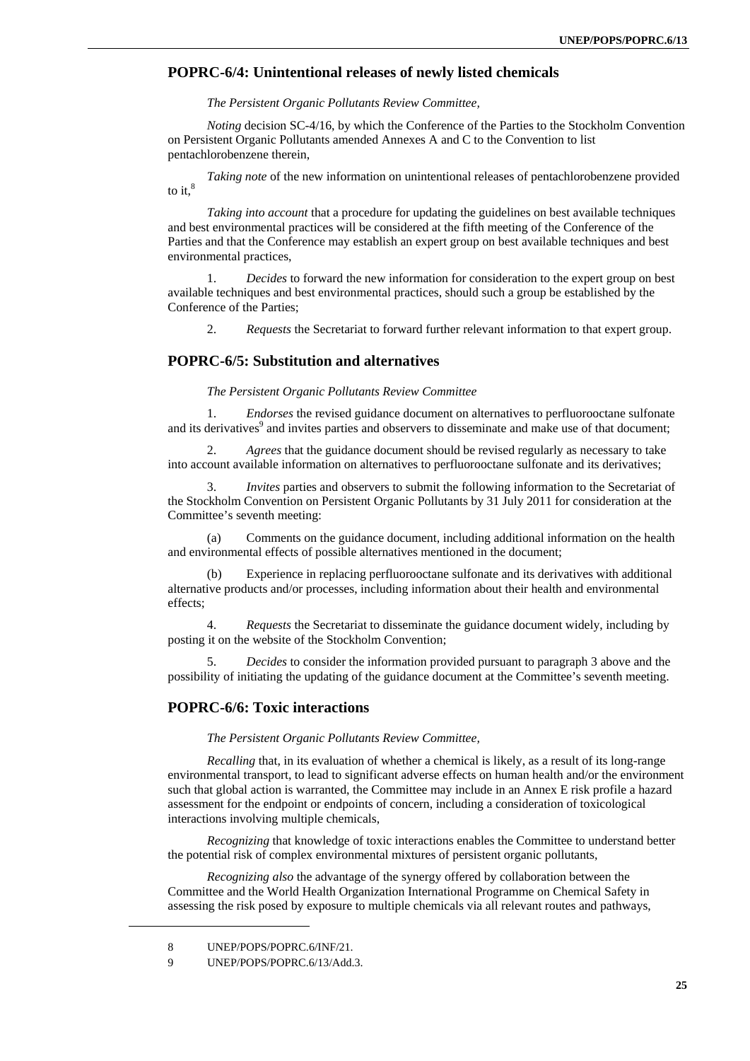## POPRC-6/4: Unintentional releases of newly listed chemicals

*The Persistent Organic Pollutants Review Committee,*

*Noting* decision SC-4/16, by which the Conference of the Parties to the Stockholm Convention on Persistent Organic Pollutants amended Annexes A and C to the Convention to list pentachlorobenzene therein,

*Taking note* of the new information on unintentional releases of pentachlorobenzene provided to it,[8]

*Taking into account* that a procedure for updating the guidelines on best available techniques and best environmental practices will be considered at the fifth meeting of the Conference of the Parties and that the Conference may establish an expert group on best available techniques and best environmental practices,

1. *Decides* to forward the new information for consideration to the expert group on best available techniques and best environmental practices, should such a group be established by the Conference of the Parties;

2. *Requests* the Secretariat to forward further relevant information to that expert group.

## POPRC-6/5: Substitution and alternatives

*The Persistent Organic Pollutants Review Committee*

1. *Endorses* the revised guidance document on alternatives to perfluorooctane sulfonate and its derivatives[9] and invites parties and observers to disseminate and make use of that document;

2. *Agrees* that the guidance document should be revised regularly as necessary to take into account available information on alternatives to perfluorooctane sulfonate and its derivatives;

3. *Invites* parties and observers to submit the following information to the Secretariat of the Stockholm Convention on Persistent Organic Pollutants by 31 July 2011 for consideration at the Committee's seventh meeting:

(a) Comments on the guidance document, including additional information on the health and environmental effects of possible alternatives mentioned in the document;

(b) Experience in replacing perfluorooctane sulfonate and its derivatives with additional alternative products and/or processes, including information about their health and environmental effects;

4. *Requests* the Secretariat to disseminate the guidance document widely, including by posting it on the website of the Stockholm Convention;

5. *Decides* to consider the information provided pursuant to paragraph 3 above and the possibility of initiating the updating of the guidance document at the Committee's seventh meeting.

## POPRC-6/6: Toxic interactions

*The Persistent Organic Pollutants Review Committee,*

*Recalling* that, in its evaluation of whether a chemical is likely, as a result of its long-range environmental transport, to lead to significant adverse effects on human health and/or the environment such that global action is warranted, the Committee may include in an Annex E risk profile a hazard assessment for the endpoint or endpoints of concern, including a consideration of toxicological interactions involving multiple chemicals,

*Recognizing* that knowledge of toxic interactions enables the Committee to understand better the potential risk of complex environmental mixtures of persistent organic pollutants,

*Recognizing also* the advantage of the synergy offered by collaboration between the Committee and the World Health Organization International Programme on Chemical Safety in assessing the risk posed by exposure to multiple chemicals via all relevant routes and pathways,

---

8 UNEP/POPS/POPRC.6/INF/21.

9 UNEP/POPS/POPRC.6/13/Add.3.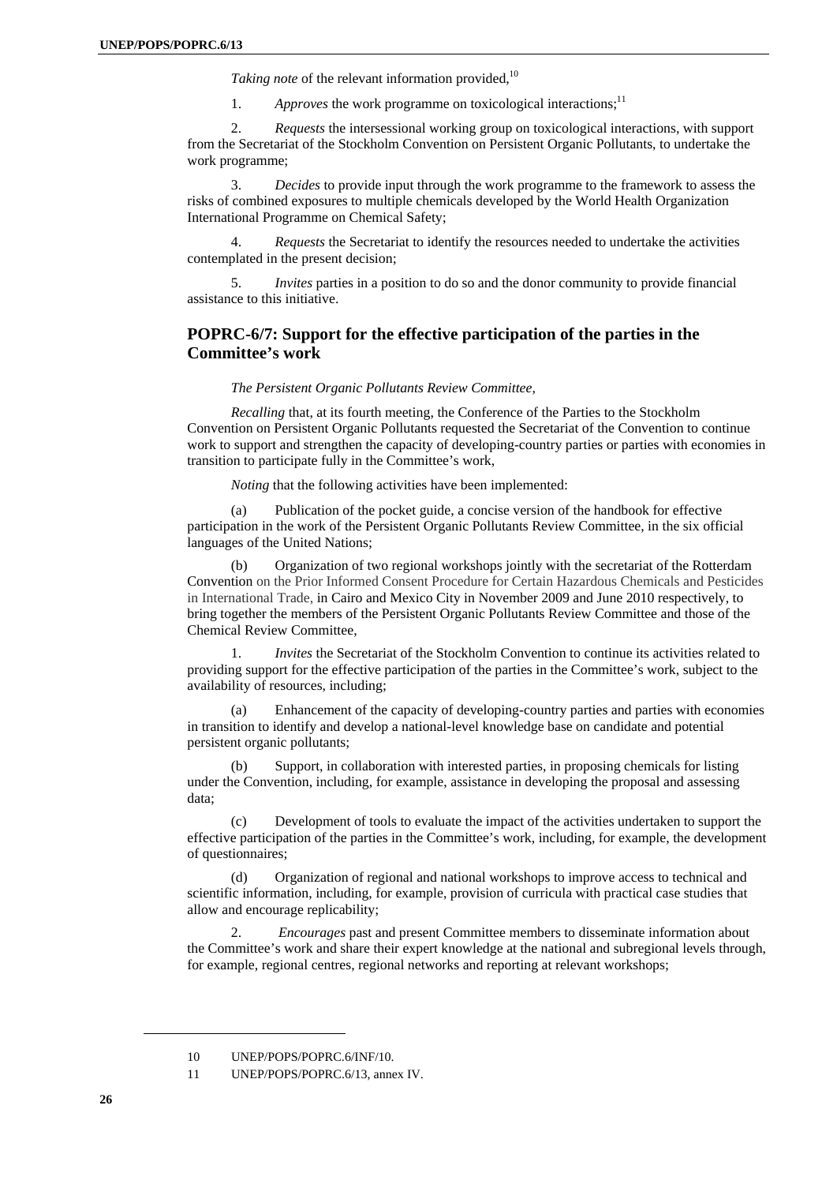*Taking note* of the relevant information provided,[10]

1. *Approves* the work programme on toxicological interactions;[11]

2. *Requests* the intersessional working group on toxicological interactions, with support from the Secretariat of the Stockholm Convention on Persistent Organic Pollutants, to undertake the work programme;

3. *Decides* to provide input through the work programme to the framework to assess the risks of combined exposures to multiple chemicals developed by the World Health Organization International Programme on Chemical Safety;

4. *Requests* the Secretariat to identify the resources needed to undertake the activities contemplated in the present decision;

5. *Invites* parties in a position to do so and the donor community to provide financial assistance to this initiative.

## POPRC-6/7: Support for the effective participation of the parties in the Committee's work

*The Persistent Organic Pollutants Review Committee,*

*Recalling* that, at its fourth meeting, the Conference of the Parties to the Stockholm Convention on Persistent Organic Pollutants requested the Secretariat of the Convention to continue work to support and strengthen the capacity of developing-country parties or parties with economies in transition to participate fully in the Committee's work,

*Noting* that the following activities have been implemented:

(a) Publication of the pocket guide, a concise version of the handbook for effective participation in the work of the Persistent Organic Pollutants Review Committee, in the six official languages of the United Nations;

(b) Organization of two regional workshops jointly with the secretariat of the Rotterdam Convention on the Prior Informed Consent Procedure for Certain Hazardous Chemicals and Pesticides in International Trade, in Cairo and Mexico City in November 2009 and June 2010 respectively, to bring together the members of the Persistent Organic Pollutants Review Committee and those of the Chemical Review Committee,

1. *Invites* the Secretariat of the Stockholm Convention to continue its activities related to providing support for the effective participation of the parties in the Committee's work, subject to the availability of resources, including;

(a) Enhancement of the capacity of developing-country parties and parties with economies in transition to identify and develop a national-level knowledge base on candidate and potential persistent organic pollutants;

(b) Support, in collaboration with interested parties, in proposing chemicals for listing under the Convention, including, for example, assistance in developing the proposal and assessing data;

(c) Development of tools to evaluate the impact of the activities undertaken to support the effective participation of the parties in the Committee's work, including, for example, the development of questionnaires;

(d) Organization of regional and national workshops to improve access to technical and scientific information, including, for example, provision of curricula with practical case studies that allow and encourage replicability;

2. *Encourages* past and present Committee members to disseminate information about the Committee's work and share their expert knowledge at the national and subregional levels through, for example, regional centres, regional networks and reporting at relevant workshops;

---

10 UNEP/POPS/POPRC.6/INF/10.

11 UNEP/POPS/POPRC.6/13, annex IV.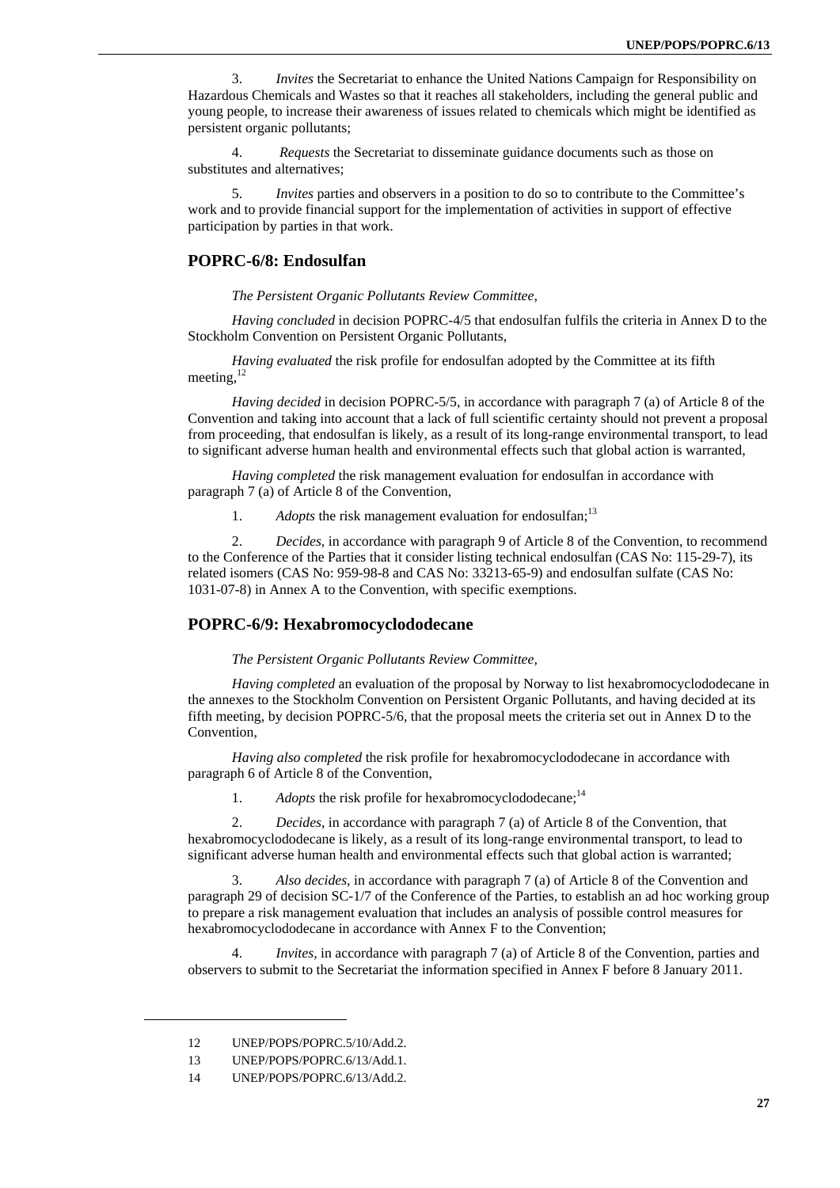3. *Invites* the Secretariat to enhance the United Nations Campaign for Responsibility on Hazardous Chemicals and Wastes so that it reaches all stakeholders, including the general public and young people, to increase their awareness of issues related to chemicals which might be identified as persistent organic pollutants;

4. *Requests* the Secretariat to disseminate guidance documents such as those on substitutes and alternatives;

5. *Invites* parties and observers in a position to do so to contribute to the Committee's work and to provide financial support for the implementation of activities in support of effective participation by parties in that work.

## POPRC-6/8: Endosulfan

*The Persistent Organic Pollutants Review Committee,*

*Having concluded* in decision POPRC-4/5 that endosulfan fulfils the criteria in Annex D to the Stockholm Convention on Persistent Organic Pollutants,

*Having evaluated* the risk profile for endosulfan adopted by the Committee at its fifth meeting,[12]

*Having decided* in decision POPRC-5/5, in accordance with paragraph 7 (a) of Article 8 of the Convention and taking into account that a lack of full scientific certainty should not prevent a proposal from proceeding, that endosulfan is likely, as a result of its long-range environmental transport, to lead to significant adverse human health and environmental effects such that global action is warranted,

*Having completed* the risk management evaluation for endosulfan in accordance with paragraph 7 (a) of Article 8 of the Convention,

1. *Adopts* the risk management evaluation for endosulfan;[13]

2. *Decides,* in accordance with paragraph 9 of Article 8 of the Convention, to recommend to the Conference of the Parties that it consider listing technical endosulfan (CAS No: 115-29-7), its related isomers (CAS No: 959-98-8 and CAS No: 33213-65-9) and endosulfan sulfate (CAS No: 1031-07-8) in Annex A to the Convention, with specific exemptions.

## POPRC-6/9: Hexabromocyclododecane

*The Persistent Organic Pollutants Review Committee,*

*Having completed* an evaluation of the proposal by Norway to list hexabromocyclododecane in the annexes to the Stockholm Convention on Persistent Organic Pollutants, and having decided at its fifth meeting, by decision POPRC-5/6, that the proposal meets the criteria set out in Annex D to the Convention,

*Having also completed* the risk profile for hexabromocyclododecane in accordance with paragraph 6 of Article 8 of the Convention,

1. *Adopts* the risk profile for hexabromocyclododecane;[14]

2. *Decides,* in accordance with paragraph 7 (a) of Article 8 of the Convention, that hexabromocyclododecane is likely, as a result of its long-range environmental transport, to lead to significant adverse human health and environmental effects such that global action is warranted;

3. *Also decides,* in accordance with paragraph 7 (a) of Article 8 of the Convention and paragraph 29 of decision SC-1/7 of the Conference of the Parties, to establish an ad hoc working group to prepare a risk management evaluation that includes an analysis of possible control measures for hexabromocyclododecane in accordance with Annex F to the Convention;

4. *Invites,* in accordance with paragraph 7 (a) of Article 8 of the Convention, parties and observers to submit to the Secretariat the information specified in Annex F before 8 January 2011.

---

12 UNEP/POPS/POPRC.5/10/Add.2.

13 UNEP/POPS/POPRC.6/13/Add.1.

14 UNEP/POPS/POPRC.6/13/Add.2.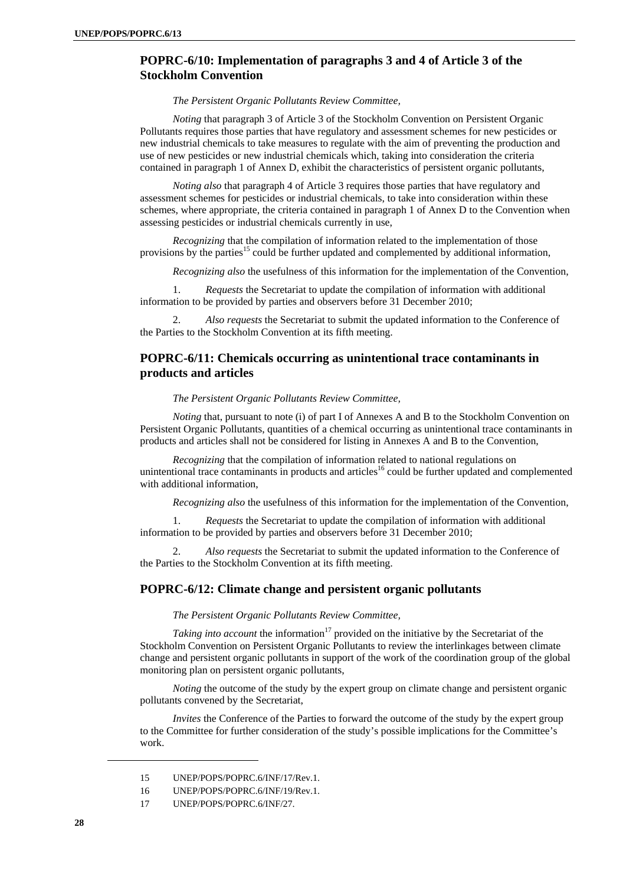## POPRC-6/10: Implementation of paragraphs 3 and 4 of Article 3 of the Stockholm Convention

*The Persistent Organic Pollutants Review Committee,*

*Noting* that paragraph 3 of Article 3 of the Stockholm Convention on Persistent Organic Pollutants requires those parties that have regulatory and assessment schemes for new pesticides or new industrial chemicals to take measures to regulate with the aim of preventing the production and use of new pesticides or new industrial chemicals which, taking into consideration the criteria contained in paragraph 1 of Annex D, exhibit the characteristics of persistent organic pollutants,

*Noting also* that paragraph 4 of Article 3 requires those parties that have regulatory and assessment schemes for pesticides or industrial chemicals, to take into consideration within these schemes, where appropriate, the criteria contained in paragraph 1 of Annex D to the Convention when assessing pesticides or industrial chemicals currently in use,

*Recognizing* that the compilation of information related to the implementation of those provisions by the parties[15] could be further updated and complemented by additional information,

*Recognizing also* the usefulness of this information for the implementation of the Convention,

1. *Requests* the Secretariat to update the compilation of information with additional information to be provided by parties and observers before 31 December 2010;

2. *Also requests* the Secretariat to submit the updated information to the Conference of the Parties to the Stockholm Convention at its fifth meeting.

## POPRC-6/11: Chemicals occurring as unintentional trace contaminants in products and articles

*The Persistent Organic Pollutants Review Committee,*

*Noting* that, pursuant to note (i) of part I of Annexes A and B to the Stockholm Convention on Persistent Organic Pollutants, quantities of a chemical occurring as unintentional trace contaminants in products and articles shall not be considered for listing in Annexes A and B to the Convention,

*Recognizing* that the compilation of information related to national regulations on unintentional trace contaminants in products and articles[16] could be further updated and complemented with additional information,

*Recognizing also* the usefulness of this information for the implementation of the Convention,

1. *Requests* the Secretariat to update the compilation of information with additional information to be provided by parties and observers before 31 December 2010;

2. *Also requests* the Secretariat to submit the updated information to the Conference of the Parties to the Stockholm Convention at its fifth meeting.

## POPRC-6/12: Climate change and persistent organic pollutants

*The Persistent Organic Pollutants Review Committee,*

*Taking into account* the information[17] provided on the initiative by the Secretariat of the Stockholm Convention on Persistent Organic Pollutants to review the interlinkages between climate change and persistent organic pollutants in support of the work of the coordination group of the global monitoring plan on persistent organic pollutants,

*Noting* the outcome of the study by the expert group on climate change and persistent organic pollutants convened by the Secretariat,

*Invites* the Conference of the Parties to forward the outcome of the study by the expert group to the Committee for further consideration of the study's possible implications for the Committee's work.

---

15 UNEP/POPS/POPRC.6/INF/17/Rev.1.

16 UNEP/POPS/POPRC.6/INF/19/Rev.1.

17 UNEP/POPS/POPRC.6/INF/27.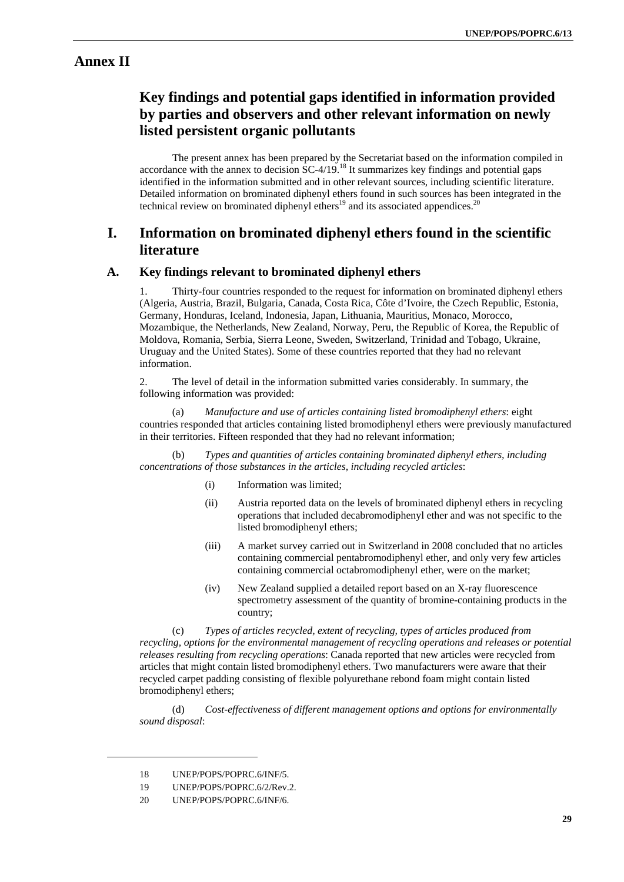# Annex II

## Key findings and potential gaps identified in information provided by parties and observers and other relevant information on newly listed persistent organic pollutants

The present annex has been prepared by the Secretariat based on the information compiled in accordance with the annex to decision SC-4/19.[18] It summarizes key findings and potential gaps identified in the information submitted and in other relevant sources, including scientific literature. Detailed information on brominated diphenyl ethers found in such sources has been integrated in the technical review on brominated diphenyl ethers[19] and its associated appendices.[20]

## I. Information on brominated diphenyl ethers found in the scientific literature

### A. Key findings relevant to brominated diphenyl ethers

1. Thirty-four countries responded to the request for information on brominated diphenyl ethers (Algeria, Austria, Brazil, Bulgaria, Canada, Costa Rica, Côte d'Ivoire, the Czech Republic, Estonia, Germany, Honduras, Iceland, Indonesia, Japan, Lithuania, Mauritius, Monaco, Morocco, Mozambique, the Netherlands, New Zealand, Norway, Peru, the Republic of Korea, the Republic of Moldova, Romania, Serbia, Sierra Leone, Sweden, Switzerland, Trinidad and Tobago, Ukraine, Uruguay and the United States). Some of these countries reported that they had no relevant information.

2. The level of detail in the information submitted varies considerably. In summary, the following information was provided:

(a) *Manufacture and use of articles containing listed bromodiphenyl ethers*: eight countries responded that articles containing listed bromodiphenyl ethers were previously manufactured in their territories. Fifteen responded that they had no relevant information;

(b) *Types and quantities of articles containing brominated diphenyl ethers, including concentrations of those substances in the articles, including recycled articles*:

- (i) Information was limited;
- (ii) Austria reported data on the levels of brominated diphenyl ethers in recycling operations that included decabromodiphenyl ether and was not specific to the listed bromodiphenyl ethers;
- (iii) A market survey carried out in Switzerland in 2008 concluded that no articles containing commercial pentabromodiphenyl ether, and only very few articles containing commercial octabromodiphenyl ether, were on the market;
- (iv) New Zealand supplied a detailed report based on an X-ray fluorescence spectrometry assessment of the quantity of bromine-containing products in the country;

(c) *Types of articles recycled, extent of recycling, types of articles produced from recycling, options for the environmental management of recycling operations and releases or potential releases resulting from recycling operations*: Canada reported that new articles were recycled from articles that might contain listed bromodiphenyl ethers. Two manufacturers were aware that their recycled carpet padding consisting of flexible polyurethane rebond foam might contain listed bromodiphenyl ethers;

(d) *Cost-effectiveness of different management options and options for environmentally sound disposal*:

---

18 UNEP/POPS/POPRC.6/INF/5.

19 UNEP/POPS/POPRC.6/2/Rev.2.

20 UNEP/POPS/POPRC.6/INF/6.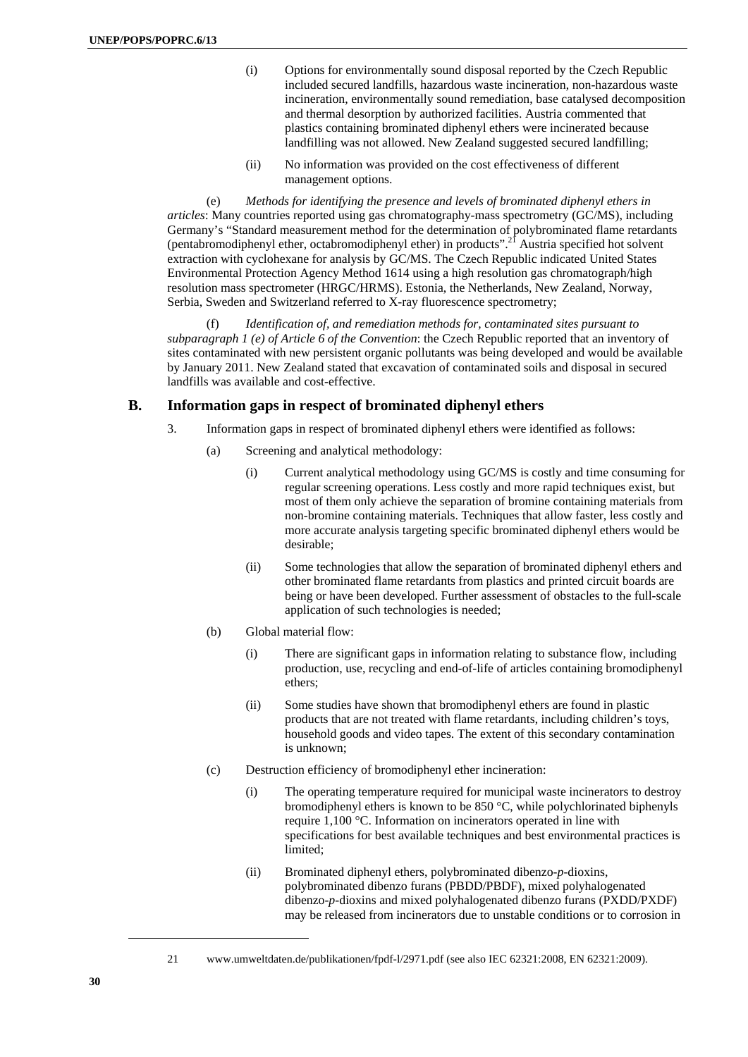(i) Options for environmentally sound disposal reported by the Czech Republic included secured landfills, hazardous waste incineration, non-hazardous waste incineration, environmentally sound remediation, base catalysed decomposition and thermal desorption by authorized facilities. Austria commented that plastics containing brominated diphenyl ethers were incinerated because landfilling was not allowed. New Zealand suggested secured landfilling;

(ii) No information was provided on the cost effectiveness of different management options.

(e) *Methods for identifying the presence and levels of brominated diphenyl ethers in articles*: Many countries reported using gas chromatography-mass spectrometry (GC/MS), including Germany's "Standard measurement method for the determination of polybrominated flame retardants (pentabromodiphenyl ether, octabromodiphenyl ether) in products".[21] Austria specified hot solvent extraction with cyclohexane for analysis by GC/MS. The Czech Republic indicated United States Environmental Protection Agency Method 1614 using a high resolution gas chromatograph/high resolution mass spectrometer (HRGC/HRMS). Estonia, the Netherlands, New Zealand, Norway, Serbia, Sweden and Switzerland referred to X-ray fluorescence spectrometry;

(f) *Identification of, and remediation methods for, contaminated sites pursuant to subparagraph 1 (e) of Article 6 of the Convention*: the Czech Republic reported that an inventory of sites contaminated with new persistent organic pollutants was being developed and would be available by January 2011. New Zealand stated that excavation of contaminated soils and disposal in secured landfills was available and cost-effective.

## B. Information gaps in respect of brominated diphenyl ethers

3. Information gaps in respect of brominated diphenyl ethers were identified as follows:

(a) Screening and analytical methodology:

(i) Current analytical methodology using GC/MS is costly and time consuming for regular screening operations. Less costly and more rapid techniques exist, but most of them only achieve the separation of bromine containing materials from non-bromine containing materials. Techniques that allow faster, less costly and more accurate analysis targeting specific brominated diphenyl ethers would be desirable;

(ii) Some technologies that allow the separation of brominated diphenyl ethers and other brominated flame retardants from plastics and printed circuit boards are being or have been developed. Further assessment of obstacles to the full-scale application of such technologies is needed;

(b) Global material flow:

(i) There are significant gaps in information relating to substance flow, including production, use, recycling and end-of-life of articles containing bromodiphenyl ethers;

(ii) Some studies have shown that bromodiphenyl ethers are found in plastic products that are not treated with flame retardants, including children's toys, household goods and video tapes. The extent of this secondary contamination is unknown;

(c) Destruction efficiency of bromodiphenyl ether incineration:

(i) The operating temperature required for municipal waste incinerators to destroy bromodiphenyl ethers is known to be 850 °C, while polychlorinated biphenyls require 1,100 °C. Information on incinerators operated in line with specifications for best available techniques and best environmental practices is limited;

(ii) Brominated diphenyl ethers, polybrominated dibenzo-*p*-dioxins, polybrominated dibenzo furans (PBDD/PBDF), mixed polyhalogenated dibenzo-*p*-dioxins and mixed polyhalogenated dibenzo furans (PXDD/PXDF) may be released from incinerators due to unstable conditions or to corrosion in

---

21 www.umweltdaten.de/publikationen/fpdf-l/2971.pdf (see also IEC 62321:2008, EN 62321:2009).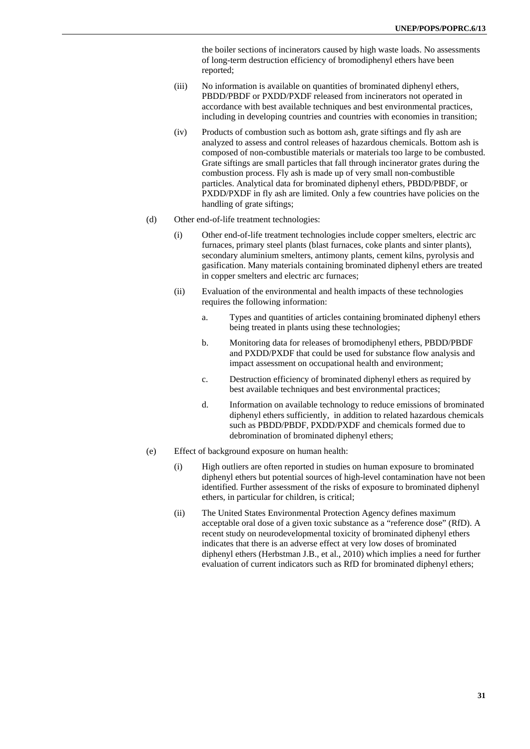the boiler sections of incinerators caused by high waste loads. No assessments of long-term destruction efficiency of bromodiphenyl ethers have been reported;

(iii) No information is available on quantities of brominated diphenyl ethers, PBDD/PBDF or PXDD/PXDF released from incinerators not operated in accordance with best available techniques and best environmental practices, including in developing countries and countries with economies in transition;

(iv) Products of combustion such as bottom ash, grate siftings and fly ash are analyzed to assess and control releases of hazardous chemicals. Bottom ash is composed of non-combustible materials or materials too large to be combusted. Grate siftings are small particles that fall through incinerator grates during the combustion process. Fly ash is made up of very small non-combustible particles. Analytical data for brominated diphenyl ethers, PBDD/PBDF, or PXDD/PXDF in fly ash are limited. Only a few countries have policies on the handling of grate siftings;

(d) Other end-of-life treatment technologies:

(i) Other end-of-life treatment technologies include copper smelters, electric arc furnaces, primary steel plants (blast furnaces, coke plants and sinter plants), secondary aluminium smelters, antimony plants, cement kilns, pyrolysis and gasification. Many materials containing brominated diphenyl ethers are treated in copper smelters and electric arc furnaces;

(ii) Evaluation of the environmental and health impacts of these technologies requires the following information:

a. Types and quantities of articles containing brominated diphenyl ethers being treated in plants using these technologies;

b. Monitoring data for releases of bromodiphenyl ethers, PBDD/PBDF and PXDD/PXDF that could be used for substance flow analysis and impact assessment on occupational health and environment;

c. Destruction efficiency of brominated diphenyl ethers as required by best available techniques and best environmental practices;

d. Information on available technology to reduce emissions of brominated diphenyl ethers sufficiently, in addition to related hazardous chemicals such as PBDD/PBDF, PXDD/PXDF and chemicals formed due to debromination of brominated diphenyl ethers;

(e) Effect of background exposure on human health:

(i) High outliers are often reported in studies on human exposure to brominated diphenyl ethers but potential sources of high-level contamination have not been identified. Further assessment of the risks of exposure to brominated diphenyl ethers, in particular for children, is critical;

(ii) The United States Environmental Protection Agency defines maximum acceptable oral dose of a given toxic substance as a "reference dose" (RfD). A recent study on neurodevelopmental toxicity of brominated diphenyl ethers indicates that there is an adverse effect at very low doses of brominated diphenyl ethers (Herbstman J.B., et al., 2010) which implies a need for further evaluation of current indicators such as RfD for brominated diphenyl ethers;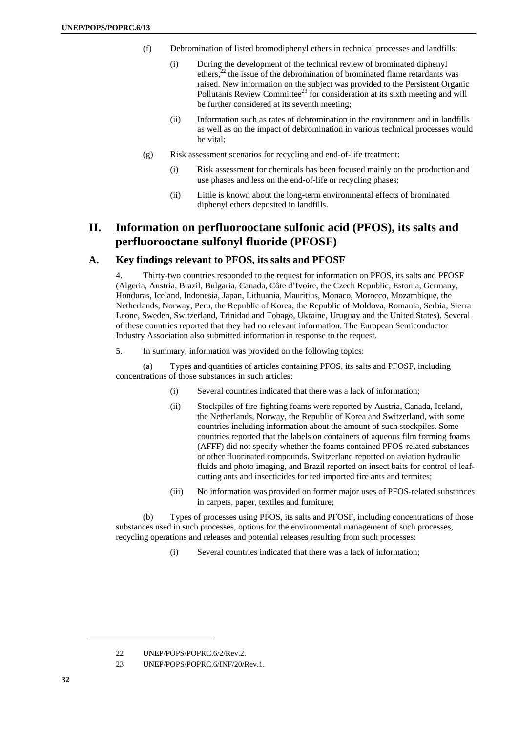(f) Debromination of listed bromodiphenyl ethers in technical processes and landfills:

(i) During the development of the technical review of brominated diphenyl ethers,[22] the issue of the debromination of brominated flame retardants was raised. New information on the subject was provided to the Persistent Organic Pollutants Review Committee[23] for consideration at its sixth meeting and will be further considered at its seventh meeting;

(ii) Information such as rates of debromination in the environment and in landfills as well as on the impact of debromination in various technical processes would be vital;

(g) Risk assessment scenarios for recycling and end-of-life treatment:

(i) Risk assessment for chemicals has been focused mainly on the production and use phases and less on the end-of-life or recycling phases;

(ii) Little is known about the long-term environmental effects of brominated diphenyl ethers deposited in landfills.

# II. Information on perfluorooctane sulfonic acid (PFOS), its salts and perfluorooctane sulfonyl fluoride (PFOSF)

## A. Key findings relevant to PFOS, its salts and PFOSF

4. Thirty-two countries responded to the request for information on PFOS, its salts and PFOSF (Algeria, Austria, Brazil, Bulgaria, Canada, Côte d'Ivoire, the Czech Republic, Estonia, Germany, Honduras, Iceland, Indonesia, Japan, Lithuania, Mauritius, Monaco, Morocco, Mozambique, the Netherlands, Norway, Peru, the Republic of Korea, the Republic of Moldova, Romania, Serbia, Sierra Leone, Sweden, Switzerland, Trinidad and Tobago, Ukraine, Uruguay and the United States). Several of these countries reported that they had no relevant information. The European Semiconductor Industry Association also submitted information in response to the request.

5. In summary, information was provided on the following topics:

(a) Types and quantities of articles containing PFOS, its salts and PFOSF, including concentrations of those substances in such articles:

(i) Several countries indicated that there was a lack of information;

(ii) Stockpiles of fire-fighting foams were reported by Austria, Canada, Iceland, the Netherlands, Norway, the Republic of Korea and Switzerland, with some countries including information about the amount of such stockpiles. Some countries reported that the labels on containers of aqueous film forming foams (AFFF) did not specify whether the foams contained PFOS-related substances or other fluorinated compounds. Switzerland reported on aviation hydraulic fluids and photo imaging, and Brazil reported on insect baits for control of leaf-cutting ants and insecticides for red imported fire ants and termites;

(iii) No information was provided on former major uses of PFOS-related substances in carpets, paper, textiles and furniture;

(b) Types of processes using PFOS, its salts and PFOSF, including concentrations of those substances used in such processes, options for the environmental management of such processes, recycling operations and releases and potential releases resulting from such processes:

(i) Several countries indicated that there was a lack of information;

---

22 UNEP/POPS/POPRC.6/2/Rev.2.

23 UNEP/POPS/POPRC.6/INF/20/Rev.1.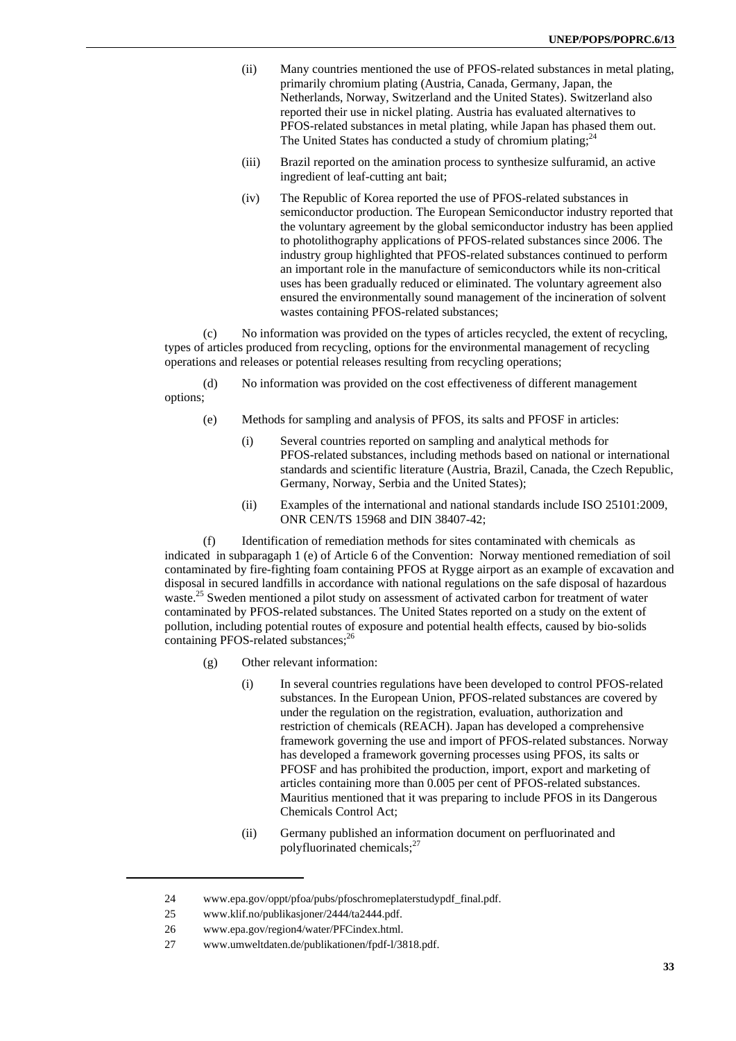(ii) Many countries mentioned the use of PFOS-related substances in metal plating, primarily chromium plating (Austria, Canada, Germany, Japan, the Netherlands, Norway, Switzerland and the United States). Switzerland also reported their use in nickel plating. Austria has evaluated alternatives to PFOS-related substances in metal plating, while Japan has phased them out. The United States has conducted a study of chromium plating;[24]

(iii) Brazil reported on the amination process to synthesize sulfuramid, an active ingredient of leaf-cutting ant bait;

(iv) The Republic of Korea reported the use of PFOS-related substances in semiconductor production. The European Semiconductor industry reported that the voluntary agreement by the global semiconductor industry has been applied to photolithography applications of PFOS-related substances since 2006. The industry group highlighted that PFOS-related substances continued to perform an important role in the manufacture of semiconductors while its non-critical uses has been gradually reduced or eliminated. The voluntary agreement also ensured the environmentally sound management of the incineration of solvent wastes containing PFOS-related substances;

(c) No information was provided on the types of articles recycled, the extent of recycling, types of articles produced from recycling, options for the environmental management of recycling operations and releases or potential releases resulting from recycling operations;

(d) No information was provided on the cost effectiveness of different management options;

(e) Methods for sampling and analysis of PFOS, its salts and PFOSF in articles:

(i) Several countries reported on sampling and analytical methods for PFOS-related substances, including methods based on national or international standards and scientific literature (Austria, Brazil, Canada, the Czech Republic, Germany, Norway, Serbia and the United States);

(ii) Examples of the international and national standards include ISO 25101:2009, ONR CEN/TS 15968 and DIN 38407-42;

(f) Identification of remediation methods for sites contaminated with chemicals as indicated in subparagaph 1 (e) of Article 6 of the Convention: Norway mentioned remediation of soil contaminated by fire-fighting foam containing PFOS at Rygge airport as an example of excavation and disposal in secured landfills in accordance with national regulations on the safe disposal of hazardous waste.[25] Sweden mentioned a pilot study on assessment of activated carbon for treatment of water contaminated by PFOS-related substances. The United States reported on a study on the extent of pollution, including potential routes of exposure and potential health effects, caused by bio-solids containing PFOS-related substances;[26]

(g) Other relevant information:

(i) In several countries regulations have been developed to control PFOS-related substances. In the European Union, PFOS-related substances are covered by under the regulation on the registration, evaluation, authorization and restriction of chemicals (REACH). Japan has developed a comprehensive framework governing the use and import of PFOS-related substances. Norway has developed a framework governing processes using PFOS, its salts or PFOSF and has prohibited the production, import, export and marketing of articles containing more than 0.005 per cent of PFOS-related substances. Mauritius mentioned that it was preparing to include PFOS in its Dangerous Chemicals Control Act;

(ii) Germany published an information document on perfluorinated and polyfluorinated chemicals;[27]

---

24 www.epa.gov/oppt/pfoa/pubs/pfoschromeplaterstudypdf_final.pdf.

25 www.klif.no/publikasjoner/2444/ta2444.pdf.

26 www.epa.gov/region4/water/PFCindex.html.

27 www.umweltdaten.de/publikationen/fpdf-l/3818.pdf.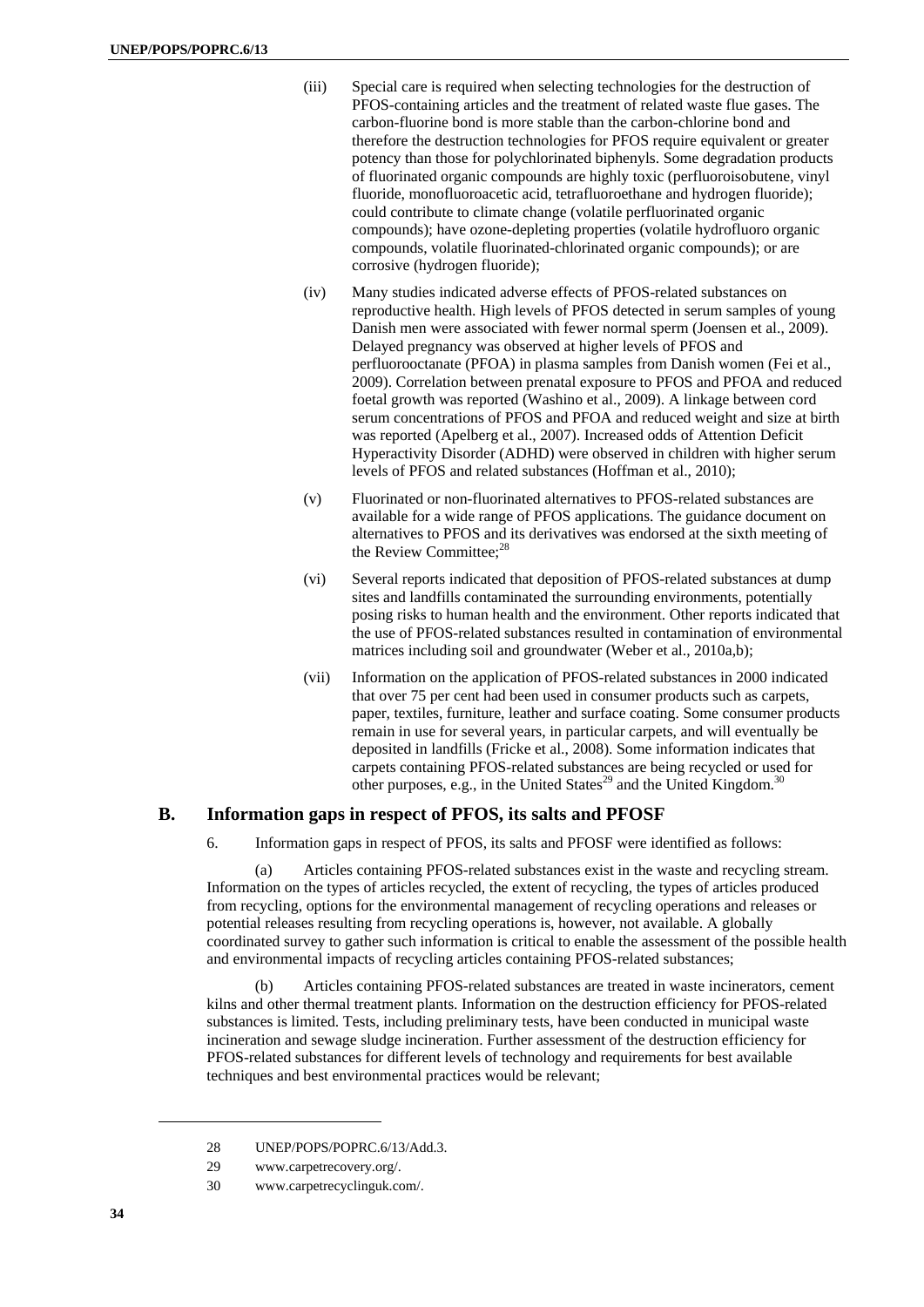(iii) Special care is required when selecting technologies for the destruction of PFOS-containing articles and the treatment of related waste flue gases. The carbon-fluorine bond is more stable than the carbon-chlorine bond and therefore the destruction technologies for PFOS require equivalent or greater potency than those for polychlorinated biphenyls. Some degradation products of fluorinated organic compounds are highly toxic (perfluoroisobutene, vinyl fluoride, monofluoroacetic acid, tetrafluoroethane and hydrogen fluoride); could contribute to climate change (volatile perfluorinated organic compounds); have ozone-depleting properties (volatile hydrofluoro organic compounds, volatile fluorinated-chlorinated organic compounds); or are corrosive (hydrogen fluoride);

(iv) Many studies indicated adverse effects of PFOS-related substances on reproductive health. High levels of PFOS detected in serum samples of young Danish men were associated with fewer normal sperm (Joensen et al., 2009). Delayed pregnancy was observed at higher levels of PFOS and perfluorooctanate (PFOA) in plasma samples from Danish women (Fei et al., 2009). Correlation between prenatal exposure to PFOS and PFOA and reduced foetal growth was reported (Washino et al., 2009). A linkage between cord serum concentrations of PFOS and PFOA and reduced weight and size at birth was reported (Apelberg et al., 2007). Increased odds of Attention Deficit Hyperactivity Disorder (ADHD) were observed in children with higher serum levels of PFOS and related substances (Hoffman et al., 2010);

(v) Fluorinated or non-fluorinated alternatives to PFOS-related substances are available for a wide range of PFOS applications. The guidance document on alternatives to PFOS and its derivatives was endorsed at the sixth meeting of the Review Committee;[28]

(vi) Several reports indicated that deposition of PFOS-related substances at dump sites and landfills contaminated the surrounding environments, potentially posing risks to human health and the environment. Other reports indicated that the use of PFOS-related substances resulted in contamination of environmental matrices including soil and groundwater (Weber et al., 2010a,b);

(vii) Information on the application of PFOS-related substances in 2000 indicated that over 75 per cent had been used in consumer products such as carpets, paper, textiles, furniture, leather and surface coating. Some consumer products remain in use for several years, in particular carpets, and will eventually be deposited in landfills (Fricke et al., 2008). Some information indicates that carpets containing PFOS-related substances are being recycled or used for other purposes, e.g., in the United States[29] and the United Kingdom.[30]

## B. Information gaps in respect of PFOS, its salts and PFOSF

6. Information gaps in respect of PFOS, its salts and PFOSF were identified as follows:

(a) Articles containing PFOS-related substances exist in the waste and recycling stream. Information on the types of articles recycled, the extent of recycling, the types of articles produced from recycling, options for the environmental management of recycling operations and releases or potential releases resulting from recycling operations is, however, not available. A globally coordinated survey to gather such information is critical to enable the assessment of the possible health and environmental impacts of recycling articles containing PFOS-related substances;

(b) Articles containing PFOS-related substances are treated in waste incinerators, cement kilns and other thermal treatment plants. Information on the destruction efficiency for PFOS-related substances is limited. Tests, including preliminary tests, have been conducted in municipal waste incineration and sewage sludge incineration. Further assessment of the destruction efficiency for PFOS-related substances for different levels of technology and requirements for best available techniques and best environmental practices would be relevant;

---

28 UNEP/POPS/POPRC.6/13/Add.3.

29 www.carpetrecovery.org/.

30 www.carpetrecyclinguk.com/.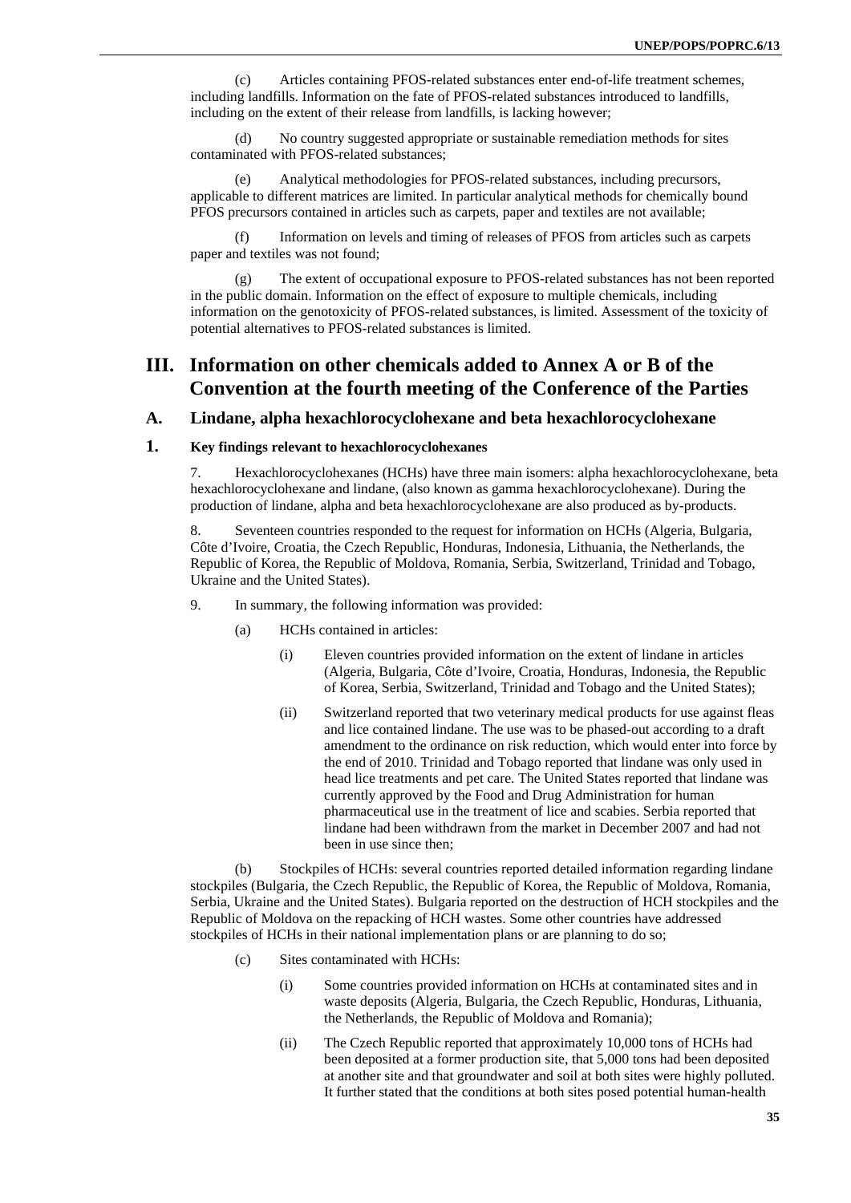(c) Articles containing PFOS-related substances enter end-of-life treatment schemes, including landfills. Information on the fate of PFOS-related substances introduced to landfills, including on the extent of their release from landfills, is lacking however;

(d) No country suggested appropriate or sustainable remediation methods for sites contaminated with PFOS-related substances;

(e) Analytical methodologies for PFOS-related substances, including precursors, applicable to different matrices are limited. In particular analytical methods for chemically bound PFOS precursors contained in articles such as carpets, paper and textiles are not available;

(f) Information on levels and timing of releases of PFOS from articles such as carpets paper and textiles was not found;

(g) The extent of occupational exposure to PFOS-related substances has not been reported in the public domain. Information on the effect of exposure to multiple chemicals, including information on the genotoxicity of PFOS-related substances, is limited. Assessment of the toxicity of potential alternatives to PFOS-related substances is limited.

# III. Information on other chemicals added to Annex A or B of the Convention at the fourth meeting of the Conference of the Parties

## A. Lindane, alpha hexachlorocyclohexane and beta hexachlorocyclohexane

### 1. Key findings relevant to hexachlorocyclohexanes

7. Hexachlorocyclohexanes (HCHs) have three main isomers: alpha hexachlorocyclohexane, beta hexachlorocyclohexane and lindane, (also known as gamma hexachlorocyclohexane). During the production of lindane, alpha and beta hexachlorocyclohexane are also produced as by-products.

8. Seventeen countries responded to the request for information on HCHs (Algeria, Bulgaria, Côte d'Ivoire, Croatia, the Czech Republic, Honduras, Indonesia, Lithuania, the Netherlands, the Republic of Korea, the Republic of Moldova, Romania, Serbia, Switzerland, Trinidad and Tobago, Ukraine and the United States).

9. In summary, the following information was provided:

(a) HCHs contained in articles:

(i) Eleven countries provided information on the extent of lindane in articles (Algeria, Bulgaria, Côte d'Ivoire, Croatia, Honduras, Indonesia, the Republic of Korea, Serbia, Switzerland, Trinidad and Tobago and the United States);

(ii) Switzerland reported that two veterinary medical products for use against fleas and lice contained lindane. The use was to be phased-out according to a draft amendment to the ordinance on risk reduction, which would enter into force by the end of 2010. Trinidad and Tobago reported that lindane was only used in head lice treatments and pet care. The United States reported that lindane was currently approved by the Food and Drug Administration for human pharmaceutical use in the treatment of lice and scabies. Serbia reported that lindane had been withdrawn from the market in December 2007 and had not been in use since then;

(b) Stockpiles of HCHs: several countries reported detailed information regarding lindane stockpiles (Bulgaria, the Czech Republic, the Republic of Korea, the Republic of Moldova, Romania, Serbia, Ukraine and the United States). Bulgaria reported on the destruction of HCH stockpiles and the Republic of Moldova on the repacking of HCH wastes. Some other countries have addressed stockpiles of HCHs in their national implementation plans or are planning to do so;

(c) Sites contaminated with HCHs:

(i) Some countries provided information on HCHs at contaminated sites and in waste deposits (Algeria, Bulgaria, the Czech Republic, Honduras, Lithuania, the Netherlands, the Republic of Moldova and Romania);

(ii) The Czech Republic reported that approximately 10,000 tons of HCHs had been deposited at a former production site, that 5,000 tons had been deposited at another site and that groundwater and soil at both sites were highly polluted. It further stated that the conditions at both sites posed potential human-health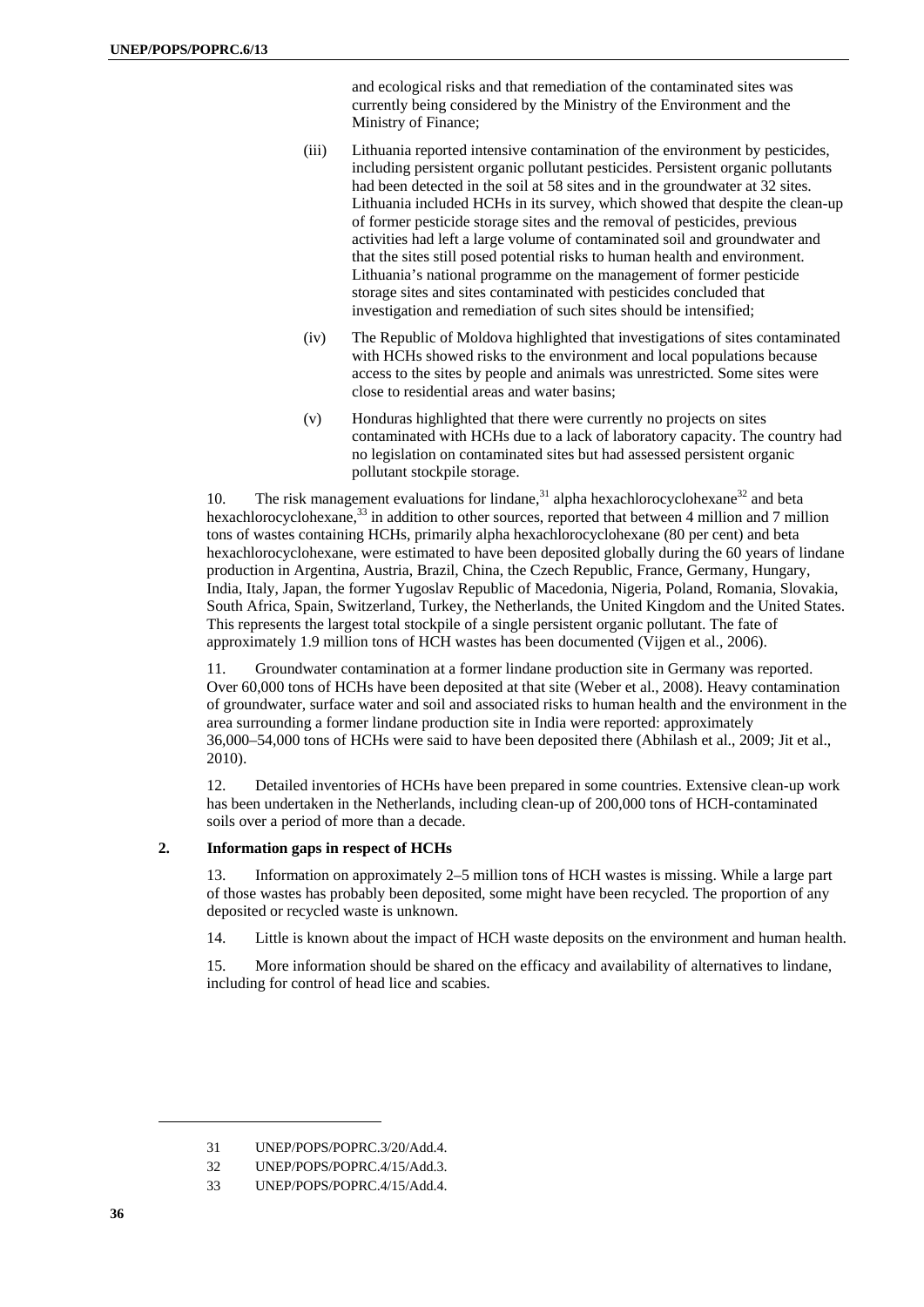and ecological risks and that remediation of the contaminated sites was currently being considered by the Ministry of the Environment and the Ministry of Finance;

(iii) Lithuania reported intensive contamination of the environment by pesticides, including persistent organic pollutant pesticides. Persistent organic pollutants had been detected in the soil at 58 sites and in the groundwater at 32 sites. Lithuania included HCHs in its survey, which showed that despite the clean-up of former pesticide storage sites and the removal of pesticides, previous activities had left a large volume of contaminated soil and groundwater and that the sites still posed potential risks to human health and environment. Lithuania's national programme on the management of former pesticide storage sites and sites contaminated with pesticides concluded that investigation and remediation of such sites should be intensified;

(iv) The Republic of Moldova highlighted that investigations of sites contaminated with HCHs showed risks to the environment and local populations because access to the sites by people and animals was unrestricted. Some sites were close to residential areas and water basins;

(v) Honduras highlighted that there were currently no projects on sites contaminated with HCHs due to a lack of laboratory capacity. The country had no legislation on contaminated sites but had assessed persistent organic pollutant stockpile storage.

10. The risk management evaluations for lindane,[31] alpha hexachlorocyclohexane[32] and beta hexachlorocyclohexane,[33] in addition to other sources, reported that between 4 million and 7 million tons of wastes containing HCHs, primarily alpha hexachlorocyclohexane (80 per cent) and beta hexachlorocyclohexane, were estimated to have been deposited globally during the 60 years of lindane production in Argentina, Austria, Brazil, China, the Czech Republic, France, Germany, Hungary, India, Italy, Japan, the former Yugoslav Republic of Macedonia, Nigeria, Poland, Romania, Slovakia, South Africa, Spain, Switzerland, Turkey, the Netherlands, the United Kingdom and the United States. This represents the largest total stockpile of a single persistent organic pollutant. The fate of approximately 1.9 million tons of HCH wastes has been documented (Vijgen et al., 2006).

11. Groundwater contamination at a former lindane production site in Germany was reported. Over 60,000 tons of HCHs have been deposited at that site (Weber et al., 2008). Heavy contamination of groundwater, surface water and soil and associated risks to human health and the environment in the area surrounding a former lindane production site in India were reported: approximately 36,000–54,000 tons of HCHs were said to have been deposited there (Abhilash et al., 2009; Jit et al., 2010).

12. Detailed inventories of HCHs have been prepared in some countries. Extensive clean-up work has been undertaken in the Netherlands, including clean-up of 200,000 tons of HCH-contaminated soils over a period of more than a decade.

### 2. Information gaps in respect of HCHs

13. Information on approximately 2–5 million tons of HCH wastes is missing. While a large part of those wastes has probably been deposited, some might have been recycled. The proportion of any deposited or recycled waste is unknown.

14. Little is known about the impact of HCH waste deposits on the environment and human health.

15. More information should be shared on the efficacy and availability of alternatives to lindane, including for control of head lice and scabies.

---

31 UNEP/POPS/POPRC.3/20/Add.4.

32 UNEP/POPS/POPRC.4/15/Add.3.

33 UNEP/POPS/POPRC.4/15/Add.4.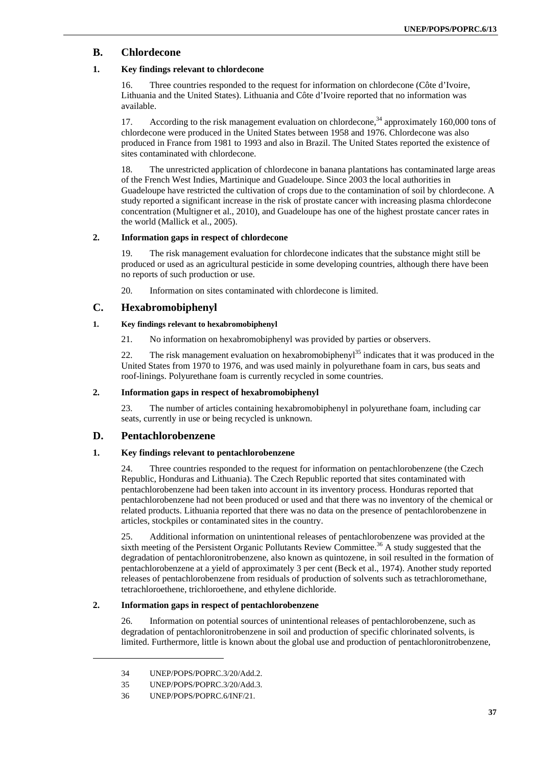## B. Chlordecone

### 1. Key findings relevant to chlordecone

16. Three countries responded to the request for information on chlordecone (Côte d'Ivoire, Lithuania and the United States). Lithuania and Côte d'Ivoire reported that no information was available.

17. According to the risk management evaluation on chlordecone,[34] approximately 160,000 tons of chlordecone were produced in the United States between 1958 and 1976. Chlordecone was also produced in France from 1981 to 1993 and also in Brazil. The United States reported the existence of sites contaminated with chlordecone.

18. The unrestricted application of chlordecone in banana plantations has contaminated large areas of the French West Indies, Martinique and Guadeloupe. Since 2003 the local authorities in Guadeloupe have restricted the cultivation of crops due to the contamination of soil by chlordecone. A study reported a significant increase in the risk of prostate cancer with increasing plasma chlordecone concentration (Multigner et al., 2010), and Guadeloupe has one of the highest prostate cancer rates in the world (Mallick et al., 2005).

### 2. Information gaps in respect of chlordecone

19. The risk management evaluation for chlordecone indicates that the substance might still be produced or used as an agricultural pesticide in some developing countries, although there have been no reports of such production or use.

20. Information on sites contaminated with chlordecone is limited.

## C. Hexabromobiphenyl

### 1. Key findings relevant to hexabromobiphenyl

21. No information on hexabromobiphenyl was provided by parties or observers.

22. The risk management evaluation on hexabromobiphenyl[35] indicates that it was produced in the United States from 1970 to 1976, and was used mainly in polyurethane foam in cars, bus seats and roof-linings. Polyurethane foam is currently recycled in some countries.

### 2. Information gaps in respect of hexabromobiphenyl

23. The number of articles containing hexabromobiphenyl in polyurethane foam, including car seats, currently in use or being recycled is unknown.

## D. Pentachlorobenzene

### 1. Key findings relevant to pentachlorobenzene

24. Three countries responded to the request for information on pentachlorobenzene (the Czech Republic, Honduras and Lithuania). The Czech Republic reported that sites contaminated with pentachlorobenzene had been taken into account in its inventory process. Honduras reported that pentachlorobenzene had not been produced or used and that there was no inventory of the chemical or related products. Lithuania reported that there was no data on the presence of pentachlorobenzene in articles, stockpiles or contaminated sites in the country.

25. Additional information on unintentional releases of pentachlorobenzene was provided at the sixth meeting of the Persistent Organic Pollutants Review Committee.[36] A study suggested that the degradation of pentachloronitrobenzene, also known as quintozene, in soil resulted in the formation of pentachlorobenzene at a yield of approximately 3 per cent (Beck et al., 1974). Another study reported releases of pentachlorobenzene from residuals of production of solvents such as tetrachloromethane, tetrachloroethene, trichloroethene, and ethylene dichloride.

### 2. Information gaps in respect of pentachlorobenzene

26. Information on potential sources of unintentional releases of pentachlorobenzene, such as degradation of pentachloronitrobenzene in soil and production of specific chlorinated solvents, is limited. Furthermore, little is known about the global use and production of pentachloronitrobenzene,

---

34 UNEP/POPS/POPRC.3/20/Add.2.

35 UNEP/POPS/POPRC.3/20/Add.3.

36 UNEP/POPS/POPRC.6/INF/21.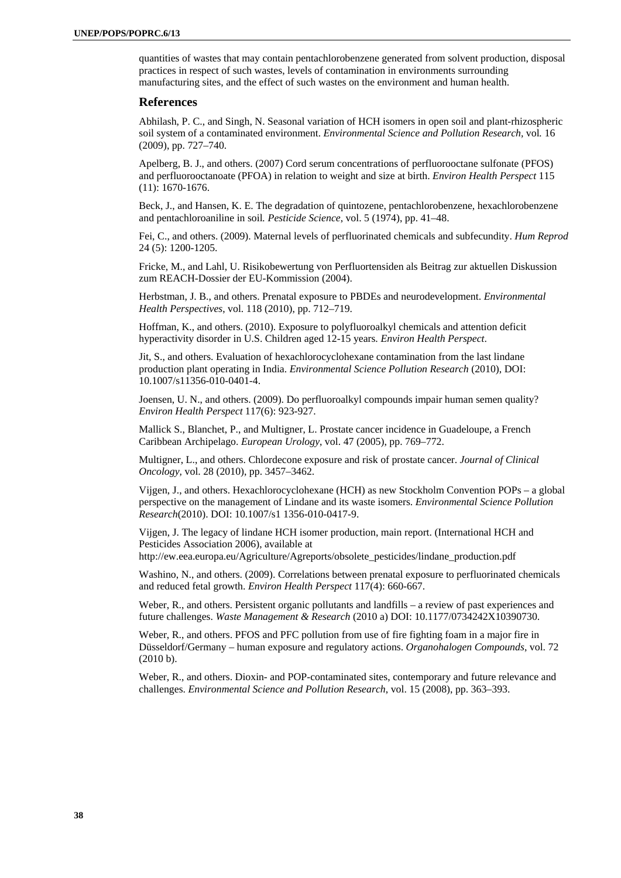quantities of wastes that may contain pentachlorobenzene generated from solvent production, disposal practices in respect of such wastes, levels of contamination in environments surrounding manufacturing sites, and the effect of such wastes on the environment and human health.

## References

Abhilash, P. C., and Singh, N. Seasonal variation of HCH isomers in open soil and plant-rhizospheric soil system of a contaminated environment. *Environmental Science and Pollution Research*, vol. 16 (2009), pp. 727–740.

Apelberg, B. J., and others. (2007) Cord serum concentrations of perfluorooctane sulfonate (PFOS) and perfluorooctanoate (PFOA) in relation to weight and size at birth. *Environ Health Perspect* 115 (11): 1670-1676.

Beck, J., and Hansen, K. E. The degradation of quintozene, pentachlorobenzene, hexachlorobenzene and pentachloroaniline in soil. *Pesticide Science*, vol. 5 (1974), pp. 41–48.

Fei, C., and others. (2009). Maternal levels of perfluorinated chemicals and subfecundity. *Hum Reprod* 24 (5): 1200-1205.

Fricke, M., and Lahl, U. Risikobewertung von Perfluortensiden als Beitrag zur aktuellen Diskussion zum REACH-Dossier der EU-Kommission (2004).

Herbstman, J. B., and others. Prenatal exposure to PBDEs and neurodevelopment. *Environmental Health Perspectives*, vol. 118 (2010), pp. 712–719.

Hoffman, K., and others. (2010). Exposure to polyfluoroalkyl chemicals and attention deficit hyperactivity disorder in U.S. Children aged 12-15 years. *Environ Health Perspect*.

Jit, S., and others. Evaluation of hexachlorocyclohexane contamination from the last lindane production plant operating in India. *Environmental Science Pollution Research* (2010), DOI: 10.1007/s11356-010-0401-4.

Joensen, U. N., and others. (2009). Do perfluoroalkyl compounds impair human semen quality? *Environ Health Perspect* 117(6): 923-927.

Mallick S., Blanchet, P., and Multigner, L. Prostate cancer incidence in Guadeloupe, a French Caribbean Archipelago. *European Urology*, vol. 47 (2005), pp. 769–772.

Multigner, L., and others. Chlordecone exposure and risk of prostate cancer. *Journal of Clinical Oncology*, vol. 28 (2010), pp. 3457–3462.

Vijgen, J., and others. Hexachlorocyclohexane (HCH) as new Stockholm Convention POPs – a global perspective on the management of Lindane and its waste isomers. *Environmental Science Pollution Research*(2010). DOI: 10.1007/s1 1356-010-0417-9.

Vijgen, J. The legacy of lindane HCH isomer production, main report. (International HCH and Pesticides Association 2006), available at http://ew.eea.europa.eu/Agriculture/Agreports/obsolete_pesticides/lindane_production.pdf

Washino, N., and others. (2009). Correlations between prenatal exposure to perfluorinated chemicals and reduced fetal growth. *Environ Health Perspect* 117(4): 660-667.

Weber, R., and others. Persistent organic pollutants and landfills – a review of past experiences and future challenges. *Waste Management & Research* (2010 a) DOI: 10.1177/0734242X10390730.

Weber, R., and others. PFOS and PFC pollution from use of fire fighting foam in a major fire in Düsseldorf/Germany – human exposure and regulatory actions. *Organohalogen Compounds*, vol. 72 (2010 b).

Weber, R., and others. Dioxin- and POP-contaminated sites, contemporary and future relevance and challenges. *Environmental Science and Pollution Research*, vol. 15 (2008), pp. 363–393.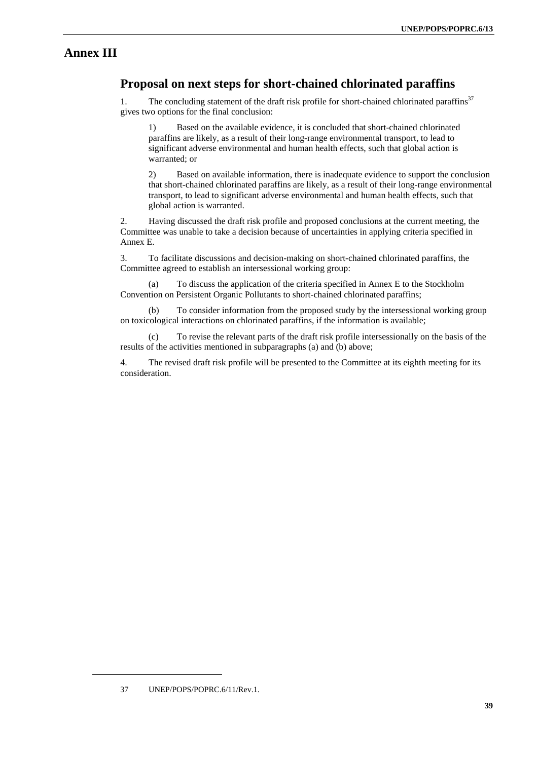# Annex III

## Proposal on next steps for short-chained chlorinated paraffins

1. The concluding statement of the draft risk profile for short-chained chlorinated paraffins[37] gives two options for the final conclusion:

    1) Based on the available evidence, it is concluded that short-chained chlorinated paraffins are likely, as a result of their long-range environmental transport, to lead to significant adverse environmental and human health effects, such that global action is warranted; or

    2) Based on available information, there is inadequate evidence to support the conclusion that short-chained chlorinated paraffins are likely, as a result of their long-range environmental transport, to lead to significant adverse environmental and human health effects, such that global action is warranted.

2. Having discussed the draft risk profile and proposed conclusions at the current meeting, the Committee was unable to take a decision because of uncertainties in applying criteria specified in Annex E.

3. To facilitate discussions and decision-making on short-chained chlorinated paraffins, the Committee agreed to establish an intersessional working group:

    (a) To discuss the application of the criteria specified in Annex E to the Stockholm Convention on Persistent Organic Pollutants to short-chained chlorinated paraffins;

    (b) To consider information from the proposed study by the intersessional working group on toxicological interactions on chlorinated paraffins, if the information is available;

    (c) To revise the relevant parts of the draft risk profile intersessionally on the basis of the results of the activities mentioned in subparagraphs (a) and (b) above;

4. The revised draft risk profile will be presented to the Committee at its eighth meeting for its consideration.

---

37 UNEP/POPS/POPRC.6/11/Rev.1.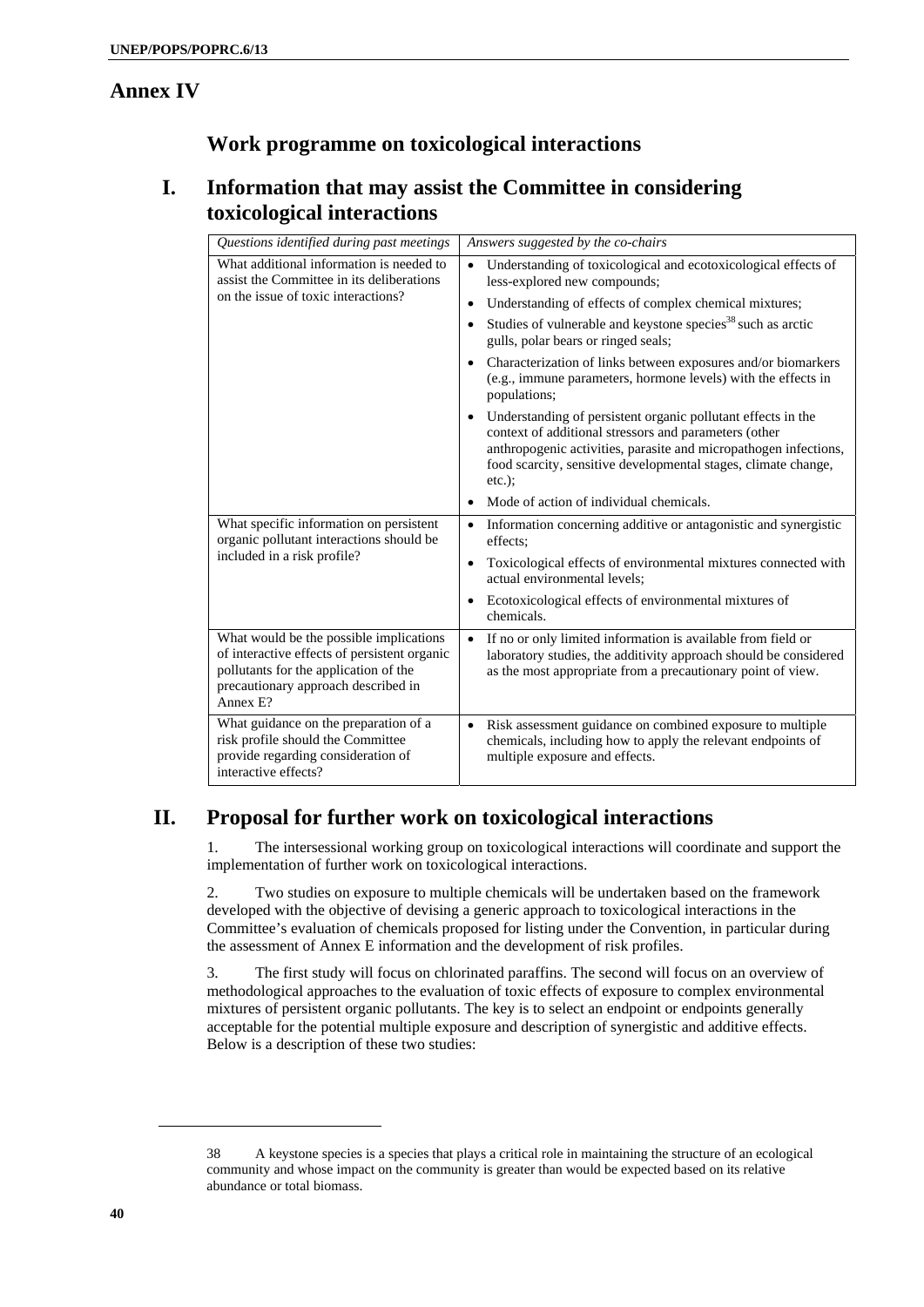# Annex IV

## Work programme on toxicological interactions

## I. Information that may assist the Committee in considering toxicological interactions

| *Questions identified during past meetings* | *Answers suggested by the co-chairs* |
|---|---|
| What additional information is needed to assist the Committee in its deliberations on the issue of toxic interactions? | • Understanding of toxicological and ecotoxicological effects of less-explored new compounds;<br>• Understanding of effects of complex chemical mixtures;<br>• Studies of vulnerable and keystone species[38] such as arctic gulls, polar bears or ringed seals;<br>• Characterization of links between exposures and/or biomarkers (e.g., immune parameters, hormone levels) with the effects in populations;<br>• Understanding of persistent organic pollutant effects in the context of additional stressors and parameters (other anthropogenic activities, parasite and micropathogen infections, food scarcity, sensitive developmental stages, climate change, etc.);<br>• Mode of action of individual chemicals. |
| What specific information on persistent organic pollutant interactions should be included in a risk profile? | • Information concerning additive or antagonistic and synergistic effects;<br>• Toxicological effects of environmental mixtures connected with actual environmental levels;<br>• Ecotoxicological effects of environmental mixtures of chemicals. |
| What would be the possible implications of interactive effects of persistent organic pollutants for the application of the precautionary approach described in Annex E? | • If no or only limited information is available from field or laboratory studies, the additivity approach should be considered as the most appropriate from a precautionary point of view. |
| What guidance on the preparation of a risk profile should the Committee provide regarding consideration of interactive effects? | • Risk assessment guidance on combined exposure to multiple chemicals, including how to apply the relevant endpoints of multiple exposure and effects. |

## II. Proposal for further work on toxicological interactions

1. The intersessional working group on toxicological interactions will coordinate and support the implementation of further work on toxicological interactions.

2. Two studies on exposure to multiple chemicals will be undertaken based on the framework developed with the objective of devising a generic approach to toxicological interactions in the Committee's evaluation of chemicals proposed for listing under the Convention, in particular during the assessment of Annex E information and the development of risk profiles.

3. The first study will focus on chlorinated paraffins. The second will focus on an overview of methodological approaches to the evaluation of toxic effects of exposure to complex environmental mixtures of persistent organic pollutants. The key is to select an endpoint or endpoints generally acceptable for the potential multiple exposure and description of synergistic and additive effects. Below is a description of these two studies:

---

38 A keystone species is a species that plays a critical role in maintaining the structure of an ecological community and whose impact on the community is greater than would be expected based on its relative abundance or total biomass.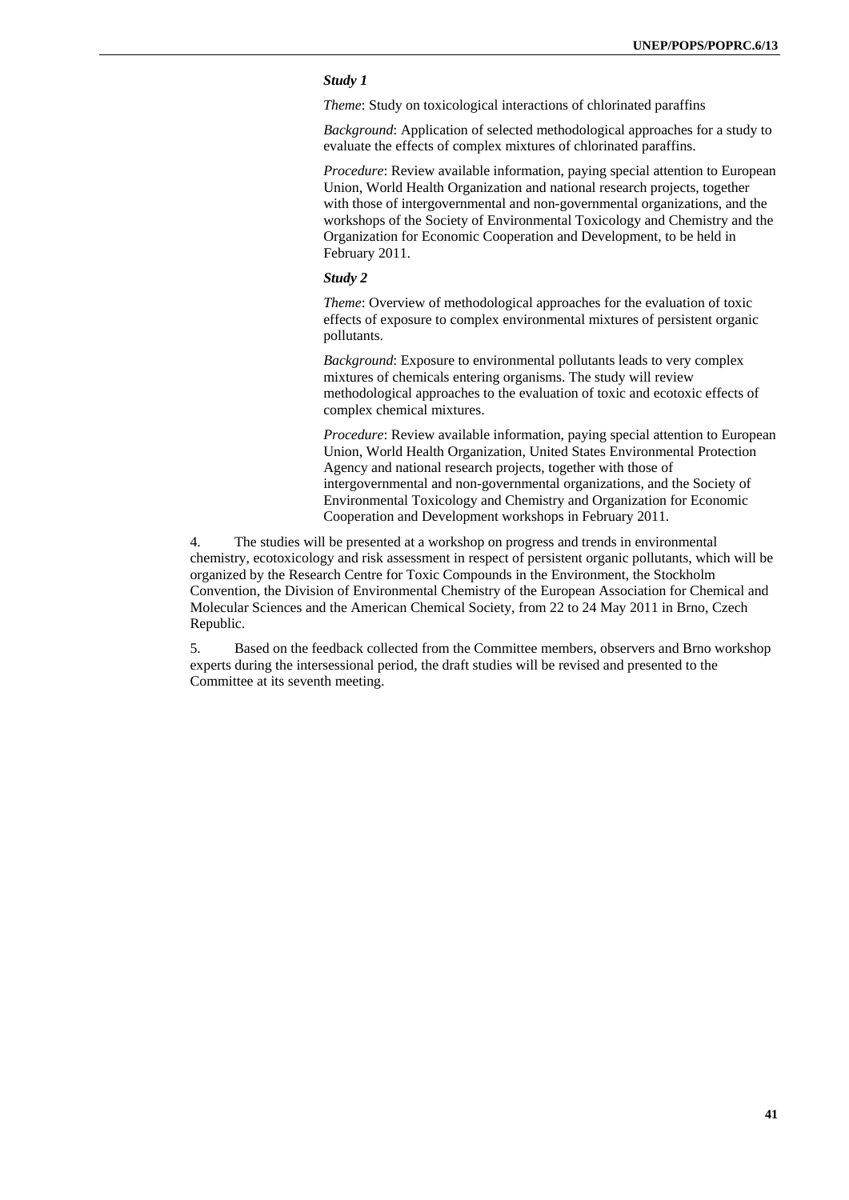***Study 1***

*Theme*: Study on toxicological interactions of chlorinated paraffins

*Background*: Application of selected methodological approaches for a study to evaluate the effects of complex mixtures of chlorinated paraffins.

*Procedure*: Review available information, paying special attention to European Union, World Health Organization and national research projects, together with those of intergovernmental and non-governmental organizations, and the workshops of the Society of Environmental Toxicology and Chemistry and the Organization for Economic Cooperation and Development, to be held in February 2011.

***Study 2***

*Theme*: Overview of methodological approaches for the evaluation of toxic effects of exposure to complex environmental mixtures of persistent organic pollutants.

*Background*: Exposure to environmental pollutants leads to very complex mixtures of chemicals entering organisms. The study will review methodological approaches to the evaluation of toxic and ecotoxic effects of complex chemical mixtures.

*Procedure*: Review available information, paying special attention to European Union, World Health Organization, United States Environmental Protection Agency and national research projects, together with those of intergovernmental and non-governmental organizations, and the Society of Environmental Toxicology and Chemistry and Organization for Economic Cooperation and Development workshops in February 2011.

4. The studies will be presented at a workshop on progress and trends in environmental chemistry, ecotoxicology and risk assessment in respect of persistent organic pollutants, which will be organized by the Research Centre for Toxic Compounds in the Environment, the Stockholm Convention, the Division of Environmental Chemistry of the European Association for Chemical and Molecular Sciences and the American Chemical Society, from 22 to 24 May 2011 in Brno, Czech Republic.

5. Based on the feedback collected from the Committee members, observers and Brno workshop experts during the intersessional period, the draft studies will be revised and presented to the Committee at its seventh meeting.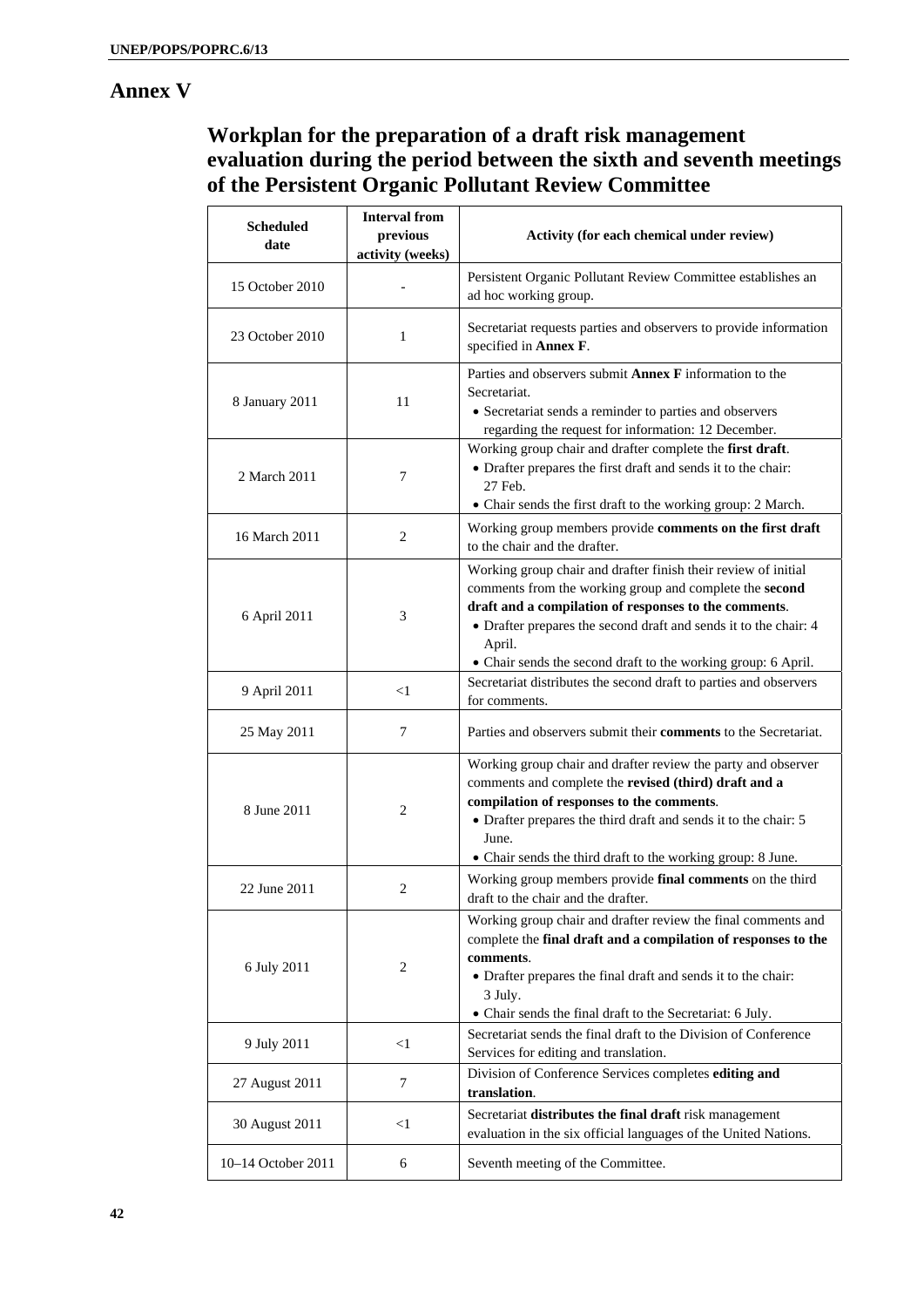# Annex V

## Workplan for the preparation of a draft risk management evaluation during the period between the sixth and seventh meetings of the Persistent Organic Pollutant Review Committee

| Scheduled date | Interval from previous activity (weeks) | Activity (for each chemical under review) |
|---|---|---|
| 15 October 2010 | - | Persistent Organic Pollutant Review Committee establishes an ad hoc working group. |
| 23 October 2010 | 1 | Secretariat requests parties and observers to provide information specified in **Annex F**. |
| 8 January 2011 | 11 | Parties and observers submit **Annex F** information to the Secretariat.<br>• Secretariat sends a reminder to parties and observers regarding the request for information: 12 December. |
| 2 March 2011 | 7 | Working group chair and drafter complete the **first draft**.<br>• Drafter prepares the first draft and sends it to the chair: 27 Feb.<br>• Chair sends the first draft to the working group: 2 March. |
| 16 March 2011 | 2 | Working group members provide **comments on the first draft** to the chair and the drafter. |
| 6 April 2011 | 3 | Working group chair and drafter finish their review of initial comments from the working group and complete the **second draft and a compilation of responses to the comments**.<br>• Drafter prepares the second draft and sends it to the chair: 4 April.<br>• Chair sends the second draft to the working group: 6 April. |
| 9 April 2011 | <1 | Secretariat distributes the second draft to parties and observers for comments. |
| 25 May 2011 | 7 | Parties and observers submit their **comments** to the Secretariat. |
| 8 June 2011 | 2 | Working group chair and drafter review the party and observer comments and complete the **revised (third) draft and a compilation of responses to the comments**.<br>• Drafter prepares the third draft and sends it to the chair: 5 June.<br>• Chair sends the third draft to the working group: 8 June. |
| 22 June 2011 | 2 | Working group members provide **final comments** on the third draft to the chair and the drafter. |
| 6 July 2011 | 2 | Working group chair and drafter review the final comments and complete the **final draft and a compilation of responses to the comments**.<br>• Drafter prepares the final draft and sends it to the chair: 3 July.<br>• Chair sends the final draft to the Secretariat: 6 July. |
| 9 July 2011 | <1 | Secretariat sends the final draft to the Division of Conference Services for editing and translation. |
| 27 August 2011 | 7 | Division of Conference Services completes **editing and translation**. |
| 30 August 2011 | <1 | Secretariat **distributes the final draft** risk management evaluation in the six official languages of the United Nations. |
| 10–14 October 2011 | 6 | Seventh meeting of the Committee. |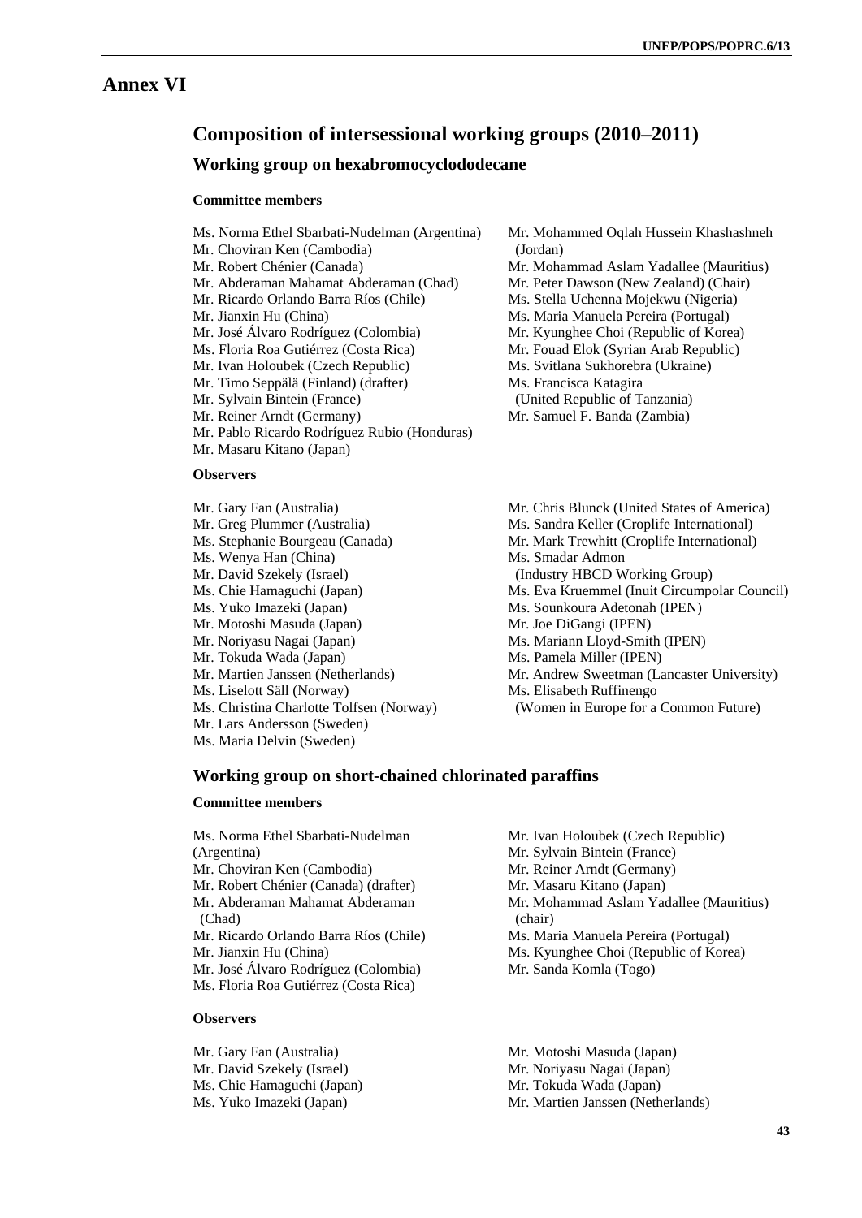# Annex VI

## Composition of intersessional working groups (2010–2011)

### Working group on hexabromocyclododecane

#### Committee members

Ms. Norma Ethel Sbarbati-Nudelman (Argentina)
Mr. Choviran Ken (Cambodia)
Mr. Robert Chénier (Canada)
Mr. Abderaman Mahamat Abderaman (Chad)
Mr. Ricardo Orlando Barra Ríos (Chile)
Mr. Jianxin Hu (China)
Mr. José Álvaro Rodríguez (Colombia)
Ms. Floria Roa Gutiérrez (Costa Rica)
Mr. Ivan Holoubek (Czech Republic)
Mr. Timo Seppälä (Finland) (drafter)
Mr. Sylvain Bintein (France)
Mr. Reiner Arndt (Germany)
Mr. Pablo Ricardo Rodríguez Rubio (Honduras)
Mr. Masaru Kitano (Japan)
Mr. Mohammed Oqlah Hussein Khashashneh (Jordan)
Mr. Mohammad Aslam Yadallee (Mauritius)
Mr. Peter Dawson (New Zealand) (Chair)
Ms. Stella Uchenna Mojekwu (Nigeria)
Ms. Maria Manuela Pereira (Portugal)
Mr. Kyunghee Choi (Republic of Korea)
Mr. Fouad Elok (Syrian Arab Republic)
Ms. Svitlana Sukhorebra (Ukraine)
Ms. Francisca Katagira (United Republic of Tanzania)
Mr. Samuel F. Banda (Zambia)

#### Observers

Mr. Gary Fan (Australia)
Mr. Greg Plummer (Australia)
Ms. Stephanie Bourgeau (Canada)
Ms. Wenya Han (China)
Mr. David Szekely (Israel)
Ms. Chie Hamaguchi (Japan)
Ms. Yuko Imazeki (Japan)
Mr. Motoshi Masuda (Japan)
Mr. Noriyasu Nagai (Japan)
Mr. Tokuda Wada (Japan)
Mr. Martien Janssen (Netherlands)
Ms. Liselott Säll (Norway)
Ms. Christina Charlotte Tolfsen (Norway)
Mr. Lars Andersson (Sweden)
Ms. Maria Delvin (Sweden)
Mr. Chris Blunck (United States of America)
Ms. Sandra Keller (Croplife International)
Mr. Mark Trewhitt (Croplife International)
Ms. Smadar Admon (Industry HBCD Working Group)
Ms. Eva Kruemmel (Inuit Circumpolar Council)
Ms. Sounkoura Adetonah (IPEN)
Mr. Joe DiGangi (IPEN)
Ms. Mariann Lloyd-Smith (IPEN)
Ms. Pamela Miller (IPEN)
Mr. Andrew Sweetman (Lancaster University)
Ms. Elisabeth Ruffinengo (Women in Europe for a Common Future)

### Working group on short-chained chlorinated paraffins

#### Committee members

Ms. Norma Ethel Sbarbati-Nudelman (Argentina)
Mr. Choviran Ken (Cambodia)
Mr. Robert Chénier (Canada) (drafter)
Mr. Abderaman Mahamat Abderaman (Chad)
Mr. Ricardo Orlando Barra Ríos (Chile)
Mr. Jianxin Hu (China)
Mr. José Álvaro Rodríguez (Colombia)
Ms. Floria Roa Gutiérrez (Costa Rica)
Mr. Ivan Holoubek (Czech Republic)
Mr. Sylvain Bintein (France)
Mr. Reiner Arndt (Germany)
Mr. Masaru Kitano (Japan)
Mr. Mohammad Aslam Yadallee (Mauritius) (chair)
Ms. Maria Manuela Pereira (Portugal)
Ms. Kyunghee Choi (Republic of Korea)
Mr. Sanda Komla (Togo)

#### Observers

Mr. Gary Fan (Australia)
Mr. David Szekely (Israel)
Ms. Chie Hamaguchi (Japan)
Ms. Yuko Imazeki (Japan)
Mr. Motoshi Masuda (Japan)
Mr. Noriyasu Nagai (Japan)
Mr. Tokuda Wada (Japan)
Mr. Martien Janssen (Netherlands)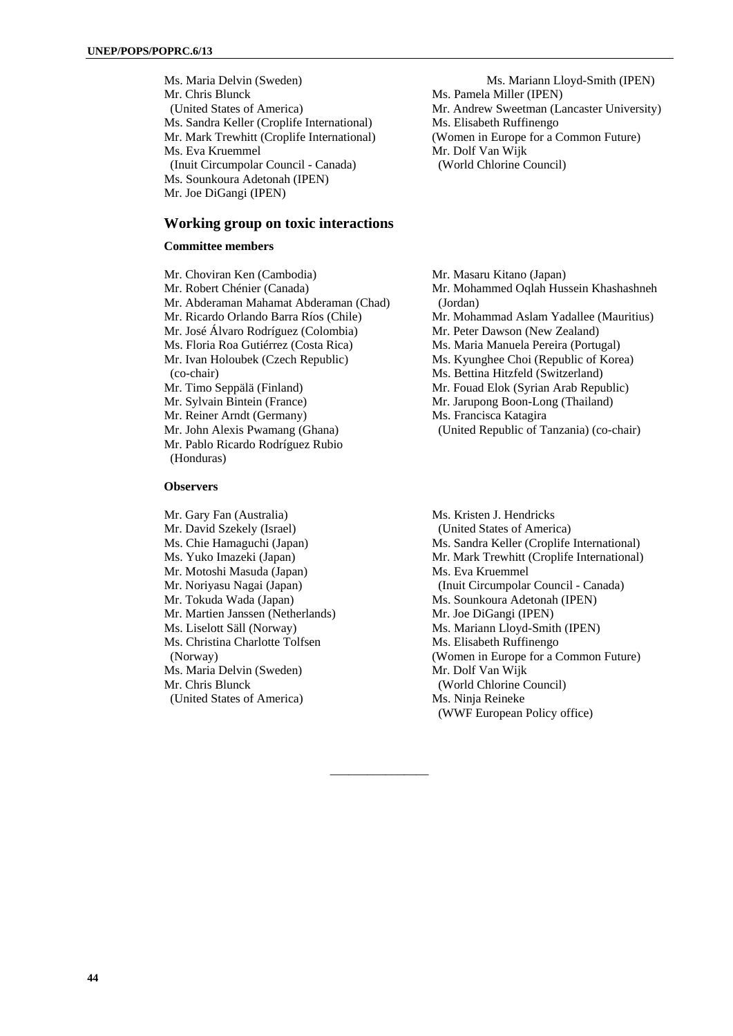Ms. Maria Delvin (Sweden)
Mr. Chris Blunck
 (United States of America)
Ms. Sandra Keller (Croplife International)
Mr. Mark Trewhitt (Croplife International)
Ms. Eva Kruemmel
 (Inuit Circumpolar Council - Canada)
Ms. Sounkoura Adetonah (IPEN)
Mr. Joe DiGangi (IPEN)
Ms. Mariann Lloyd-Smith (IPEN)
Ms. Pamela Miller (IPEN)
Mr. Andrew Sweetman (Lancaster University)
Ms. Elisabeth Ruffinengo
(Women in Europe for a Common Future)
Mr. Dolf Van Wijk
 (World Chlorine Council)

## Working group on toxic interactions

### Committee members

Mr. Choviran Ken (Cambodia)
Mr. Robert Chénier (Canada)
Mr. Abderaman Mahamat Abderaman (Chad)
Mr. Ricardo Orlando Barra Ríos (Chile)
Mr. José Álvaro Rodríguez (Colombia)
Ms. Floria Roa Gutiérrez (Costa Rica)
Mr. Ivan Holoubek (Czech Republic)
 (co-chair)
Mr. Timo Seppälä (Finland)
Mr. Sylvain Bintein (France)
Mr. Reiner Arndt (Germany)
Mr. John Alexis Pwamang (Ghana)
Mr. Pablo Ricardo Rodríguez Rubio
 (Honduras)
Mr. Masaru Kitano (Japan)
Mr. Mohammed Oqlah Hussein Khashashneh
 (Jordan)
Mr. Mohammad Aslam Yadallee (Mauritius)
Mr. Peter Dawson (New Zealand)
Ms. Maria Manuela Pereira (Portugal)
Ms. Kyunghee Choi (Republic of Korea)
Ms. Bettina Hitzfeld (Switzerland)
Mr. Fouad Elok (Syrian Arab Republic)
Mr. Jarupong Boon-Long (Thailand)
Ms. Francisca Katagira
 (United Republic of Tanzania) (co-chair)

### Observers

Mr. Gary Fan (Australia)
Mr. David Szekely (Israel)
Ms. Chie Hamaguchi (Japan)
Ms. Yuko Imazeki (Japan)
Mr. Motoshi Masuda (Japan)
Mr. Noriyasu Nagai (Japan)
Mr. Tokuda Wada (Japan)
Mr. Martien Janssen (Netherlands)
Ms. Liselott Säll (Norway)
Ms. Christina Charlotte Tolfsen
 (Norway)
Ms. Maria Delvin (Sweden)
Mr. Chris Blunck
 (United States of America)
Ms. Kristen J. Hendricks
 (United States of America)
Ms. Sandra Keller (Croplife International)
Mr. Mark Trewhitt (Croplife International)
Ms. Eva Kruemmel
 (Inuit Circumpolar Council - Canada)
Ms. Sounkoura Adetonah (IPEN)
Mr. Joe DiGangi (IPEN)
Ms. Mariann Lloyd-Smith (IPEN)
Ms. Elisabeth Ruffinengo
(Women in Europe for a Common Future)
Mr. Dolf Van Wijk
 (World Chlorine Council)
Ms. Ninja Reineke
 (WWF European Policy office)

________________